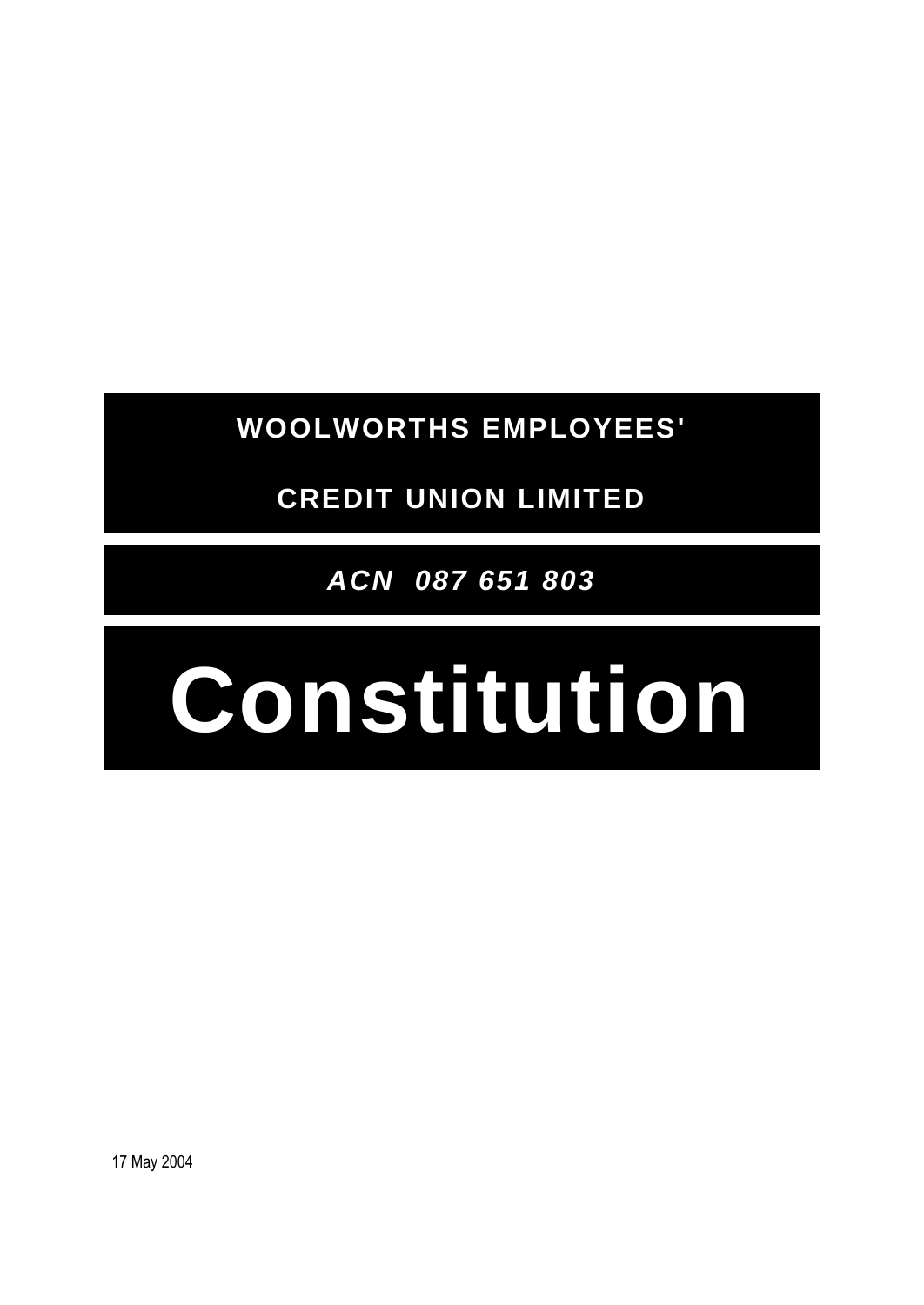# WOOLWORTHS EMPLOYEES'

# CREDIT UNION LIMITED

***ACN 087 651 803***

# Constitution

17 May 2004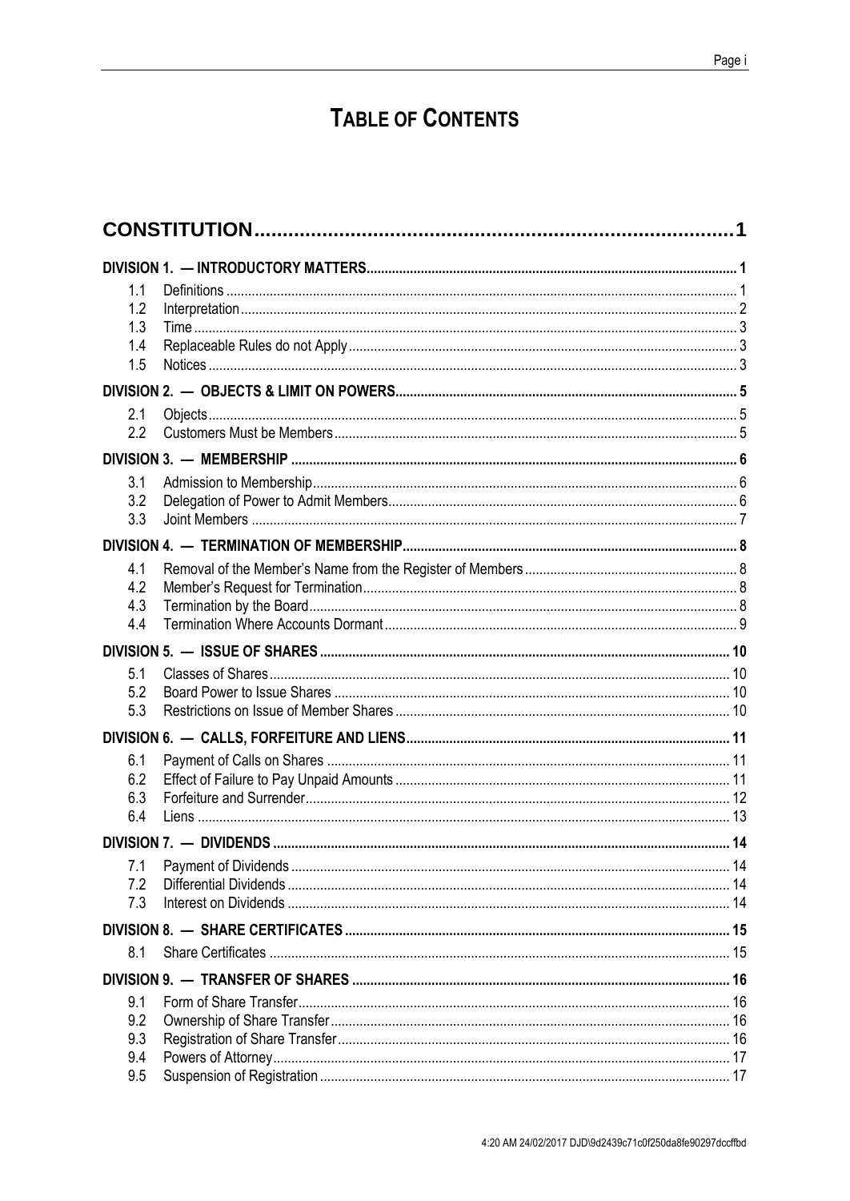# TABLE OF CONTENTS

| | | |
|---|---|---|
| **CONSTITUTION** | | **1** |
| **DIVISION 1. — INTRODUCTORY MATTERS** | | **1** |
| 1.1 | Definitions | 1 |
| 1.2 | Interpretation | 2 |
| 1.3 | Time | 3 |
| 1.4 | Replaceable Rules do not Apply | 3 |
| 1.5 | Notices | 3 |
| **DIVISION 2. — OBJECTS & LIMIT ON POWERS** | | **5** |
| 2.1 | Objects | 5 |
| 2.2 | Customers Must be Members | 5 |
| **DIVISION 3. — MEMBERSHIP** | | **6** |
| 3.1 | Admission to Membership | 6 |
| 3.2 | Delegation of Power to Admit Members | 6 |
| 3.3 | Joint Members | 7 |
| **DIVISION 4. — TERMINATION OF MEMBERSHIP** | | **8** |
| 4.1 | Removal of the Member's Name from the Register of Members | 8 |
| 4.2 | Member's Request for Termination | 8 |
| 4.3 | Termination by the Board | 8 |
| 4.4 | Termination Where Accounts Dormant | 9 |
| **DIVISION 5. — ISSUE OF SHARES** | | **10** |
| 5.1 | Classes of Shares | 10 |
| 5.2 | Board Power to Issue Shares | 10 |
| 5.3 | Restrictions on Issue of Member Shares | 10 |
| **DIVISION 6. — CALLS, FORFEITURE AND LIENS** | | **11** |
| 6.1 | Payment of Calls on Shares | 11 |
| 6.2 | Effect of Failure to Pay Unpaid Amounts | 11 |
| 6.3 | Forfeiture and Surrender | 12 |
| 6.4 | Liens | 13 |
| **DIVISION 7. — DIVIDENDS** | | **14** |
| 7.1 | Payment of Dividends | 14 |
| 7.2 | Differential Dividends | 14 |
| 7.3 | Interest on Dividends | 14 |
| **DIVISION 8. — SHARE CERTIFICATES** | | **15** |
| 8.1 | Share Certificates | 15 |
| **DIVISION 9. — TRANSFER OF SHARES** | | **16** |
| 9.1 | Form of Share Transfer | 16 |
| 9.2 | Ownership of Share Transfer | 16 |
| 9.3 | Registration of Share Transfer | 16 |
| 9.4 | Powers of Attorney | 17 |
| 9.5 | Suspension of Registration | 17 |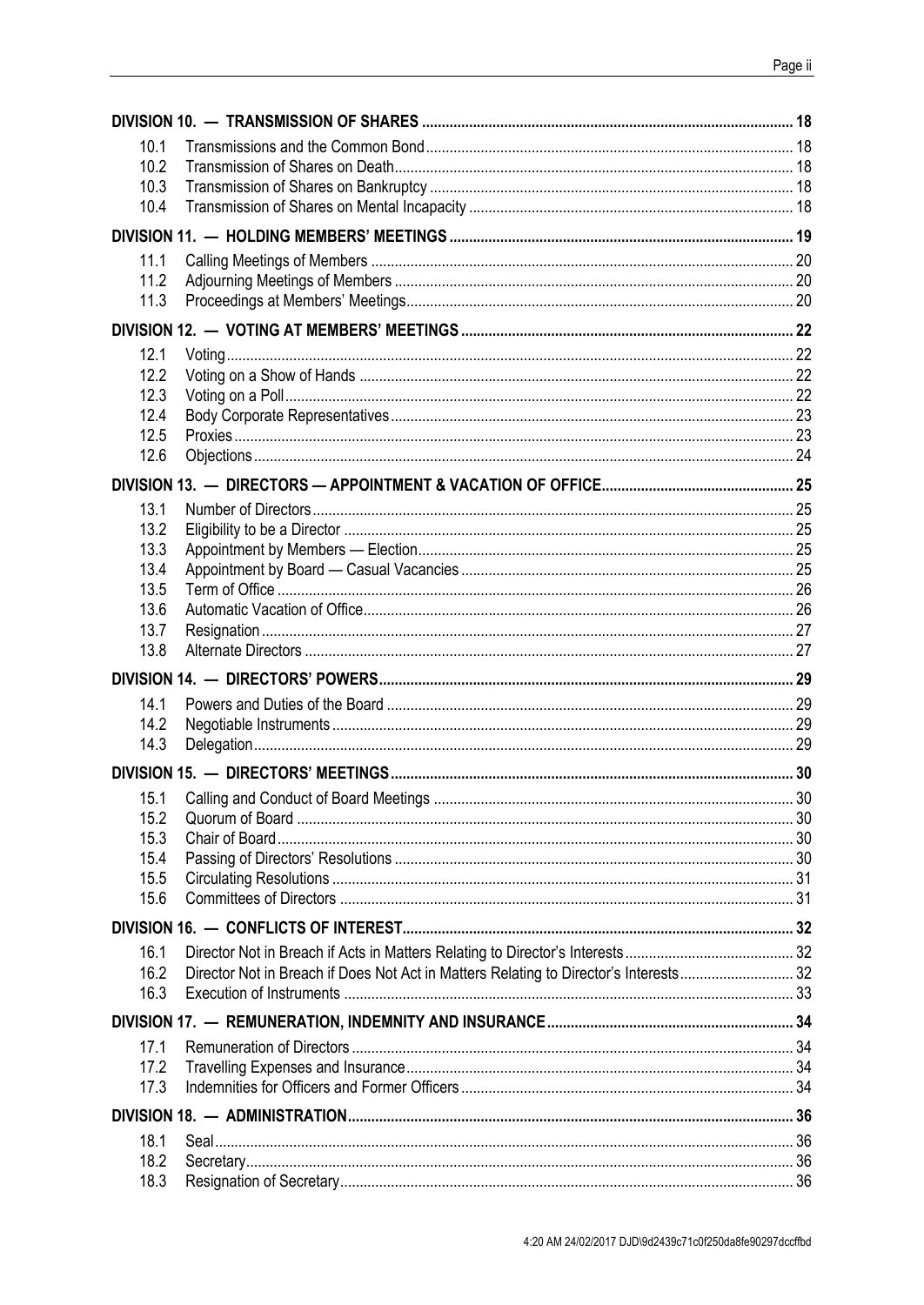| | | |
|---|---|---|
| **DIVISION 10. — TRANSMISSION OF SHARES** | | **18** |
| 10.1 | Transmissions and the Common Bond | 18 |
| 10.2 | Transmission of Shares on Death | 18 |
| 10.3 | Transmission of Shares on Bankruptcy | 18 |
| 10.4 | Transmission of Shares on Mental Incapacity | 18 |
| **DIVISION 11. — HOLDING MEMBERS' MEETINGS** | | **19** |
| 11.1 | Calling Meetings of Members | 20 |
| 11.2 | Adjourning Meetings of Members | 20 |
| 11.3 | Proceedings at Members' Meetings | 20 |
| **DIVISION 12. — VOTING AT MEMBERS' MEETINGS** | | **22** |
| 12.1 | Voting | 22 |
| 12.2 | Voting on a Show of Hands | 22 |
| 12.3 | Voting on a Poll | 22 |
| 12.4 | Body Corporate Representatives | 23 |
| 12.5 | Proxies | 23 |
| 12.6 | Objections | 24 |
| **DIVISION 13. — DIRECTORS — APPOINTMENT & VACATION OF OFFICE** | | **25** |
| 13.1 | Number of Directors | 25 |
| 13.2 | Eligibility to be a Director | 25 |
| 13.3 | Appointment by Members — Election | 25 |
| 13.4 | Appointment by Board — Casual Vacancies | 25 |
| 13.5 | Term of Office | 26 |
| 13.6 | Automatic Vacation of Office | 26 |
| 13.7 | Resignation | 27 |
| 13.8 | Alternate Directors | 27 |
| **DIVISION 14. — DIRECTORS' POWERS** | | **29** |
| 14.1 | Powers and Duties of the Board | 29 |
| 14.2 | Negotiable Instruments | 29 |
| 14.3 | Delegation | 29 |
| **DIVISION 15. — DIRECTORS' MEETINGS** | | **30** |
| 15.1 | Calling and Conduct of Board Meetings | 30 |
| 15.2 | Quorum of Board | 30 |
| 15.3 | Chair of Board | 30 |
| 15.4 | Passing of Directors' Resolutions | 30 |
| 15.5 | Circulating Resolutions | 31 |
| 15.6 | Committees of Directors | 31 |
| **DIVISION 16. — CONFLICTS OF INTEREST** | | **32** |
| 16.1 | Director Not in Breach if Acts in Matters Relating to Director's Interests | 32 |
| 16.2 | Director Not in Breach if Does Not Act in Matters Relating to Director's Interests | 32 |
| 16.3 | Execution of Instruments | 33 |
| **DIVISION 17. — REMUNERATION, INDEMNITY AND INSURANCE** | | **34** |
| 17.1 | Remuneration of Directors | 34 |
| 17.2 | Travelling Expenses and Insurance | 34 |
| 17.3 | Indemnities for Officers and Former Officers | 34 |
| **DIVISION 18. — ADMINISTRATION** | | **36** |
| 18.1 | Seal | 36 |
| 18.2 | Secretary | 36 |
| 18.3 | Resignation of Secretary | 36 |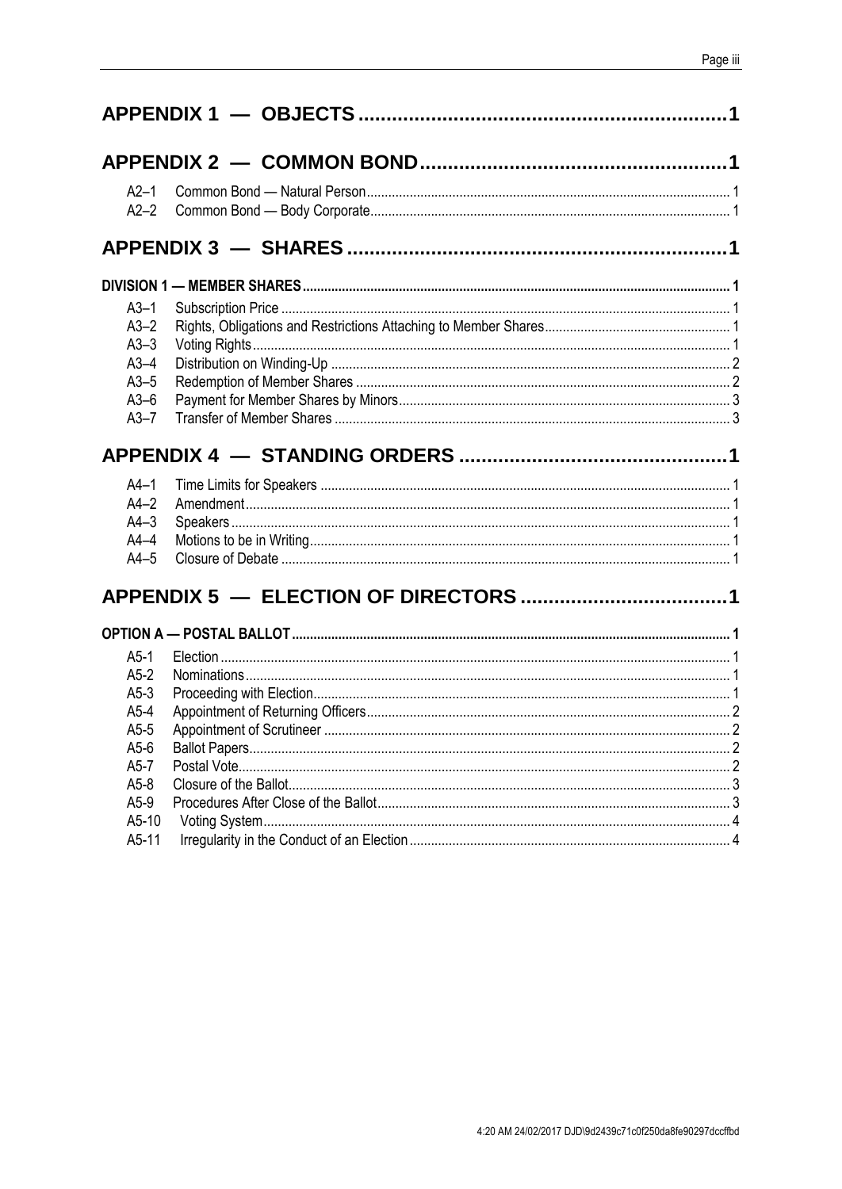**APPENDIX 1 — OBJECTS** 1

**APPENDIX 2 — COMMON BOND** 1

- A2–1 Common Bond — Natural Person 1
- A2–2 Common Bond — Body Corporate 1

**APPENDIX 3 — SHARES** 1

**DIVISION 1 — MEMBER SHARES** 1

- A3–1 Subscription Price 1
- A3–2 Rights, Obligations and Restrictions Attaching to Member Shares 1
- A3–3 Voting Rights 1
- A3–4 Distribution on Winding-Up 2
- A3–5 Redemption of Member Shares 2
- A3–6 Payment for Member Shares by Minors 3
- A3–7 Transfer of Member Shares 3

**APPENDIX 4 — STANDING ORDERS** 1

- A4–1 Time Limits for Speakers 1
- A4–2 Amendment 1
- A4–3 Speakers 1
- A4–4 Motions to be in Writing 1
- A4–5 Closure of Debate 1

**APPENDIX 5 — ELECTION OF DIRECTORS** 1

**OPTION A — POSTAL BALLOT** 1

- A5-1 Election 1
- A5-2 Nominations 1
- A5-3 Proceeding with Election 1
- A5-4 Appointment of Returning Officers 2
- A5-5 Appointment of Scrutineer 2
- A5-6 Ballot Papers 2
- A5-7 Postal Vote 2
- A5-8 Closure of the Ballot 3
- A5-9 Procedures After Close of the Ballot 3
- A5-10 Voting System 4
- A5-11 Irregularity in the Conduct of an Election 4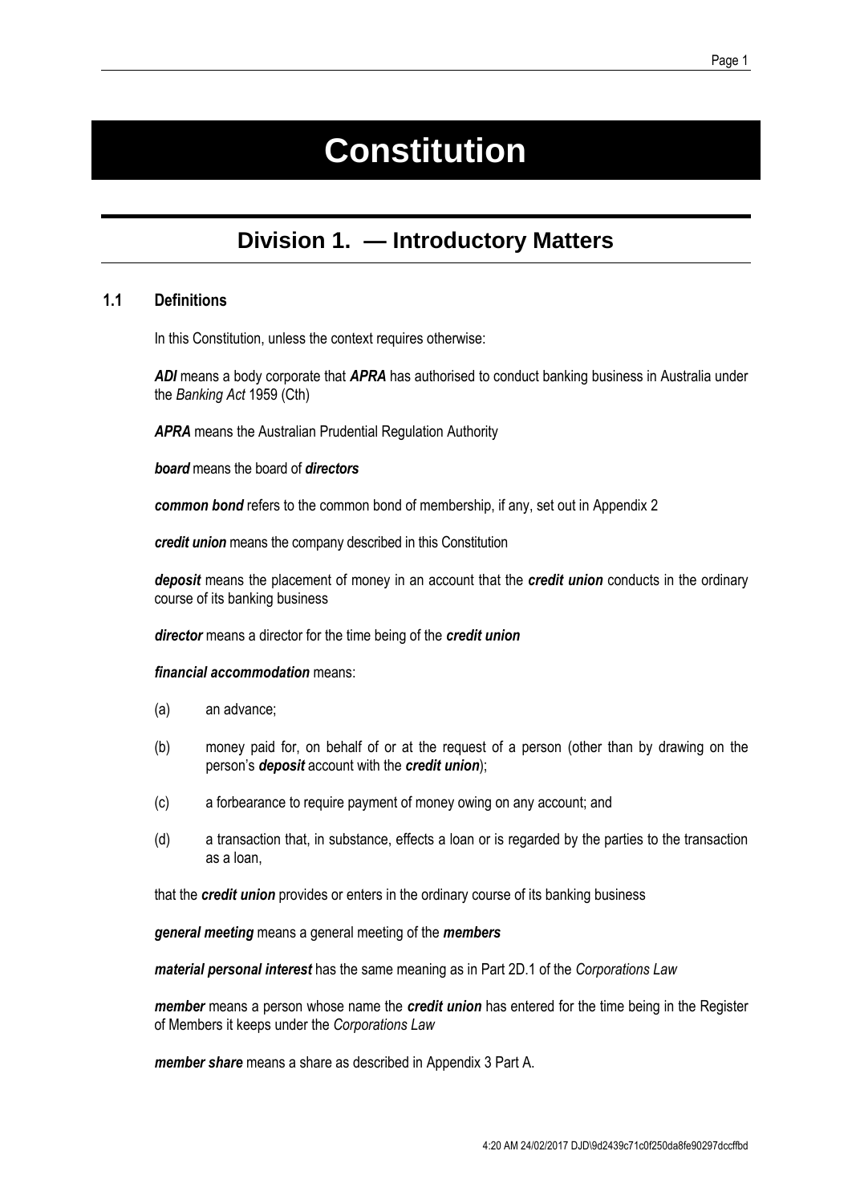# Constitution

## Division 1. — Introductory Matters

### 1.1 Definitions

In this Constitution, unless the context requires otherwise:

***ADI*** means a body corporate that ***APRA*** has authorised to conduct banking business in Australia under the *Banking Act* 1959 (Cth)

***APRA*** means the Australian Prudential Regulation Authority

***board*** means the board of ***directors***

***common bond*** refers to the common bond of membership, if any, set out in Appendix 2

***credit union*** means the company described in this Constitution

***deposit*** means the placement of money in an account that the ***credit union*** conducts in the ordinary course of its banking business

***director*** means a director for the time being of the ***credit union***

***financial accommodation*** means:

(a) an advance;

(b) money paid for, on behalf of or at the request of a person (other than by drawing on the person's ***deposit*** account with the ***credit union***);

(c) a forbearance to require payment of money owing on any account; and

(d) a transaction that, in substance, effects a loan or is regarded by the parties to the transaction as a loan,

that the ***credit union*** provides or enters in the ordinary course of its banking business

***general meeting*** means a general meeting of the ***members***

***material personal interest*** has the same meaning as in Part 2D.1 of the *Corporations Law*

***member*** means a person whose name the ***credit union*** has entered for the time being in the Register of Members it keeps under the *Corporations Law*

***member share*** means a share as described in Appendix 3 Part A.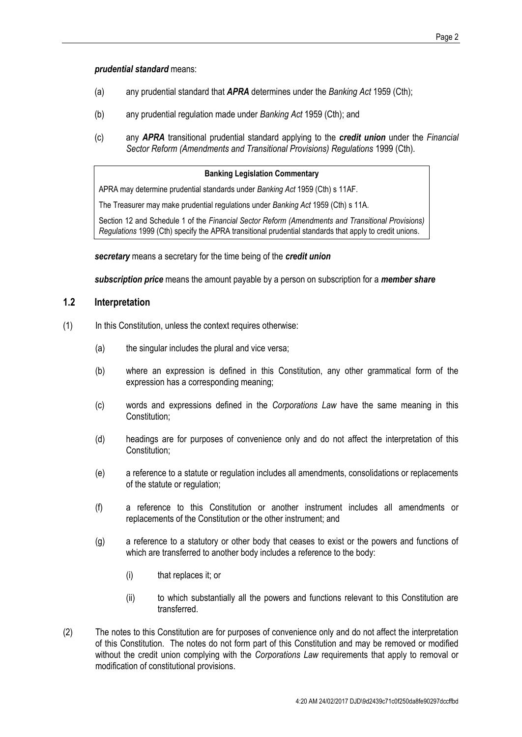***prudential standard*** means:

(a) any prudential standard that ***APRA*** determines under the *Banking Act* 1959 (Cth);

(b) any prudential regulation made under *Banking Act* 1959 (Cth); and

(c) any ***APRA*** transitional prudential standard applying to the ***credit union*** under the *Financial Sector Reform (Amendments and Transitional Provisions) Regulations* 1999 (Cth).

> **Banking Legislation Commentary**
>
> APRA may determine prudential standards under *Banking Act* 1959 (Cth) s 11AF.
>
> The Treasurer may make prudential regulations under *Banking Act* 1959 (Cth) s 11A.
>
> Section 12 and Schedule 1 of the *Financial Sector Reform (Amendments and Transitional Provisions) Regulations* 1999 (Cth) specify the APRA transitional prudential standards that apply to credit unions.

***secretary*** means a secretary for the time being of the ***credit union***

***subscription price*** means the amount payable by a person on subscription for a ***member share***

## 1.2 Interpretation

(1) In this Constitution, unless the context requires otherwise:

(a) the singular includes the plural and vice versa;

(b) where an expression is defined in this Constitution, any other grammatical form of the expression has a corresponding meaning;

(c) words and expressions defined in the *Corporations Law* have the same meaning in this Constitution;

(d) headings are for purposes of convenience only and do not affect the interpretation of this Constitution;

(e) a reference to a statute or regulation includes all amendments, consolidations or replacements of the statute or regulation;

(f) a reference to this Constitution or another instrument includes all amendments or replacements of the Constitution or the other instrument; and

(g) a reference to a statutory or other body that ceases to exist or the powers and functions of which are transferred to another body includes a reference to the body:

(i) that replaces it; or

(ii) to which substantially all the powers and functions relevant to this Constitution are transferred.

(2) The notes to this Constitution are for purposes of convenience only and do not affect the interpretation of this Constitution. The notes do not form part of this Constitution and may be removed or modified without the credit union complying with the *Corporations Law* requirements that apply to removal or modification of constitutional provisions.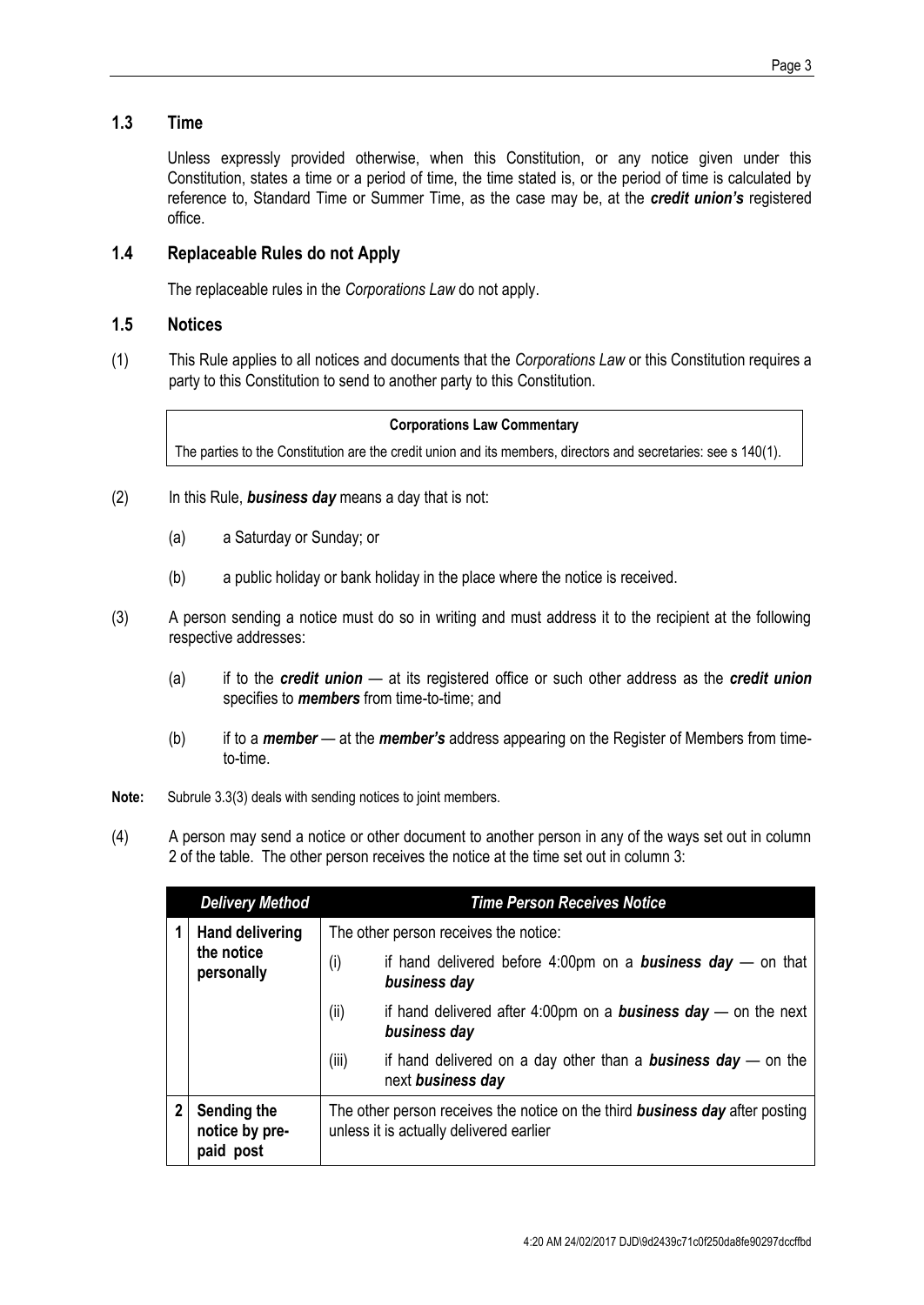### 1.3 Time

Unless expressly provided otherwise, when this Constitution, or any notice given under this Constitution, states a time or a period of time, the time stated is, or the period of time is calculated by reference to, Standard Time or Summer Time, as the case may be, at the ***credit union's*** registered office.

### 1.4 Replaceable Rules do not Apply

The replaceable rules in the *Corporations Law* do not apply.

### 1.5 Notices

(1) This Rule applies to all notices and documents that the *Corporations Law* or this Constitution requires a party to this Constitution to send to another party to this Constitution.

> **Corporations Law Commentary**
>
> The parties to the Constitution are the credit union and its members, directors and secretaries: see s 140(1).

(2) In this Rule, ***business day*** means a day that is not:

(a) a Saturday or Sunday; or

(b) a public holiday or bank holiday in the place where the notice is received.

(3) A person sending a notice must do so in writing and must address it to the recipient at the following respective addresses:

(a) if to the ***credit union*** — at its registered office or such other address as the ***credit union*** specifies to ***members*** from time-to-time; and

(b) if to a ***member*** — at the ***member's*** address appearing on the Register of Members from time-to-time.

**Note:** Subrule 3.3(3) deals with sending notices to joint members.

(4) A person may send a notice or other document to another person in any of the ways set out in column 2 of the table. The other person receives the notice at the time set out in column 3:

| | *Delivery Method* | *Time Person Receives Notice* |
|---|---|---|
| 1 | **Hand delivering the notice personally** | The other person receives the notice:<br>(i) if hand delivered before 4:00pm on a ***business day*** — on that ***business day***<br>(ii) if hand delivered after 4:00pm on a ***business day*** — on the next ***business day***<br>(iii) if hand delivered on a day other than a ***business day*** — on the next ***business day*** |
| 2 | **Sending the notice by pre-paid post** | The other person receives the notice on the third ***business day*** after posting unless it is actually delivered earlier |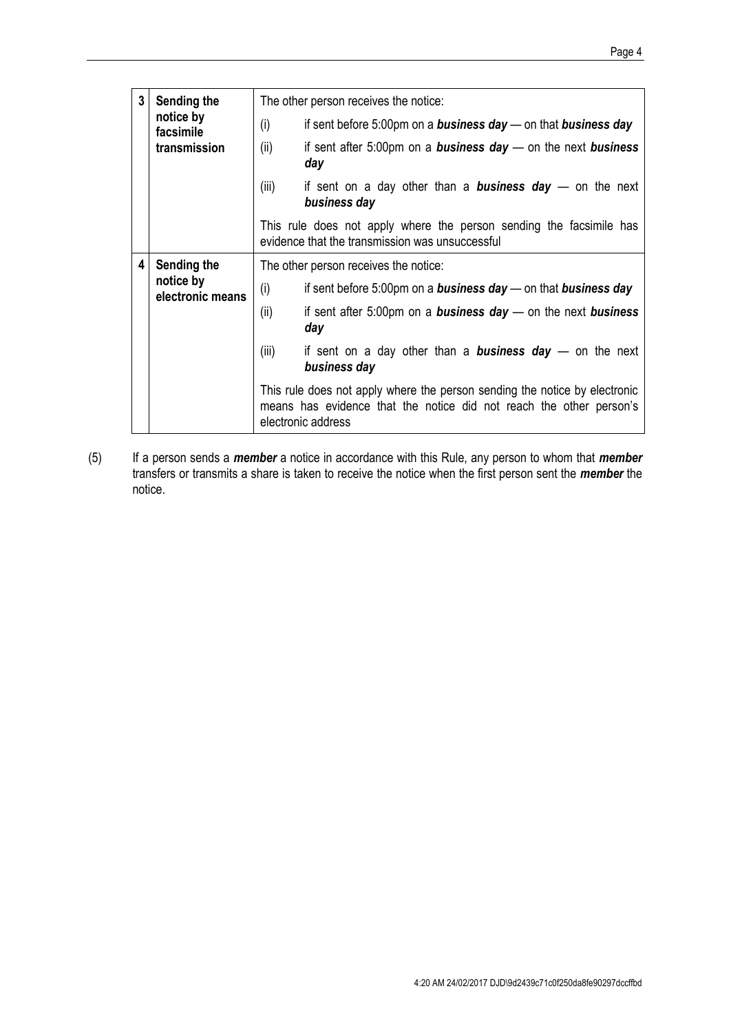| | | |
|---|---|---|
| 3 | **Sending the notice by facsimile transmission** | The other person receives the notice:<br>(i) if sent before 5:00pm on a ***business day*** — on that ***business day***<br>(ii) if sent after 5:00pm on a ***business day*** — on the next ***business day***<br>(iii) if sent on a day other than a ***business day*** — on the next ***business day***<br>This rule does not apply where the person sending the facsimile has evidence that the transmission was unsuccessful |
| 4 | **Sending the notice by electronic means** | The other person receives the notice:<br>(i) if sent before 5:00pm on a ***business day*** — on that ***business day***<br>(ii) if sent after 5:00pm on a ***business day*** — on the next ***business day***<br>(iii) if sent on a day other than a ***business day*** — on the next ***business day***<br>This rule does not apply where the person sending the notice by electronic means has evidence that the notice did not reach the other person's electronic address |

(5) If a person sends a ***member*** a notice in accordance with this Rule, any person to whom that ***member*** transfers or transmits a share is taken to receive the notice when the first person sent the ***member*** the notice.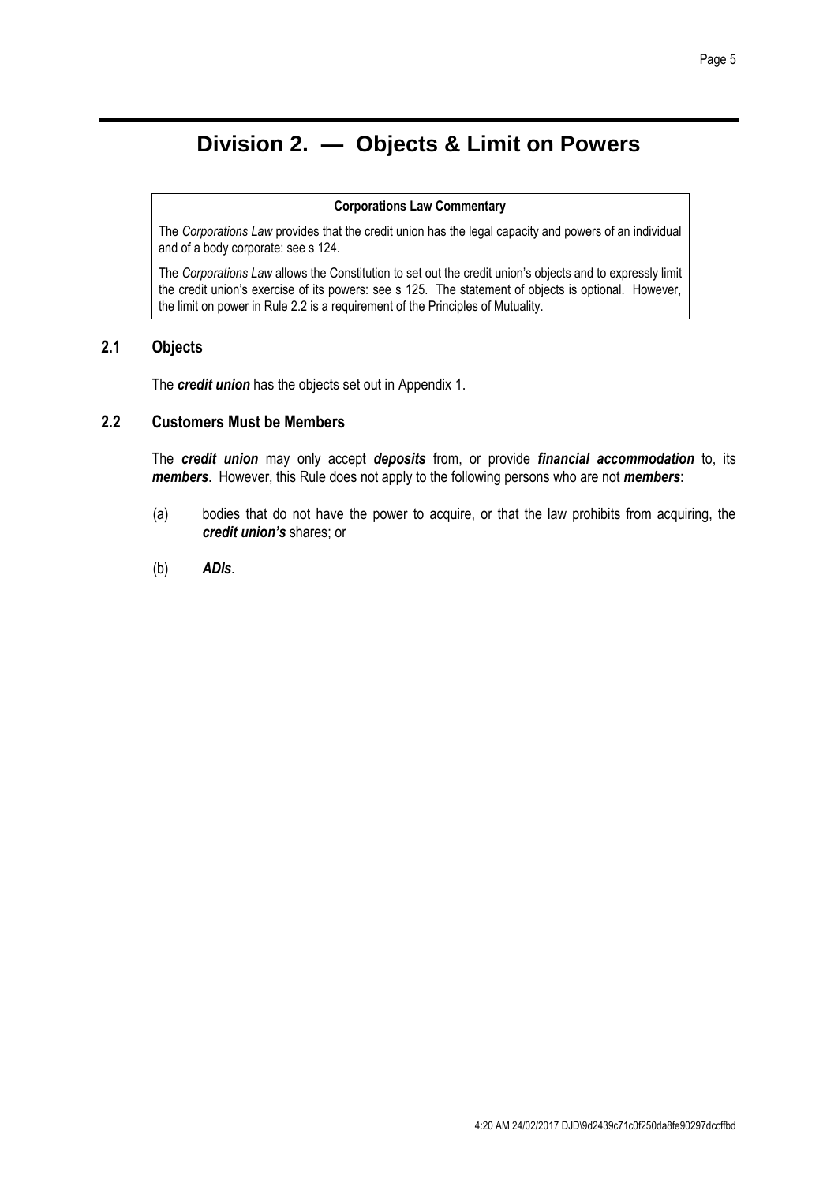# Division 2. — Objects & Limit on Powers

> **Corporations Law Commentary**
>
> The *Corporations Law* provides that the credit union has the legal capacity and powers of an individual and of a body corporate: see s 124.
>
> The *Corporations Law* allows the Constitution to set out the credit union's objects and to expressly limit the credit union's exercise of its powers: see s 125. The statement of objects is optional. However, the limit on power in Rule 2.2 is a requirement of the Principles of Mutuality.

## 2.1 Objects

The ***credit union*** has the objects set out in Appendix 1.

## 2.2 Customers Must be Members

The ***credit union*** may only accept ***deposits*** from, or provide ***financial accommodation*** to, its ***members***. However, this Rule does not apply to the following persons who are not ***members***:

(a) bodies that do not have the power to acquire, or that the law prohibits from acquiring, the ***credit union's*** shares; or

(b) ***ADIs***.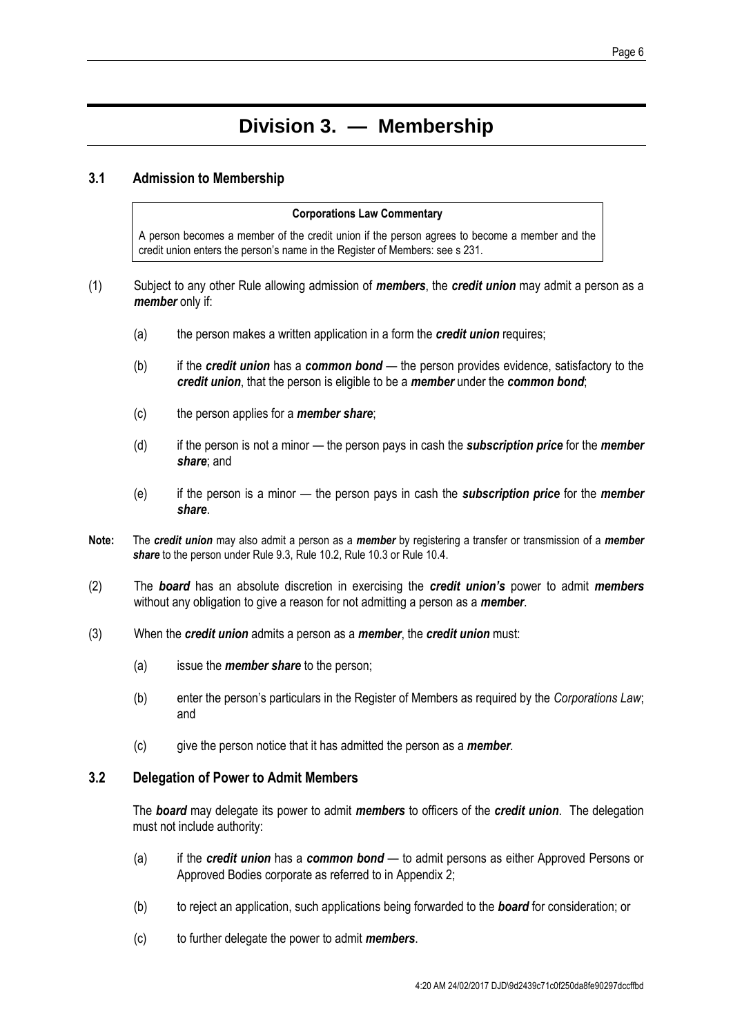# Division 3. — Membership

## 3.1 Admission to Membership

> **Corporations Law Commentary**
>
> A person becomes a member of the credit union if the person agrees to become a member and the credit union enters the person's name in the Register of Members: see s 231.

(1) Subject to any other Rule allowing admission of ***members***, the ***credit union*** may admit a person as a ***member*** only if:

- (a) the person makes a written application in a form the ***credit union*** requires;
- (b) if the ***credit union*** has a ***common bond*** — the person provides evidence, satisfactory to the ***credit union***, that the person is eligible to be a ***member*** under the ***common bond***;
- (c) the person applies for a ***member share***;
- (d) if the person is not a minor — the person pays in cash the ***subscription price*** for the ***member share***; and
- (e) if the person is a minor — the person pays in cash the ***subscription price*** for the ***member share***.

**Note:** The ***credit union*** may also admit a person as a ***member*** by registering a transfer or transmission of a ***member share*** to the person under Rule 9.3, Rule 10.2, Rule 10.3 or Rule 10.4.

(2) The ***board*** has an absolute discretion in exercising the ***credit union's*** power to admit ***members*** without any obligation to give a reason for not admitting a person as a ***member***.

(3) When the ***credit union*** admits a person as a ***member***, the ***credit union*** must:

- (a) issue the ***member share*** to the person;
- (b) enter the person's particulars in the Register of Members as required by the *Corporations Law*; and
- (c) give the person notice that it has admitted the person as a ***member***.

## 3.2 Delegation of Power to Admit Members

The ***board*** may delegate its power to admit ***members*** to officers of the ***credit union***. The delegation must not include authority:

- (a) if the ***credit union*** has a ***common bond*** — to admit persons as either Approved Persons or Approved Bodies corporate as referred to in Appendix 2;
- (b) to reject an application, such applications being forwarded to the ***board*** for consideration; or
- (c) to further delegate the power to admit ***members***.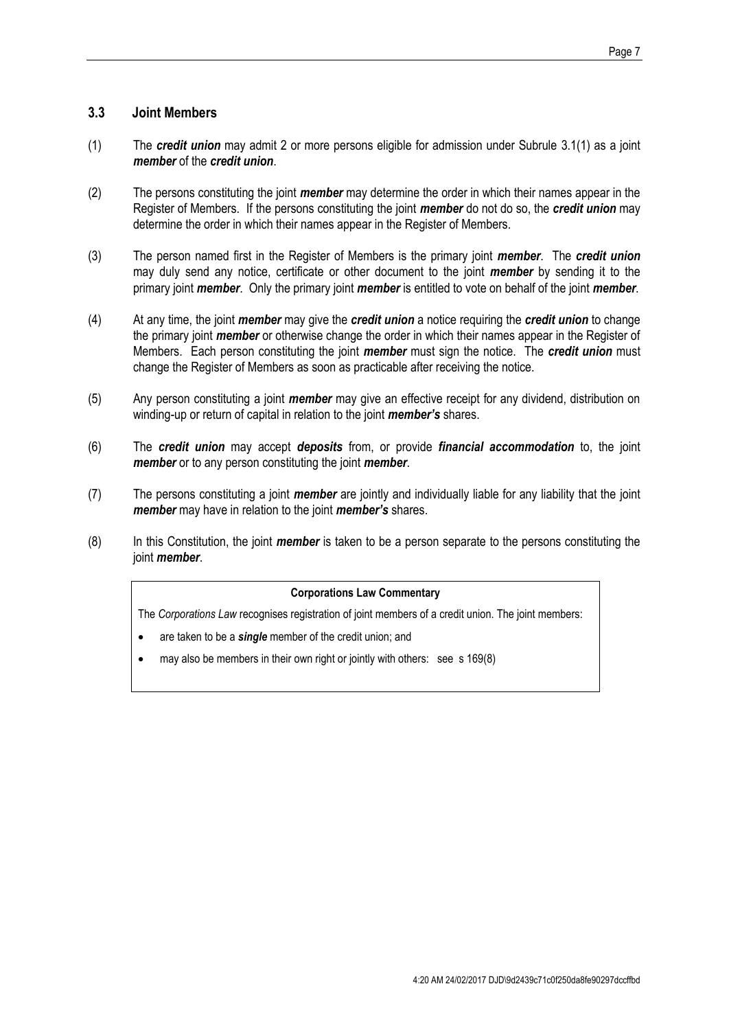### 3.3 Joint Members

(1) The ***credit union*** may admit 2 or more persons eligible for admission under Subrule 3.1(1) as a joint ***member*** of the ***credit union***.

(2) The persons constituting the joint ***member*** may determine the order in which their names appear in the Register of Members. If the persons constituting the joint ***member*** do not do so, the ***credit union*** may determine the order in which their names appear in the Register of Members.

(3) The person named first in the Register of Members is the primary joint ***member***. The ***credit union*** may duly send any notice, certificate or other document to the joint ***member*** by sending it to the primary joint ***member***. Only the primary joint ***member*** is entitled to vote on behalf of the joint ***member***.

(4) At any time, the joint ***member*** may give the ***credit union*** a notice requiring the ***credit union*** to change the primary joint ***member*** or otherwise change the order in which their names appear in the Register of Members. Each person constituting the joint ***member*** must sign the notice. The ***credit union*** must change the Register of Members as soon as practicable after receiving the notice.

(5) Any person constituting a joint ***member*** may give an effective receipt for any dividend, distribution on winding-up or return of capital in relation to the joint ***member's*** shares.

(6) The ***credit union*** may accept ***deposits*** from, or provide ***financial accommodation*** to, the joint ***member*** or to any person constituting the joint ***member***.

(7) The persons constituting a joint ***member*** are jointly and individually liable for any liability that the joint ***member*** may have in relation to the joint ***member's*** shares.

(8) In this Constitution, the joint ***member*** is taken to be a person separate to the persons constituting the joint ***member***.

> **Corporations Law Commentary**
>
> The *Corporations Law* recognises registration of joint members of a credit union. The joint members:
>
> - are taken to be a ***single*** member of the credit union; and
> - may also be members in their own right or jointly with others: see s 169(8)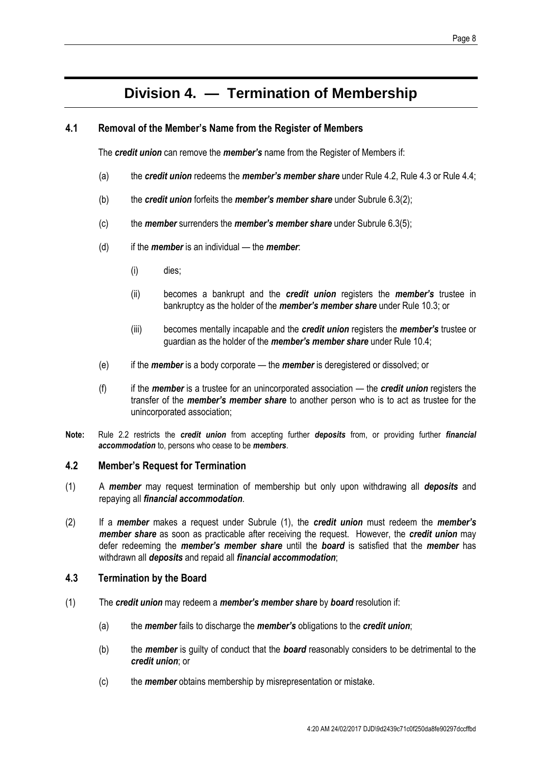# Division 4. — Termination of Membership

## 4.1 Removal of the Member's Name from the Register of Members

The ***credit union*** can remove the ***member's*** name from the Register of Members if:

(a) the ***credit union*** redeems the ***member's member share*** under Rule 4.2, Rule 4.3 or Rule 4.4;

(b) the ***credit union*** forfeits the ***member's member share*** under Subrule 6.3(2);

(c) the ***member*** surrenders the ***member's member share*** under Subrule 6.3(5);

(d) if the ***member*** is an individual — the ***member***:

(i) dies;

(ii) becomes a bankrupt and the ***credit union*** registers the ***member's*** trustee in bankruptcy as the holder of the ***member's member share*** under Rule 10.3; or

(iii) becomes mentally incapable and the ***credit union*** registers the ***member's*** trustee or guardian as the holder of the ***member's member share*** under Rule 10.4;

(e) if the ***member*** is a body corporate — the ***member*** is deregistered or dissolved; or

(f) if the ***member*** is a trustee for an unincorporated association — the ***credit union*** registers the transfer of the ***member's member share*** to another person who is to act as trustee for the unincorporated association;

**Note:** Rule 2.2 restricts the ***credit union*** from accepting further ***deposits*** from, or providing further ***financial accommodation*** to, persons who cease to be ***members***.

## 4.2 Member's Request for Termination

(1) A ***member*** may request termination of membership but only upon withdrawing all ***deposits*** and repaying all ***financial accommodation***.

(2) If a ***member*** makes a request under Subrule (1), the ***credit union*** must redeem the ***member's member share*** as soon as practicable after receiving the request. However, the ***credit union*** may defer redeeming the ***member's member share*** until the ***board*** is satisfied that the ***member*** has withdrawn all ***deposits*** and repaid all ***financial accommodation***;

## 4.3 Termination by the Board

(1) The ***credit union*** may redeem a ***member's member share*** by ***board*** resolution if:

(a) the ***member*** fails to discharge the ***member's*** obligations to the ***credit union***;

(b) the ***member*** is guilty of conduct that the ***board*** reasonably considers to be detrimental to the ***credit union***; or

(c) the ***member*** obtains membership by misrepresentation or mistake.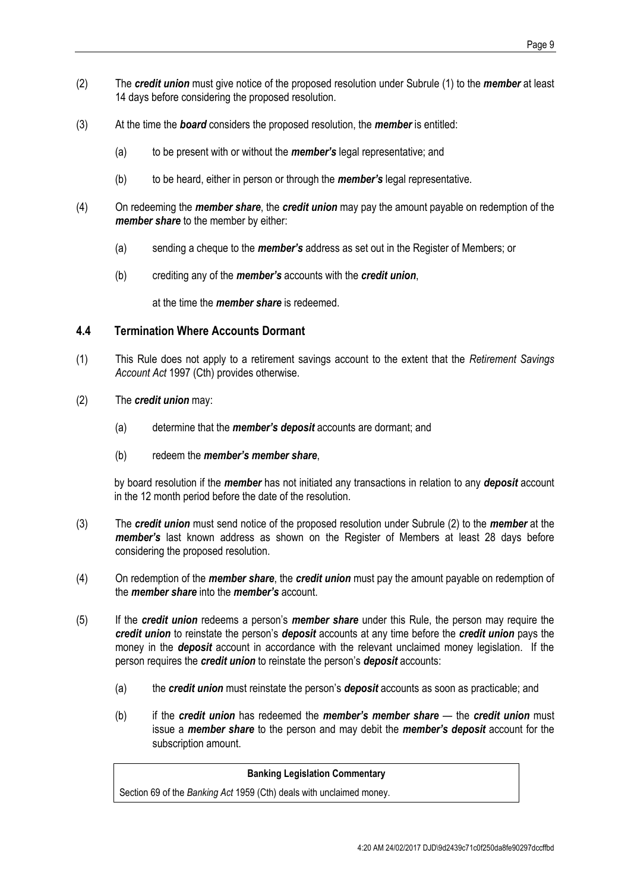(2) The ***credit union*** must give notice of the proposed resolution under Subrule (1) to the ***member*** at least 14 days before considering the proposed resolution.

(3) At the time the ***board*** considers the proposed resolution, the ***member*** is entitled:

(a) to be present with or without the ***member's*** legal representative; and

(b) to be heard, either in person or through the ***member's*** legal representative.

(4) On redeeming the ***member share***, the ***credit union*** may pay the amount payable on redemption of the ***member share*** to the member by either:

(a) sending a cheque to the ***member's*** address as set out in the Register of Members; or

(b) crediting any of the ***member's*** accounts with the ***credit union***,

at the time the ***member share*** is redeemed.

### 4.4 Termination Where Accounts Dormant

(1) This Rule does not apply to a retirement savings account to the extent that the *Retirement Savings Account Act* 1997 (Cth) provides otherwise.

(2) The ***credit union*** may:

(a) determine that the ***member's deposit*** accounts are dormant; and

(b) redeem the ***member's member share***,

by board resolution if the ***member*** has not initiated any transactions in relation to any ***deposit*** account in the 12 month period before the date of the resolution.

(3) The ***credit union*** must send notice of the proposed resolution under Subrule (2) to the ***member*** at the ***member's*** last known address as shown on the Register of Members at least 28 days before considering the proposed resolution.

(4) On redemption of the ***member share***, the ***credit union*** must pay the amount payable on redemption of the ***member share*** into the ***member's*** account.

(5) If the ***credit union*** redeems a person's ***member share*** under this Rule, the person may require the ***credit union*** to reinstate the person's ***deposit*** accounts at any time before the ***credit union*** pays the money in the ***deposit*** account in accordance with the relevant unclaimed money legislation. If the person requires the ***credit union*** to reinstate the person's ***deposit*** accounts:

(a) the ***credit union*** must reinstate the person's ***deposit*** accounts as soon as practicable; and

(b) if the ***credit union*** has redeemed the ***member's member share*** — the ***credit union*** must issue a ***member share*** to the person and may debit the ***member's deposit*** account for the subscription amount.

| **Banking Legislation Commentary** |
| --- |
| Section 69 of the *Banking Act* 1959 (Cth) deals with unclaimed money. |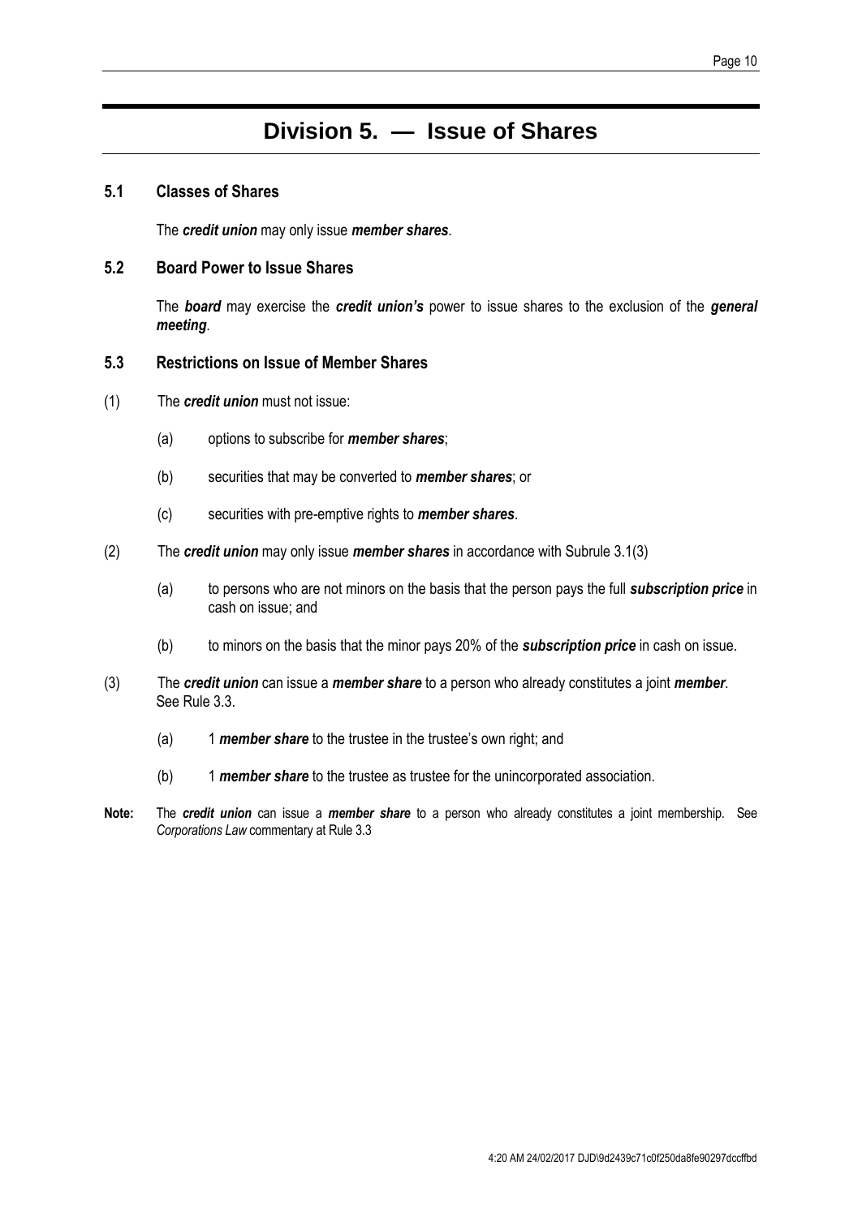# Division 5. — Issue of Shares

## 5.1 Classes of Shares

The ***credit union*** may only issue ***member shares***.

## 5.2 Board Power to Issue Shares

The ***board*** may exercise the ***credit union's*** power to issue shares to the exclusion of the ***general meeting***.

## 5.3 Restrictions on Issue of Member Shares

(1) The ***credit union*** must not issue:

  (a) options to subscribe for ***member shares***;

  (b) securities that may be converted to ***member shares***; or

  (c) securities with pre-emptive rights to ***member shares***.

(2) The ***credit union*** may only issue ***member shares*** in accordance with Subrule 3.1(3)

  (a) to persons who are not minors on the basis that the person pays the full ***subscription price*** in cash on issue; and

  (b) to minors on the basis that the minor pays 20% of the ***subscription price*** in cash on issue.

(3) The ***credit union*** can issue a ***member share*** to a person who already constitutes a joint ***member***. See Rule 3.3.

  (a) 1 ***member share*** to the trustee in the trustee's own right; and

  (b) 1 ***member share*** to the trustee as trustee for the unincorporated association.

**Note:** The ***credit union*** can issue a ***member share*** to a person who already constitutes a joint membership. See *Corporations Law* commentary at Rule 3.3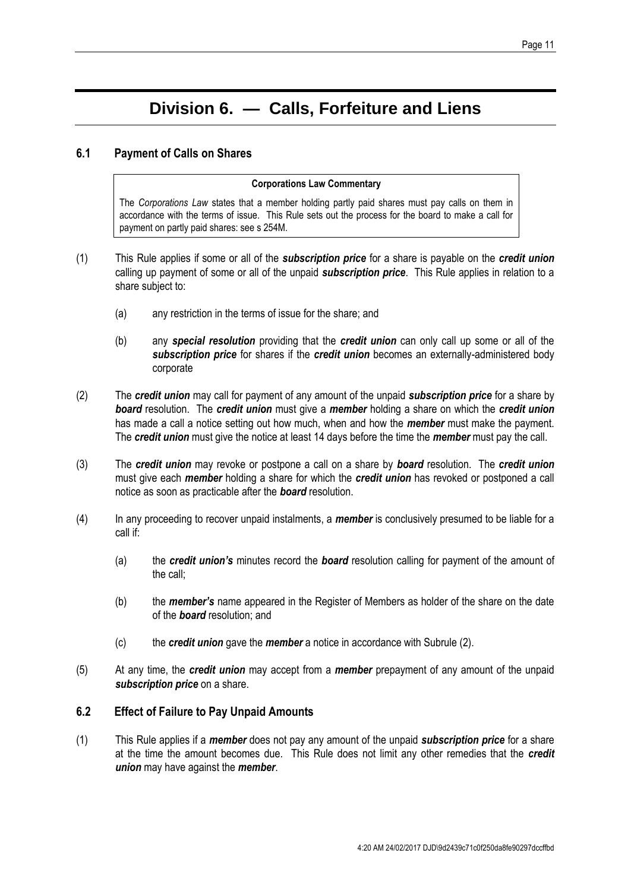# Division 6. — Calls, Forfeiture and Liens

## 6.1 Payment of Calls on Shares

> **Corporations Law Commentary**
>
> The *Corporations Law* states that a member holding partly paid shares must pay calls on them in accordance with the terms of issue. This Rule sets out the process for the board to make a call for payment on partly paid shares: see s 254M.

(1) This Rule applies if some or all of the ***subscription price*** for a share is payable on the ***credit union*** calling up payment of some or all of the unpaid ***subscription price***. This Rule applies in relation to a share subject to:

(a) any restriction in the terms of issue for the share; and

(b) any ***special resolution*** providing that the ***credit union*** can only call up some or all of the ***subscription price*** for shares if the ***credit union*** becomes an externally-administered body corporate

(2) The ***credit union*** may call for payment of any amount of the unpaid ***subscription price*** for a share by ***board*** resolution. The ***credit union*** must give a ***member*** holding a share on which the ***credit union*** has made a call a notice setting out how much, when and how the ***member*** must make the payment. The ***credit union*** must give the notice at least 14 days before the time the ***member*** must pay the call.

(3) The ***credit union*** may revoke or postpone a call on a share by ***board*** resolution. The ***credit union*** must give each ***member*** holding a share for which the ***credit union*** has revoked or postponed a call notice as soon as practicable after the ***board*** resolution.

(4) In any proceeding to recover unpaid instalments, a ***member*** is conclusively presumed to be liable for a call if:

(a) the ***credit union's*** minutes record the ***board*** resolution calling for payment of the amount of the call;

(b) the ***member's*** name appeared in the Register of Members as holder of the share on the date of the ***board*** resolution; and

(c) the ***credit union*** gave the ***member*** a notice in accordance with Subrule (2).

(5) At any time, the ***credit union*** may accept from a ***member*** prepayment of any amount of the unpaid ***subscription price*** on a share.

## 6.2 Effect of Failure to Pay Unpaid Amounts

(1) This Rule applies if a ***member*** does not pay any amount of the unpaid ***subscription price*** for a share at the time the amount becomes due. This Rule does not limit any other remedies that the ***credit union*** may have against the ***member***.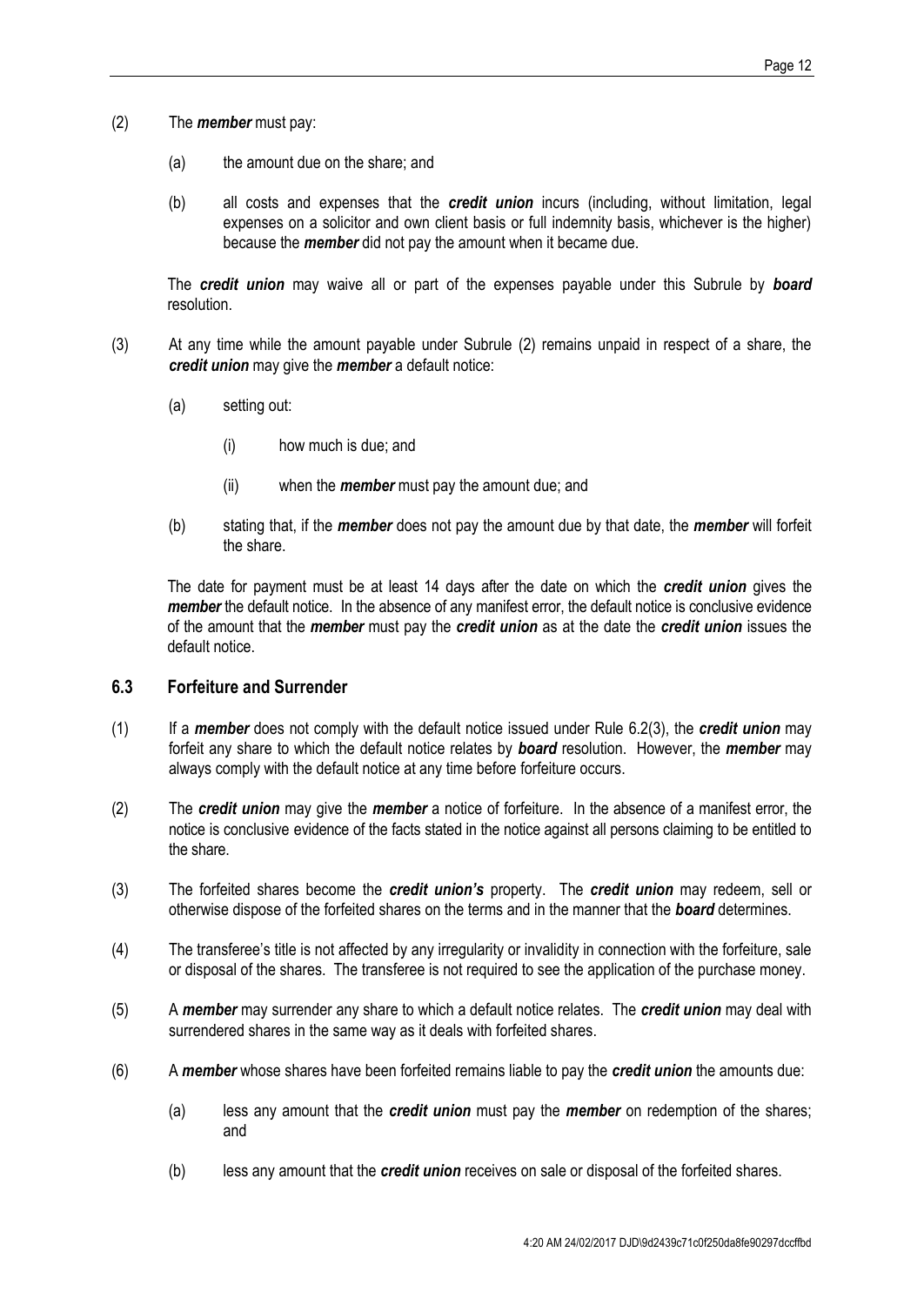(2) The ***member*** must pay:

(a) the amount due on the share; and

(b) all costs and expenses that the ***credit union*** incurs (including, without limitation, legal expenses on a solicitor and own client basis or full indemnity basis, whichever is the higher) because the ***member*** did not pay the amount when it became due.

The ***credit union*** may waive all or part of the expenses payable under this Subrule by ***board*** resolution.

(3) At any time while the amount payable under Subrule (2) remains unpaid in respect of a share, the ***credit union*** may give the ***member*** a default notice:

(a) setting out:

(i) how much is due; and

(ii) when the ***member*** must pay the amount due; and

(b) stating that, if the ***member*** does not pay the amount due by that date, the ***member*** will forfeit the share.

The date for payment must be at least 14 days after the date on which the ***credit union*** gives the ***member*** the default notice. In the absence of any manifest error, the default notice is conclusive evidence of the amount that the ***member*** must pay the ***credit union*** as at the date the ***credit union*** issues the default notice.

### 6.3 Forfeiture and Surrender

(1) If a ***member*** does not comply with the default notice issued under Rule 6.2(3), the ***credit union*** may forfeit any share to which the default notice relates by ***board*** resolution. However, the ***member*** may always comply with the default notice at any time before forfeiture occurs.

(2) The ***credit union*** may give the ***member*** a notice of forfeiture. In the absence of a manifest error, the notice is conclusive evidence of the facts stated in the notice against all persons claiming to be entitled to the share.

(3) The forfeited shares become the ***credit union's*** property. The ***credit union*** may redeem, sell or otherwise dispose of the forfeited shares on the terms and in the manner that the ***board*** determines.

(4) The transferee's title is not affected by any irregularity or invalidity in connection with the forfeiture, sale or disposal of the shares. The transferee is not required to see the application of the purchase money.

(5) A ***member*** may surrender any share to which a default notice relates. The ***credit union*** may deal with surrendered shares in the same way as it deals with forfeited shares.

(6) A ***member*** whose shares have been forfeited remains liable to pay the ***credit union*** the amounts due:

(a) less any amount that the ***credit union*** must pay the ***member*** on redemption of the shares; and

(b) less any amount that the ***credit union*** receives on sale or disposal of the forfeited shares.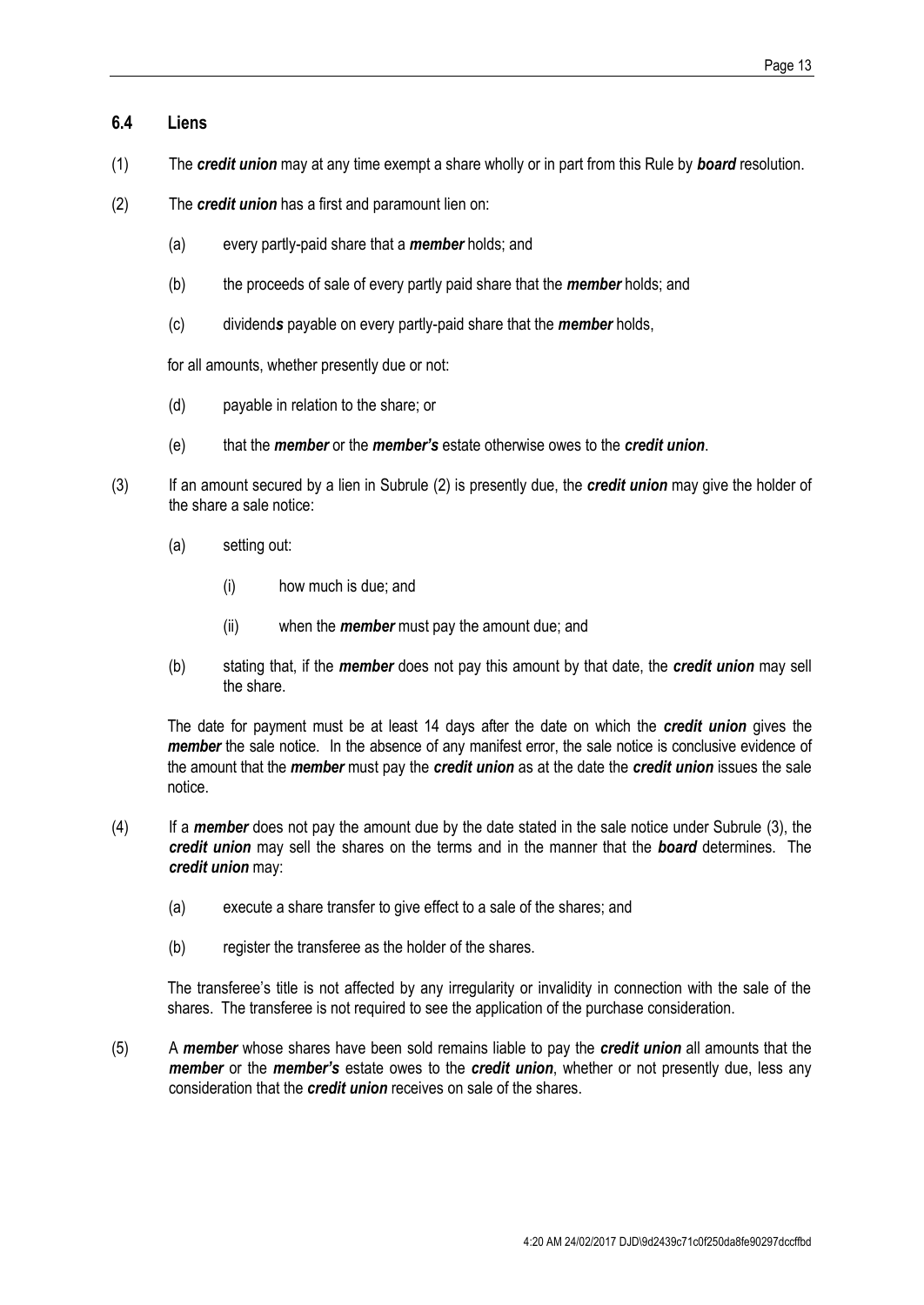### 6.4 Liens

(1) The ***credit union*** may at any time exempt a share wholly or in part from this Rule by ***board*** resolution.

(2) The ***credit union*** has a first and paramount lien on:

  (a) every partly-paid share that a ***member*** holds; and

  (b) the proceeds of sale of every partly paid share that the ***member*** holds; and

  (c) dividend***s*** payable on every partly-paid share that the ***member*** holds,

  for all amounts, whether presently due or not:

  (d) payable in relation to the share; or

  (e) that the ***member*** or the ***member's*** estate otherwise owes to the ***credit union***.

(3) If an amount secured by a lien in Subrule (2) is presently due, the ***credit union*** may give the holder of the share a sale notice:

  (a) setting out:

    (i) how much is due; and

    (ii) when the ***member*** must pay the amount due; and

  (b) stating that, if the ***member*** does not pay this amount by that date, the ***credit union*** may sell the share.

  The date for payment must be at least 14 days after the date on which the ***credit union*** gives the ***member*** the sale notice. In the absence of any manifest error, the sale notice is conclusive evidence of the amount that the ***member*** must pay the ***credit union*** as at the date the ***credit union*** issues the sale notice.

(4) If a ***member*** does not pay the amount due by the date stated in the sale notice under Subrule (3), the ***credit union*** may sell the shares on the terms and in the manner that the ***board*** determines. The ***credit union*** may:

  (a) execute a share transfer to give effect to a sale of the shares; and

  (b) register the transferee as the holder of the shares.

  The transferee's title is not affected by any irregularity or invalidity in connection with the sale of the shares. The transferee is not required to see the application of the purchase consideration.

(5) A ***member*** whose shares have been sold remains liable to pay the ***credit union*** all amounts that the ***member*** or the ***member's*** estate owes to the ***credit union***, whether or not presently due, less any consideration that the ***credit union*** receives on sale of the shares.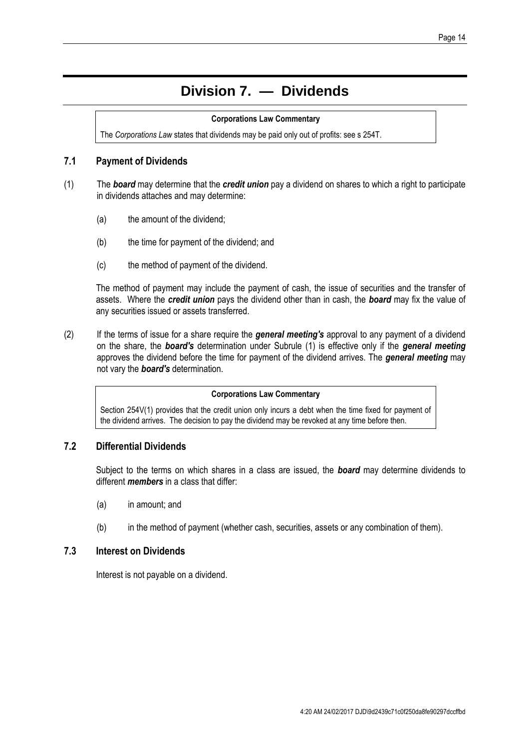# Division 7. — Dividends

> **Corporations Law Commentary**
>
> The *Corporations Law* states that dividends may be paid only out of profits: see s 254T.

## 7.1 Payment of Dividends

(1) The ***board*** may determine that the ***credit union*** pay a dividend on shares to which a right to participate in dividends attaches and may determine:

- (a) the amount of the dividend;
- (b) the time for payment of the dividend; and
- (c) the method of payment of the dividend.

The method of payment may include the payment of cash, the issue of securities and the transfer of assets. Where the ***credit union*** pays the dividend other than in cash, the ***board*** may fix the value of any securities issued or assets transferred.

(2) If the terms of issue for a share require the ***general meeting's*** approval to any payment of a dividend on the share, the ***board's*** determination under Subrule (1) is effective only if the ***general meeting*** approves the dividend before the time for payment of the dividend arrives. The ***general meeting*** may not vary the ***board's*** determination.

> **Corporations Law Commentary**
>
> Section 254V(1) provides that the credit union only incurs a debt when the time fixed for payment of the dividend arrives. The decision to pay the dividend may be revoked at any time before then.

## 7.2 Differential Dividends

Subject to the terms on which shares in a class are issued, the ***board*** may determine dividends to different ***members*** in a class that differ:

- (a) in amount; and
- (b) in the method of payment (whether cash, securities, assets or any combination of them).

## 7.3 Interest on Dividends

Interest is not payable on a dividend.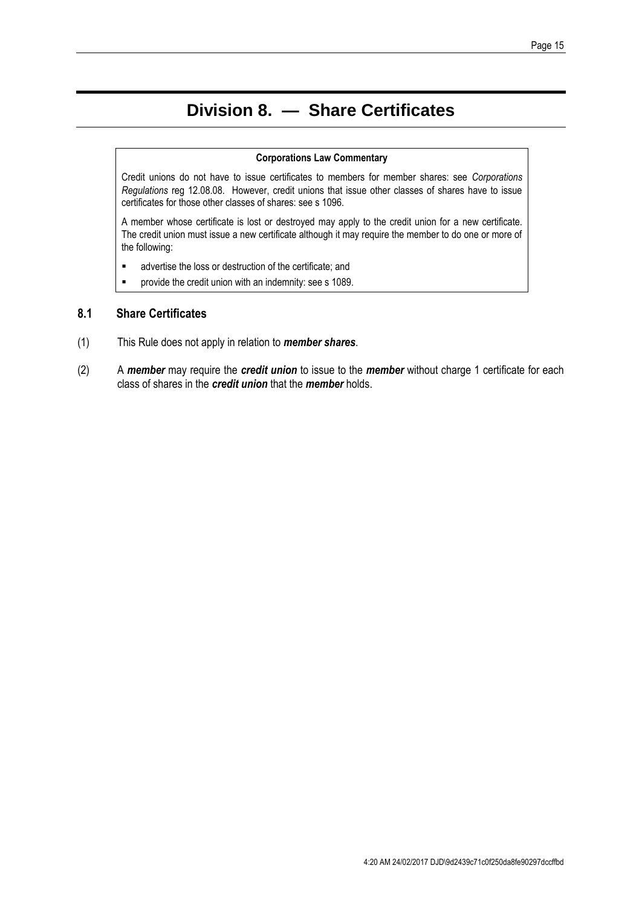# Division 8. — Share Certificates

> **Corporations Law Commentary**
>
> Credit unions do not have to issue certificates to members for member shares: see *Corporations Regulations* reg 12.08.08. However, credit unions that issue other classes of shares have to issue certificates for those other classes of shares: see s 1096.
>
> A member whose certificate is lost or destroyed may apply to the credit union for a new certificate. The credit union must issue a new certificate although it may require the member to do one or more of the following:
>
> - advertise the loss or destruction of the certificate; and
> - provide the credit union with an indemnity: see s 1089.

## 8.1 Share Certificates

(1) This Rule does not apply in relation to ***member shares***.

(2) A ***member*** may require the ***credit union*** to issue to the ***member*** without charge 1 certificate for each class of shares in the ***credit union*** that the ***member*** holds.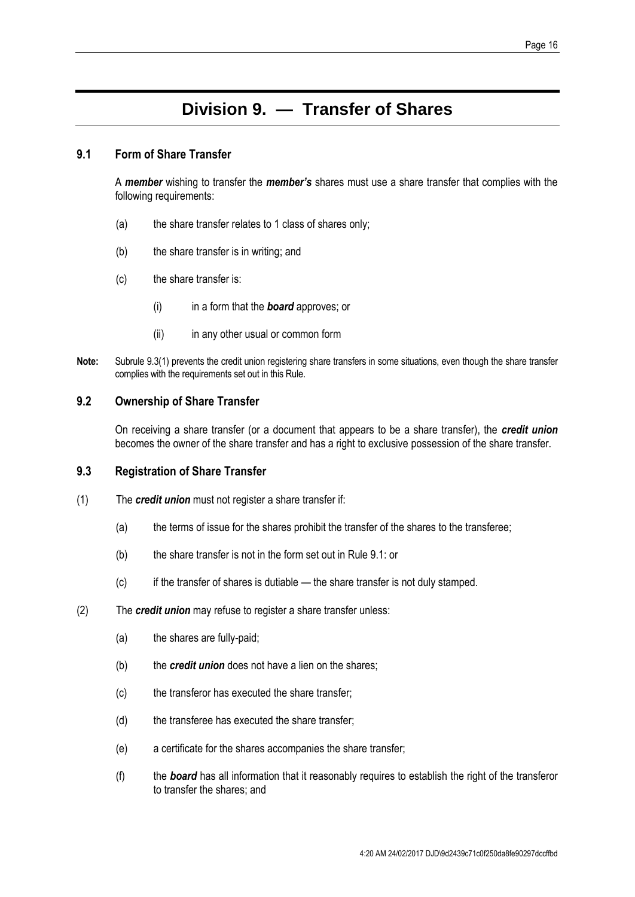# Division 9. — Transfer of Shares

## 9.1 Form of Share Transfer

A ***member*** wishing to transfer the ***member's*** shares must use a share transfer that complies with the following requirements:

(a) the share transfer relates to 1 class of shares only;

(b) the share transfer is in writing; and

(c) the share transfer is:

(i) in a form that the ***board*** approves; or

(ii) in any other usual or common form

**Note:** Subrule 9.3(1) prevents the credit union registering share transfers in some situations, even though the share transfer complies with the requirements set out in this Rule.

## 9.2 Ownership of Share Transfer

On receiving a share transfer (or a document that appears to be a share transfer), the ***credit union*** becomes the owner of the share transfer and has a right to exclusive possession of the share transfer.

## 9.3 Registration of Share Transfer

(1) The ***credit union*** must not register a share transfer if:

(a) the terms of issue for the shares prohibit the transfer of the shares to the transferee;

(b) the share transfer is not in the form set out in Rule 9.1: or

(c) if the transfer of shares is dutiable — the share transfer is not duly stamped.

(2) The ***credit union*** may refuse to register a share transfer unless:

(a) the shares are fully-paid;

(b) the ***credit union*** does not have a lien on the shares;

(c) the transferor has executed the share transfer;

(d) the transferee has executed the share transfer;

(e) a certificate for the shares accompanies the share transfer;

(f) the ***board*** has all information that it reasonably requires to establish the right of the transferor to transfer the shares; and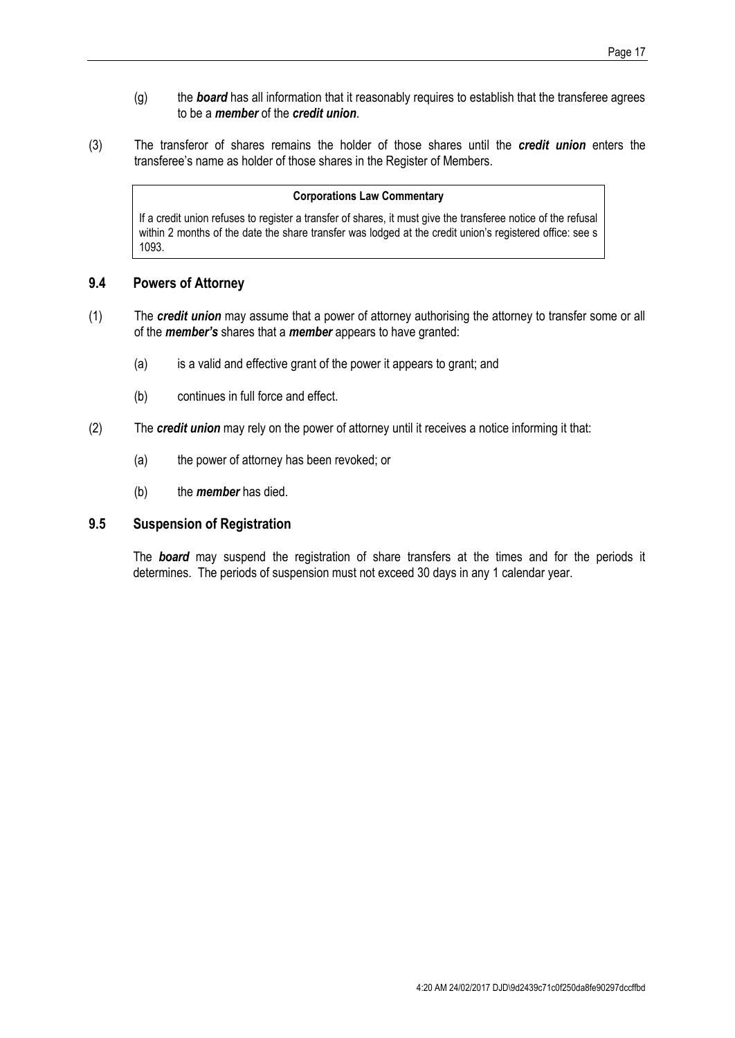(g) the ***board*** has all information that it reasonably requires to establish that the transferee agrees to be a ***member*** of the ***credit union***.

(3) The transferor of shares remains the holder of those shares until the ***credit union*** enters the transferee's name as holder of those shares in the Register of Members.

> **Corporations Law Commentary**
>
> If a credit union refuses to register a transfer of shares, it must give the transferee notice of the refusal within 2 months of the date the share transfer was lodged at the credit union's registered office: see s 1093.

## 9.4 Powers of Attorney

(1) The ***credit union*** may assume that a power of attorney authorising the attorney to transfer some or all of the ***member's*** shares that a ***member*** appears to have granted:

(a) is a valid and effective grant of the power it appears to grant; and

(b) continues in full force and effect.

(2) The ***credit union*** may rely on the power of attorney until it receives a notice informing it that:

(a) the power of attorney has been revoked; or

(b) the ***member*** has died.

## 9.5 Suspension of Registration

The ***board*** may suspend the registration of share transfers at the times and for the periods it determines. The periods of suspension must not exceed 30 days in any 1 calendar year.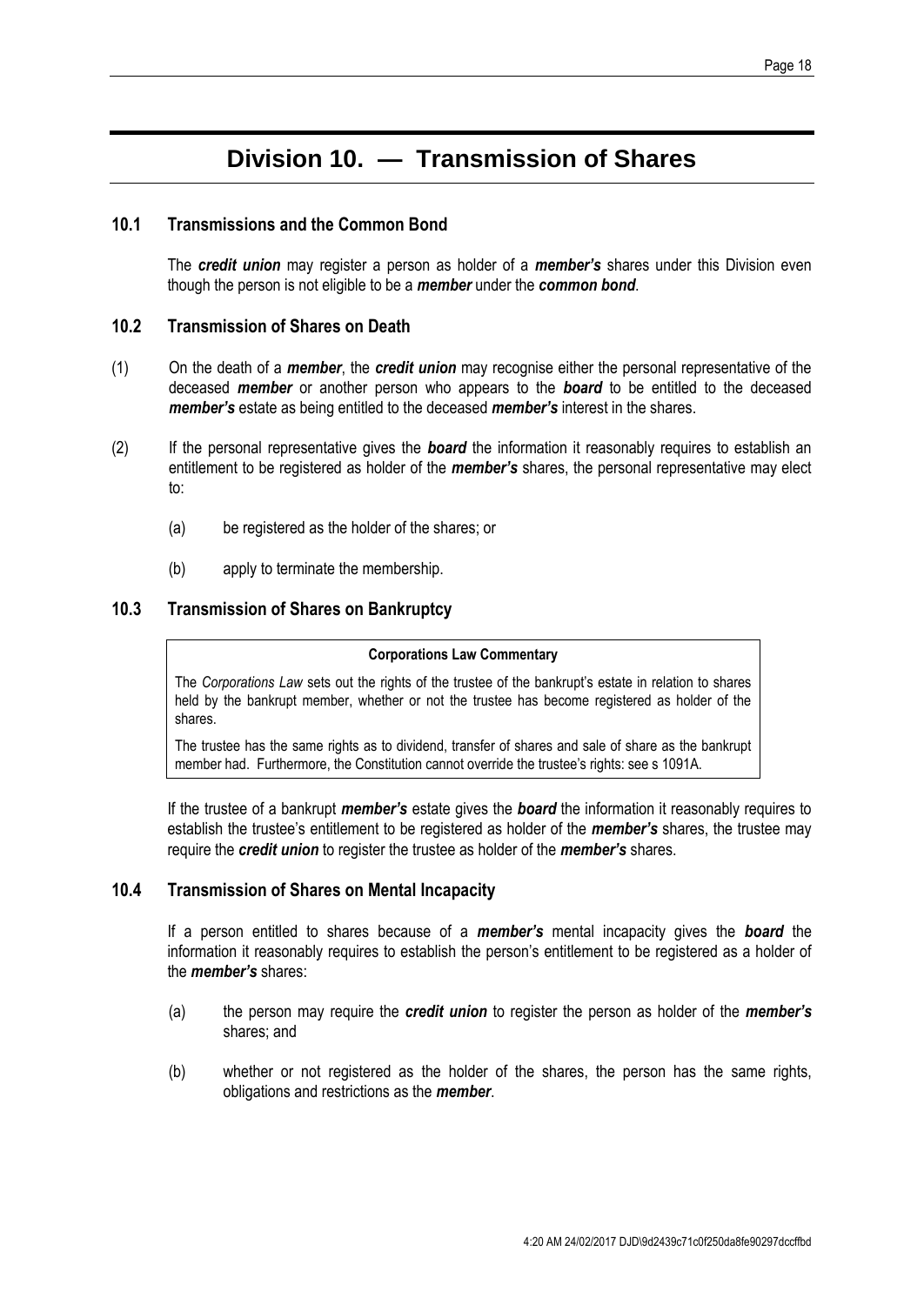# Division 10. — Transmission of Shares

### 10.1 Transmissions and the Common Bond

The ***credit union*** may register a person as holder of a ***member's*** shares under this Division even though the person is not eligible to be a ***member*** under the ***common bond***.

### 10.2 Transmission of Shares on Death

(1) On the death of a ***member***, the ***credit union*** may recognise either the personal representative of the deceased ***member*** or another person who appears to the ***board*** to be entitled to the deceased ***member's*** estate as being entitled to the deceased ***member's*** interest in the shares.

(2) If the personal representative gives the ***board*** the information it reasonably requires to establish an entitlement to be registered as holder of the ***member's*** shares, the personal representative may elect to:

- (a) be registered as the holder of the shares; or
- (b) apply to terminate the membership.

### 10.3 Transmission of Shares on Bankruptcy

> **Corporations Law Commentary**
>
> The *Corporations Law* sets out the rights of the trustee of the bankrupt's estate in relation to shares held by the bankrupt member, whether or not the trustee has become registered as holder of the shares.
>
> The trustee has the same rights as to dividend, transfer of shares and sale of share as the bankrupt member had. Furthermore, the Constitution cannot override the trustee's rights: see s 1091A.

If the trustee of a bankrupt ***member's*** estate gives the ***board*** the information it reasonably requires to establish the trustee's entitlement to be registered as holder of the ***member's*** shares, the trustee may require the ***credit union*** to register the trustee as holder of the ***member's*** shares.

### 10.4 Transmission of Shares on Mental Incapacity

If a person entitled to shares because of a ***member's*** mental incapacity gives the ***board*** the information it reasonably requires to establish the person's entitlement to be registered as a holder of the ***member's*** shares:

- (a) the person may require the ***credit union*** to register the person as holder of the ***member's*** shares; and
- (b) whether or not registered as the holder of the shares, the person has the same rights, obligations and restrictions as the ***member***.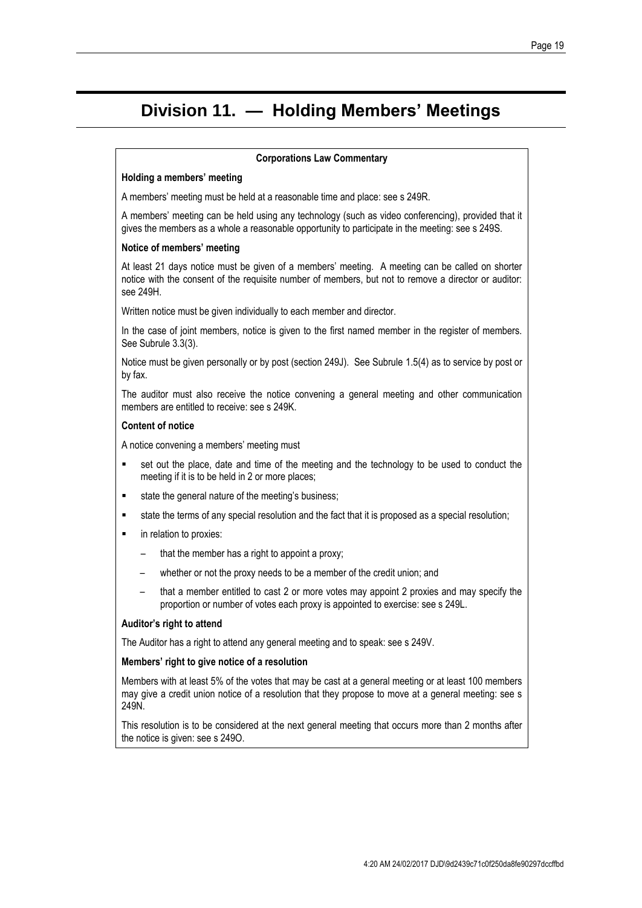# Division 11. — Holding Members' Meetings

**Corporations Law Commentary**

**Holding a members' meeting**

A members' meeting must be held at a reasonable time and place: see s 249R.

A members' meeting can be held using any technology (such as video conferencing), provided that it gives the members as a whole a reasonable opportunity to participate in the meeting: see s 249S.

**Notice of members' meeting**

At least 21 days notice must be given of a members' meeting. A meeting can be called on shorter notice with the consent of the requisite number of members, but not to remove a director or auditor: see 249H.

Written notice must be given individually to each member and director.

In the case of joint members, notice is given to the first named member in the register of members. See Subrule 3.3(3).

Notice must be given personally or by post (section 249J). See Subrule 1.5(4) as to service by post or by fax.

The auditor must also receive the notice convening a general meeting and other communication members are entitled to receive: see s 249K.

**Content of notice**

A notice convening a members' meeting must

- set out the place, date and time of the meeting and the technology to be used to conduct the meeting if it is to be held in 2 or more places;
- state the general nature of the meeting's business;
- state the terms of any special resolution and the fact that it is proposed as a special resolution;
- in relation to proxies:
  - that the member has a right to appoint a proxy;
  - whether or not the proxy needs to be a member of the credit union; and
  - that a member entitled to cast 2 or more votes may appoint 2 proxies and may specify the proportion or number of votes each proxy is appointed to exercise: see s 249L.

**Auditor's right to attend**

The Auditor has a right to attend any general meeting and to speak: see s 249V.

**Members' right to give notice of a resolution**

Members with at least 5% of the votes that may be cast at a general meeting or at least 100 members may give a credit union notice of a resolution that they propose to move at a general meeting: see s 249N.

This resolution is to be considered at the next general meeting that occurs more than 2 months after the notice is given: see s 249O.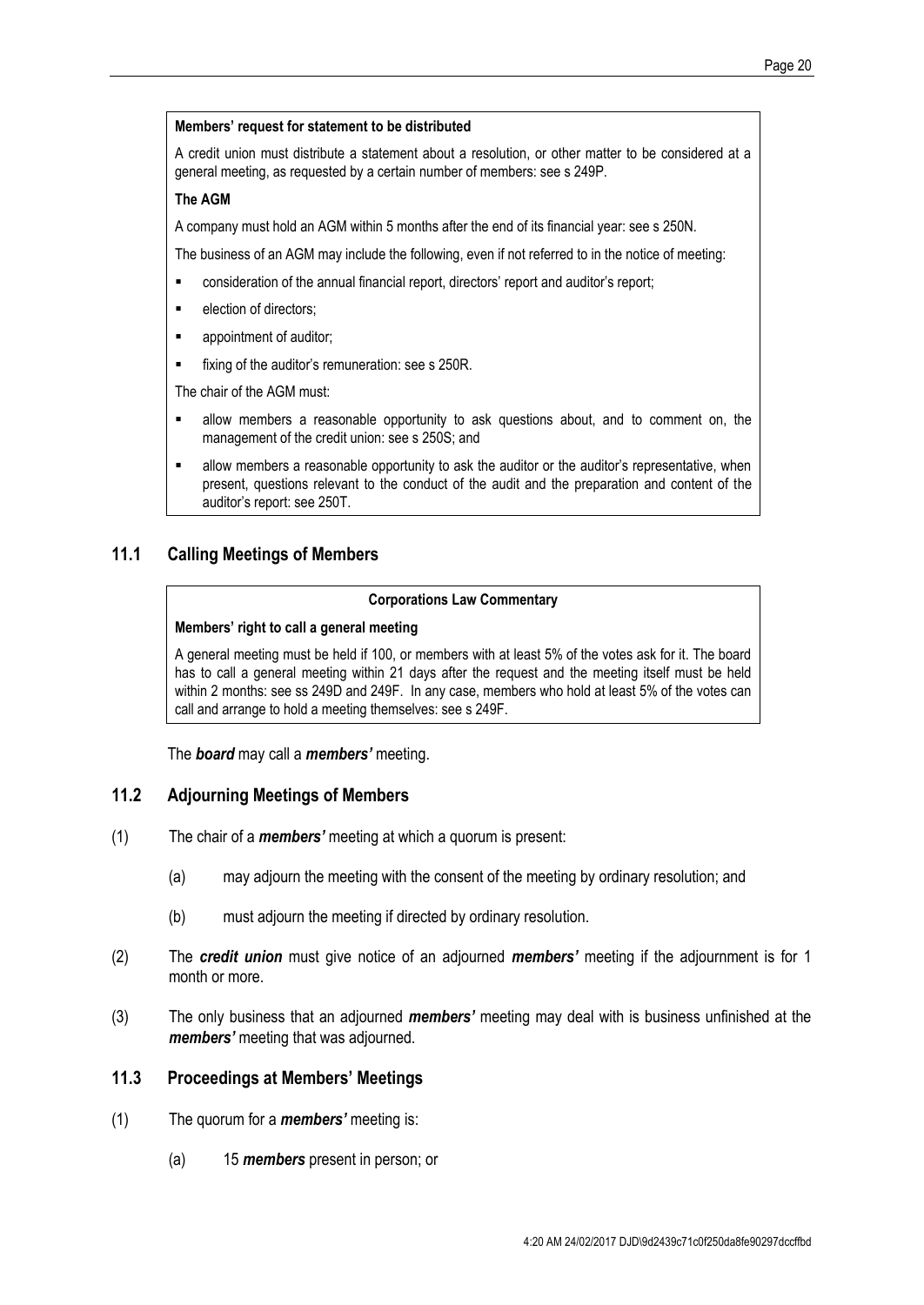**Members' request for statement to be distributed**

A credit union must distribute a statement about a resolution, or other matter to be considered at a general meeting, as requested by a certain number of members: see s 249P.

**The AGM**

A company must hold an AGM within 5 months after the end of its financial year: see s 250N.

The business of an AGM may include the following, even if not referred to in the notice of meeting:

- consideration of the annual financial report, directors' report and auditor's report;
- election of directors;
- appointment of auditor;
- fixing of the auditor's remuneration: see s 250R.

The chair of the AGM must:

- allow members a reasonable opportunity to ask questions about, and to comment on, the management of the credit union: see s 250S; and
- allow members a reasonable opportunity to ask the auditor or the auditor's representative, when present, questions relevant to the conduct of the audit and the preparation and content of the auditor's report: see 250T.

## 11.1 Calling Meetings of Members

**Corporations Law Commentary**

**Members' right to call a general meeting**

A general meeting must be held if 100, or members with at least 5% of the votes ask for it. The board has to call a general meeting within 21 days after the request and the meeting itself must be held within 2 months: see ss 249D and 249F. In any case, members who hold at least 5% of the votes can call and arrange to hold a meeting themselves: see s 249F.

The ***board*** may call a ***members'*** meeting.

## 11.2 Adjourning Meetings of Members

(1) The chair of a ***members'*** meeting at which a quorum is present:

(a) may adjourn the meeting with the consent of the meeting by ordinary resolution; and

(b) must adjourn the meeting if directed by ordinary resolution.

(2) The ***credit union*** must give notice of an adjourned ***members'*** meeting if the adjournment is for 1 month or more.

(3) The only business that an adjourned ***members'*** meeting may deal with is business unfinished at the ***members'*** meeting that was adjourned.

## 11.3 Proceedings at Members' Meetings

(1) The quorum for a ***members'*** meeting is:

(a) 15 ***members*** present in person; or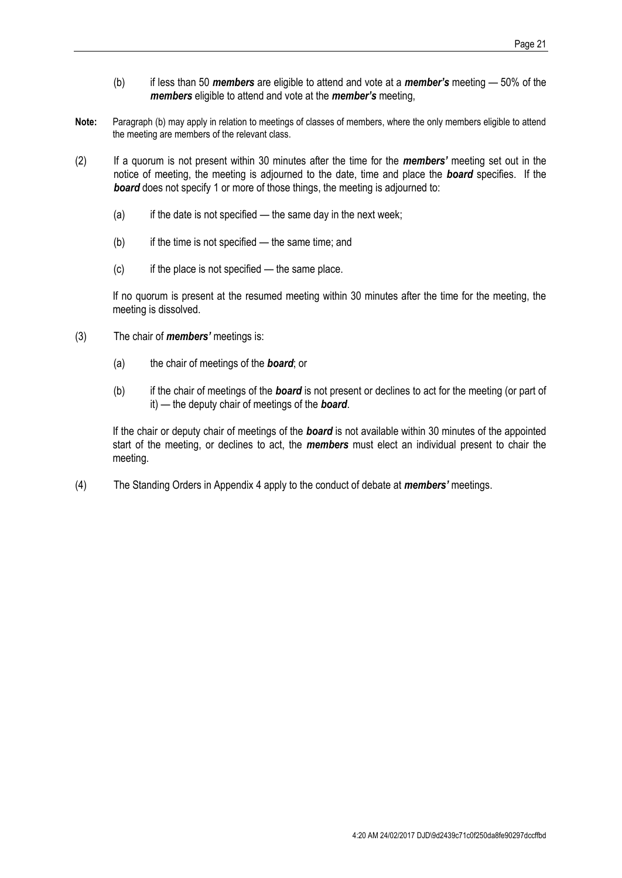(b) if less than 50 ***members*** are eligible to attend and vote at a ***member's*** meeting — 50% of the ***members*** eligible to attend and vote at the ***member's*** meeting,

**Note:** Paragraph (b) may apply in relation to meetings of classes of members, where the only members eligible to attend the meeting are members of the relevant class.

(2) If a quorum is not present within 30 minutes after the time for the ***members'*** meeting set out in the notice of meeting, the meeting is adjourned to the date, time and place the ***board*** specifies. If the ***board*** does not specify 1 or more of those things, the meeting is adjourned to:

(a) if the date is not specified — the same day in the next week;

(b) if the time is not specified — the same time; and

(c) if the place is not specified — the same place.

If no quorum is present at the resumed meeting within 30 minutes after the time for the meeting, the meeting is dissolved.

(3) The chair of ***members'*** meetings is:

(a) the chair of meetings of the ***board***; or

(b) if the chair of meetings of the ***board*** is not present or declines to act for the meeting (or part of it) — the deputy chair of meetings of the ***board***.

If the chair or deputy chair of meetings of the ***board*** is not available within 30 minutes of the appointed start of the meeting, or declines to act, the ***members*** must elect an individual present to chair the meeting.

(4) The Standing Orders in Appendix 4 apply to the conduct of debate at ***members'*** meetings.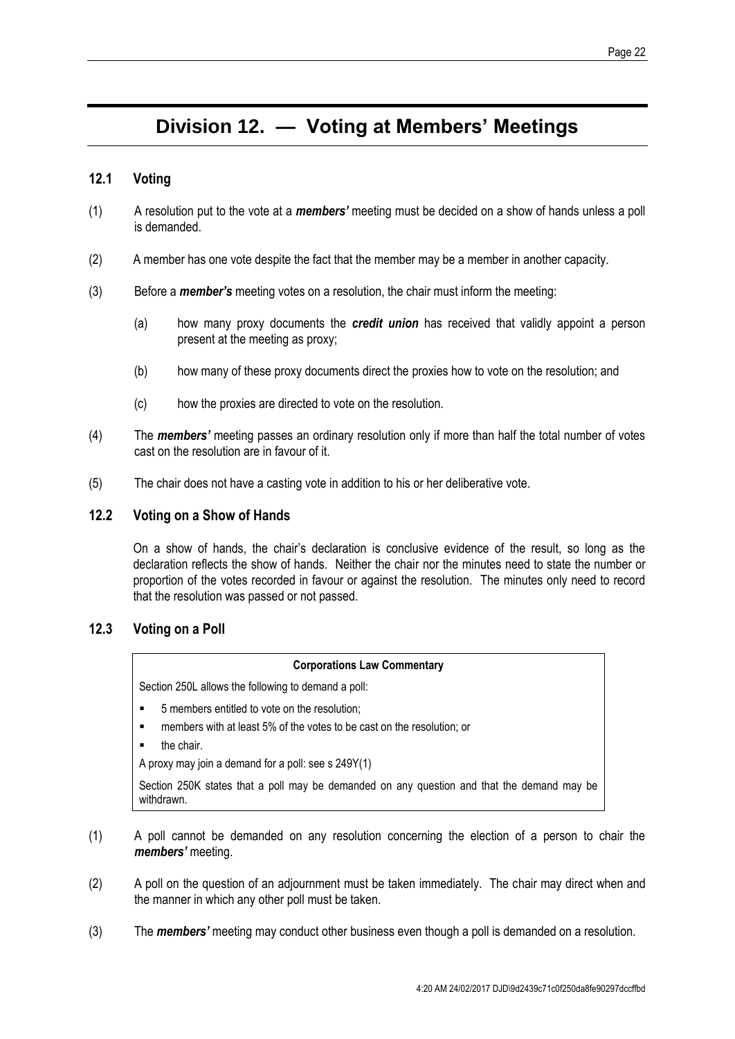# Division 12. — Voting at Members' Meetings

### 12.1 Voting

(1) A resolution put to the vote at a ***members'*** meeting must be decided on a show of hands unless a poll is demanded.

(2) A member has one vote despite the fact that the member may be a member in another capacity.

(3) Before a ***member's*** meeting votes on a resolution, the chair must inform the meeting:

> (a) how many proxy documents the ***credit union*** has received that validly appoint a person present at the meeting as proxy;
>
> (b) how many of these proxy documents direct the proxies how to vote on the resolution; and
>
> (c) how the proxies are directed to vote on the resolution.

(4) The ***members'*** meeting passes an ordinary resolution only if more than half the total number of votes cast on the resolution are in favour of it.

(5) The chair does not have a casting vote in addition to his or her deliberative vote.

### 12.2 Voting on a Show of Hands

On a show of hands, the chair's declaration is conclusive evidence of the result, so long as the declaration reflects the show of hands. Neither the chair nor the minutes need to state the number or proportion of the votes recorded in favour or against the resolution. The minutes only need to record that the resolution was passed or not passed.

### 12.3 Voting on a Poll

> **Corporations Law Commentary**
>
> Section 250L allows the following to demand a poll:
>
> - 5 members entitled to vote on the resolution;
> - members with at least 5% of the votes to be cast on the resolution; or
> - the chair.
>
> A proxy may join a demand for a poll: see s 249Y(1)
>
> Section 250K states that a poll may be demanded on any question and that the demand may be withdrawn.

(1) A poll cannot be demanded on any resolution concerning the election of a person to chair the ***members'*** meeting.

(2) A poll on the question of an adjournment must be taken immediately. The chair may direct when and the manner in which any other poll must be taken.

(3) The ***members'*** meeting may conduct other business even though a poll is demanded on a resolution.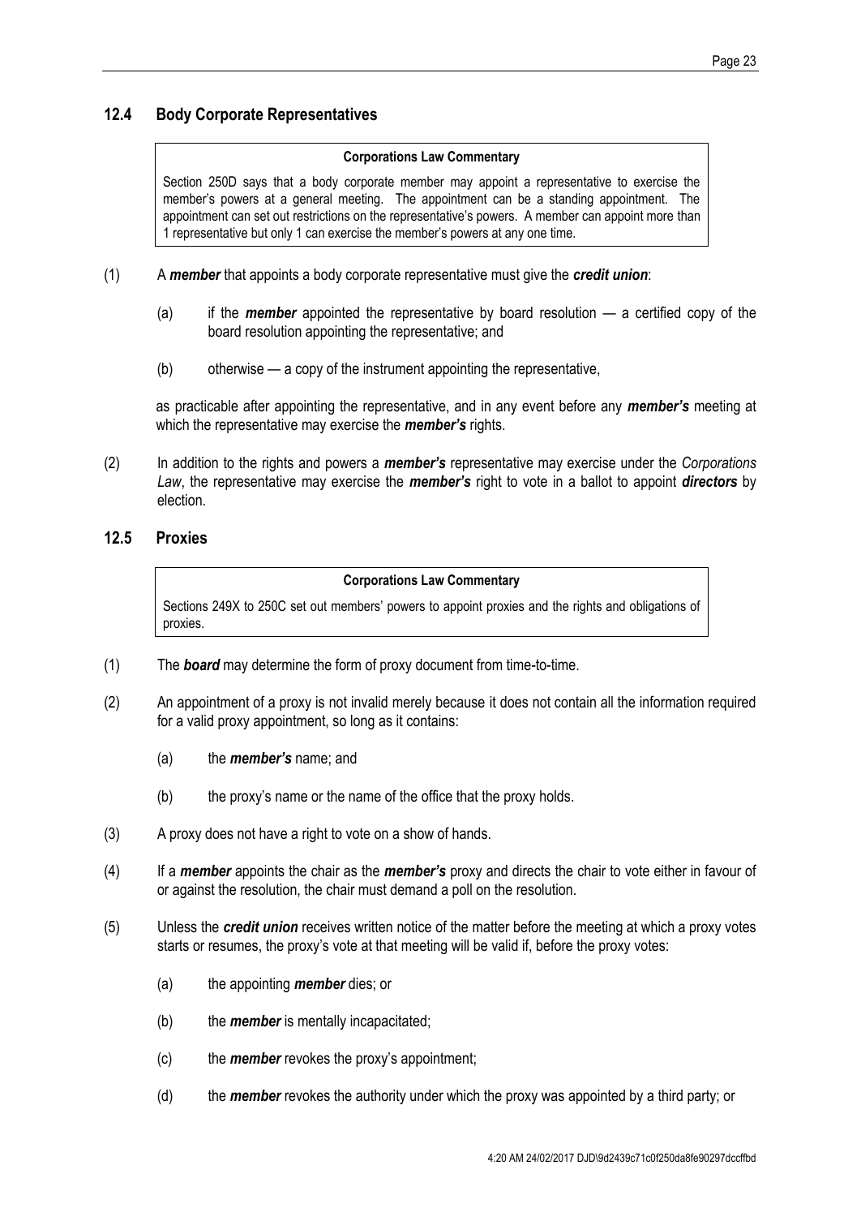### 12.4 Body Corporate Representatives

> **Corporations Law Commentary**
>
> Section 250D says that a body corporate member may appoint a representative to exercise the member's powers at a general meeting. The appointment can be a standing appointment. The appointment can set out restrictions on the representative's powers. A member can appoint more than 1 representative but only 1 can exercise the member's powers at any one time.

(1) A ***member*** that appoints a body corporate representative must give the ***credit union***:

   (a) if the ***member*** appointed the representative by board resolution — a certified copy of the board resolution appointing the representative; and

   (b) otherwise — a copy of the instrument appointing the representative,

   as practicable after appointing the representative, and in any event before any ***member's*** meeting at which the representative may exercise the ***member's*** rights.

(2) In addition to the rights and powers a ***member's*** representative may exercise under the *Corporations Law*, the representative may exercise the ***member's*** right to vote in a ballot to appoint ***directors*** by election.

### 12.5 Proxies

> **Corporations Law Commentary**
>
> Sections 249X to 250C set out members' powers to appoint proxies and the rights and obligations of proxies.

(1) The ***board*** may determine the form of proxy document from time-to-time.

(2) An appointment of a proxy is not invalid merely because it does not contain all the information required for a valid proxy appointment, so long as it contains:

   (a) the ***member's*** name; and

   (b) the proxy's name or the name of the office that the proxy holds.

(3) A proxy does not have a right to vote on a show of hands.

(4) If a ***member*** appoints the chair as the ***member's*** proxy and directs the chair to vote either in favour of or against the resolution, the chair must demand a poll on the resolution.

(5) Unless the ***credit union*** receives written notice of the matter before the meeting at which a proxy votes starts or resumes, the proxy's vote at that meeting will be valid if, before the proxy votes:

   (a) the appointing ***member*** dies; or

   (b) the ***member*** is mentally incapacitated;

   (c) the ***member*** revokes the proxy's appointment;

   (d) the ***member*** revokes the authority under which the proxy was appointed by a third party; or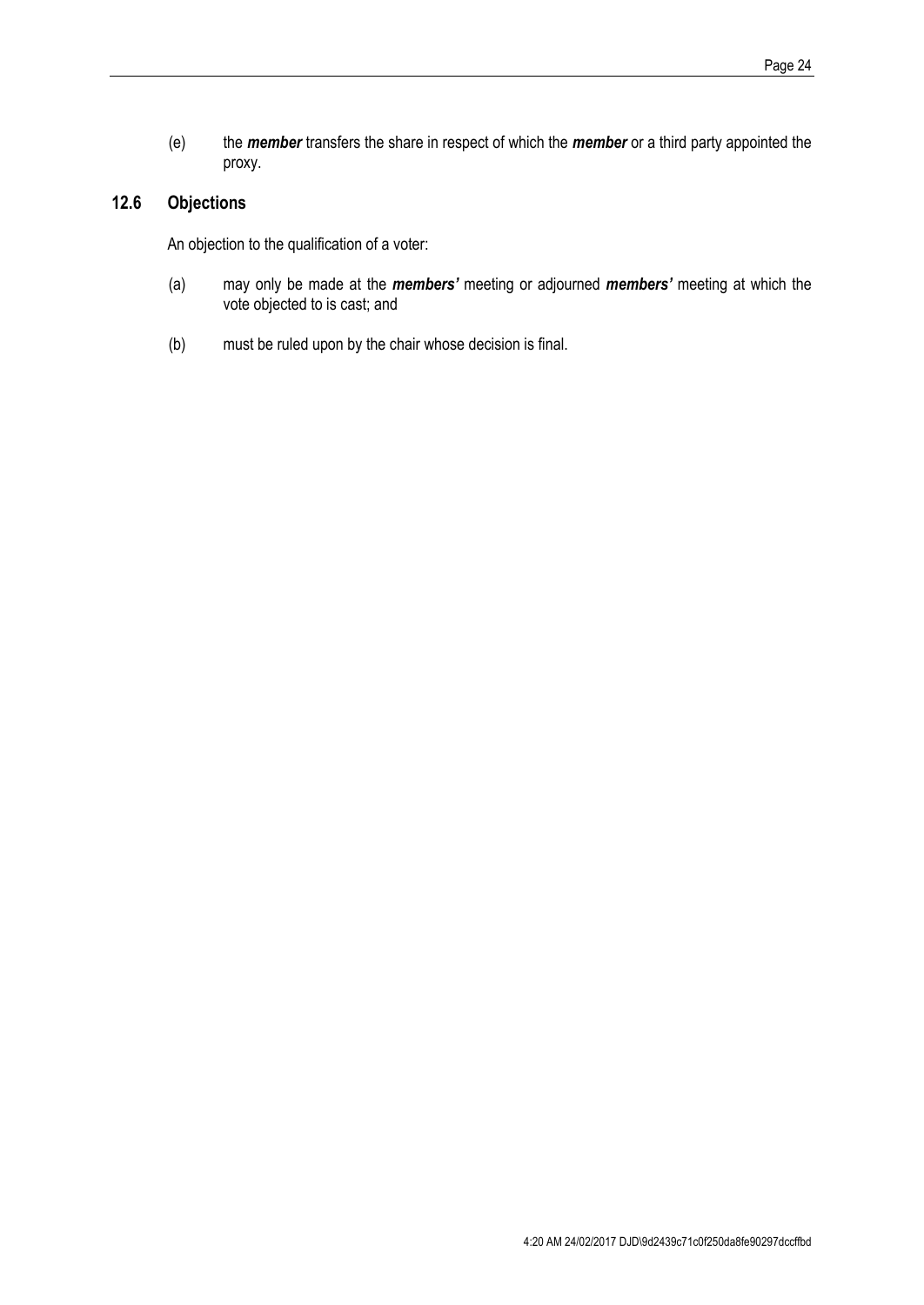(e) the ***member*** transfers the share in respect of which the ***member*** or a third party appointed the proxy.

## 12.6 Objections

An objection to the qualification of a voter:

(a) may only be made at the ***members'*** meeting or adjourned ***members'*** meeting at which the vote objected to is cast; and

(b) must be ruled upon by the chair whose decision is final.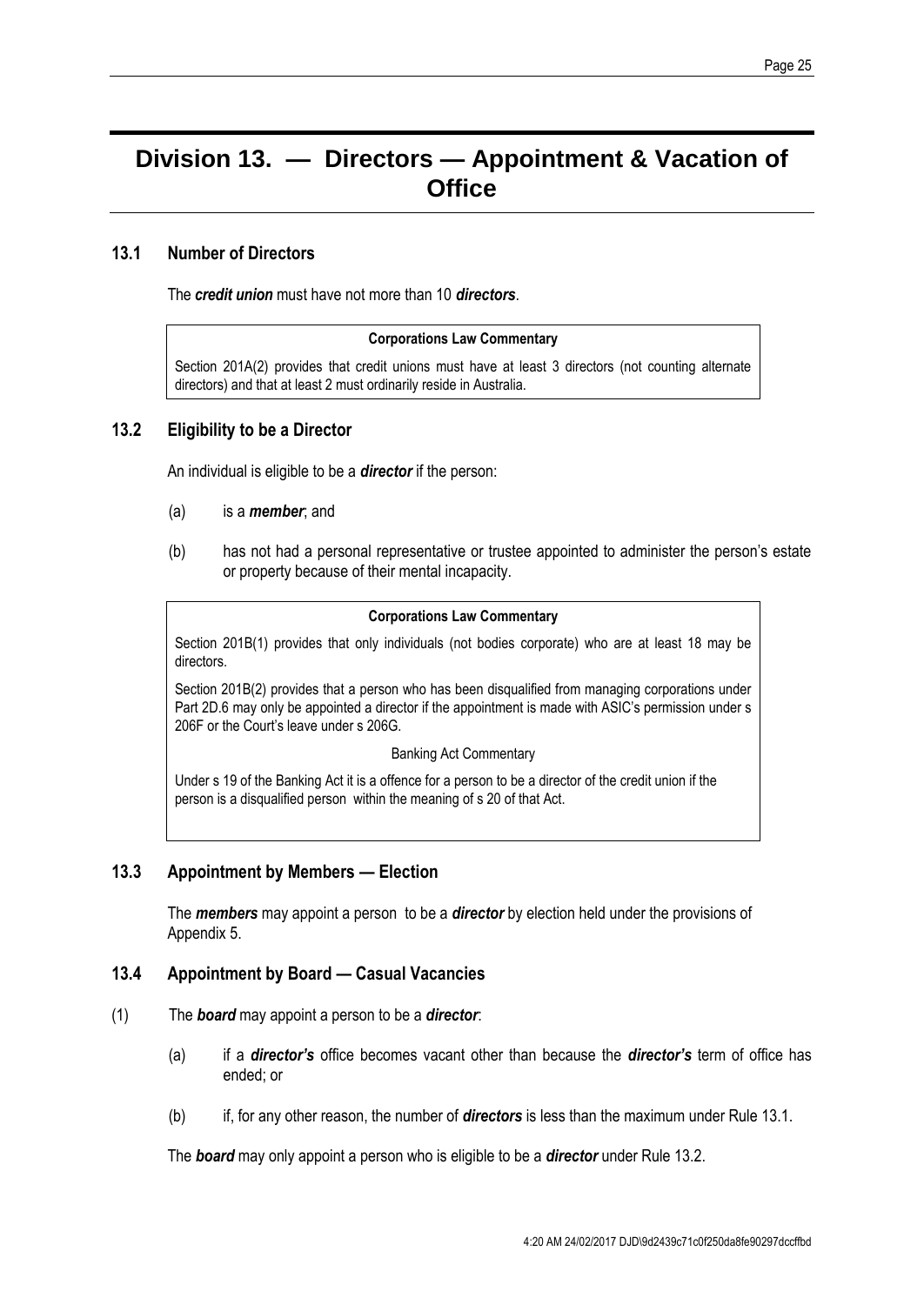# Division 13. — Directors — Appointment & Vacation of Office

## 13.1 Number of Directors

The ***credit union*** must have not more than 10 ***directors***.

> **Corporations Law Commentary**
>
> Section 201A(2) provides that credit unions must have at least 3 directors (not counting alternate directors) and that at least 2 must ordinarily reside in Australia.

## 13.2 Eligibility to be a Director

An individual is eligible to be a ***director*** if the person:

(a) is a ***member***; and

(b) has not had a personal representative or trustee appointed to administer the person's estate or property because of their mental incapacity.

> **Corporations Law Commentary**
>
> Section 201B(1) provides that only individuals (not bodies corporate) who are at least 18 may be directors.
>
> Section 201B(2) provides that a person who has been disqualified from managing corporations under Part 2D.6 may only be appointed a director if the appointment is made with ASIC's permission under s 206F or the Court's leave under s 206G.
>
> Banking Act Commentary
>
> Under s 19 of the Banking Act it is a offence for a person to be a director of the credit union if the person is a disqualified person within the meaning of s 20 of that Act.

## 13.3 Appointment by Members — Election

The ***members*** may appoint a person to be a ***director*** by election held under the provisions of Appendix 5.

## 13.4 Appointment by Board — Casual Vacancies

(1) The ***board*** may appoint a person to be a ***director***:

(a) if a ***director's*** office becomes vacant other than because the ***director's*** term of office has ended; or

(b) if, for any other reason, the number of ***directors*** is less than the maximum under Rule 13.1.

The ***board*** may only appoint a person who is eligible to be a ***director*** under Rule 13.2.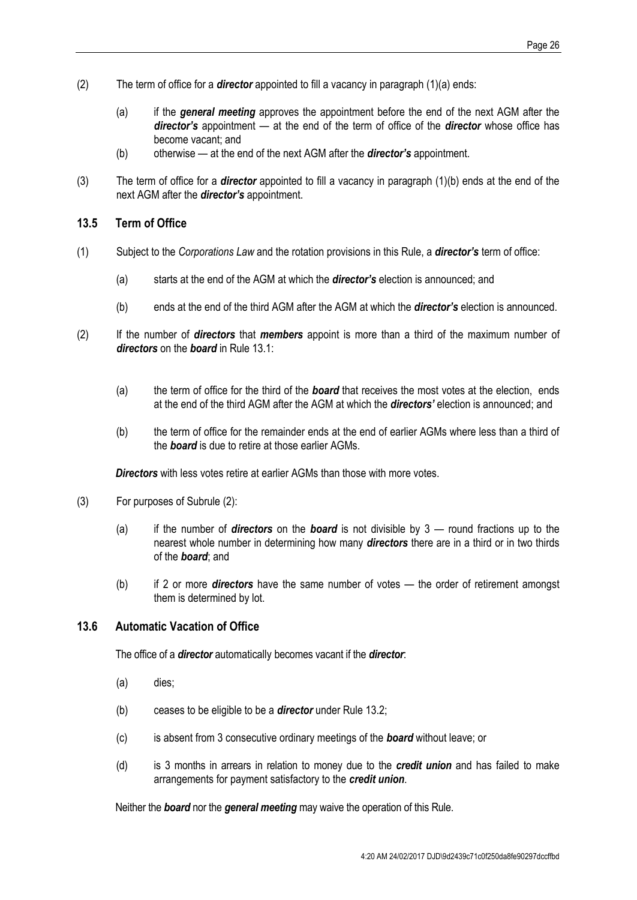(2) The term of office for a ***director*** appointed to fill a vacancy in paragraph (1)(a) ends:

(a) if the ***general meeting*** approves the appointment before the end of the next AGM after the ***director's*** appointment — at the end of the term of office of the ***director*** whose office has become vacant; and

(b) otherwise — at the end of the next AGM after the ***director's*** appointment.

(3) The term of office for a ***director*** appointed to fill a vacancy in paragraph (1)(b) ends at the end of the next AGM after the ***director's*** appointment.

### 13.5 Term of Office

(1) Subject to the *Corporations Law* and the rotation provisions in this Rule, a ***director's*** term of office:

(a) starts at the end of the AGM at which the ***director's*** election is announced; and

(b) ends at the end of the third AGM after the AGM at which the ***director's*** election is announced.

(2) If the number of ***directors*** that ***members*** appoint is more than a third of the maximum number of ***directors*** on the ***board*** in Rule 13.1:

(a) the term of office for the third of the ***board*** that receives the most votes at the election, ends at the end of the third AGM after the AGM at which the ***directors'*** election is announced; and

(b) the term of office for the remainder ends at the end of earlier AGMs where less than a third of the ***board*** is due to retire at those earlier AGMs.

***Directors*** with less votes retire at earlier AGMs than those with more votes.

(3) For purposes of Subrule (2):

(a) if the number of ***directors*** on the ***board*** is not divisible by 3 — round fractions up to the nearest whole number in determining how many ***directors*** there are in a third or in two thirds of the ***board***; and

(b) if 2 or more ***directors*** have the same number of votes — the order of retirement amongst them is determined by lot.

### 13.6 Automatic Vacation of Office

The office of a ***director*** automatically becomes vacant if the ***director***:

(a) dies;

(b) ceases to be eligible to be a ***director*** under Rule 13.2;

(c) is absent from 3 consecutive ordinary meetings of the ***board*** without leave; or

(d) is 3 months in arrears in relation to money due to the ***credit union*** and has failed to make arrangements for payment satisfactory to the ***credit union***.

Neither the ***board*** nor the ***general meeting*** may waive the operation of this Rule.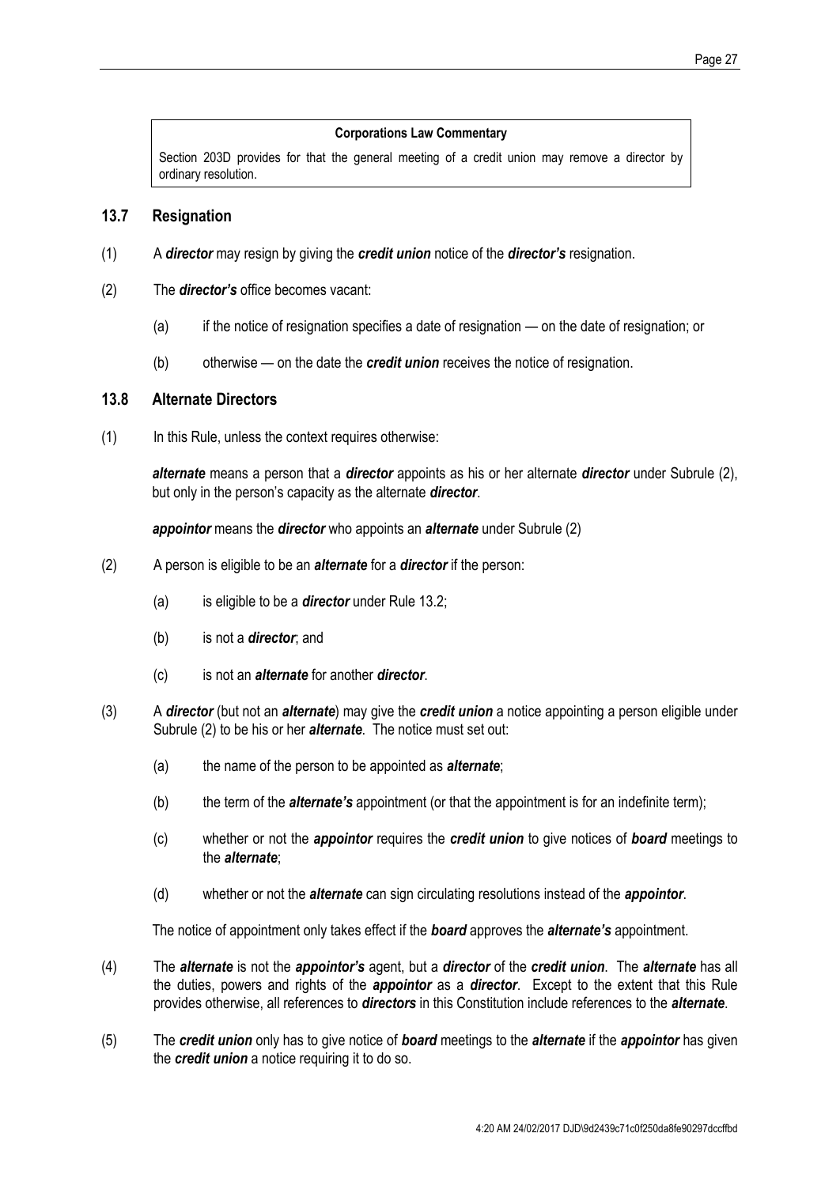**Corporations Law Commentary**

Section 203D provides for that the general meeting of a credit union may remove a director by ordinary resolution.

## 13.7 Resignation

(1) A ***director*** may resign by giving the ***credit union*** notice of the ***director's*** resignation.

(2) The ***director's*** office becomes vacant:

(a) if the notice of resignation specifies a date of resignation — on the date of resignation; or

(b) otherwise — on the date the ***credit union*** receives the notice of resignation.

## 13.8 Alternate Directors

(1) In this Rule, unless the context requires otherwise:

***alternate*** means a person that a ***director*** appoints as his or her alternate ***director*** under Subrule (2), but only in the person's capacity as the alternate ***director***.

***appointor*** means the ***director*** who appoints an ***alternate*** under Subrule (2)

(2) A person is eligible to be an ***alternate*** for a ***director*** if the person:

(a) is eligible to be a ***director*** under Rule 13.2;

(b) is not a ***director***; and

(c) is not an ***alternate*** for another ***director***.

(3) A ***director*** (but not an ***alternate***) may give the ***credit union*** a notice appointing a person eligible under Subrule (2) to be his or her ***alternate***. The notice must set out:

(a) the name of the person to be appointed as ***alternate***;

(b) the term of the ***alternate's*** appointment (or that the appointment is for an indefinite term);

(c) whether or not the ***appointor*** requires the ***credit union*** to give notices of ***board*** meetings to the ***alternate***;

(d) whether or not the ***alternate*** can sign circulating resolutions instead of the ***appointor***.

The notice of appointment only takes effect if the ***board*** approves the ***alternate's*** appointment.

(4) The ***alternate*** is not the ***appointor's*** agent, but a ***director*** of the ***credit union***. The ***alternate*** has all the duties, powers and rights of the ***appointor*** as a ***director***. Except to the extent that this Rule provides otherwise, all references to ***directors*** in this Constitution include references to the ***alternate***.

(5) The ***credit union*** only has to give notice of ***board*** meetings to the ***alternate*** if the ***appointor*** has given the ***credit union*** a notice requiring it to do so.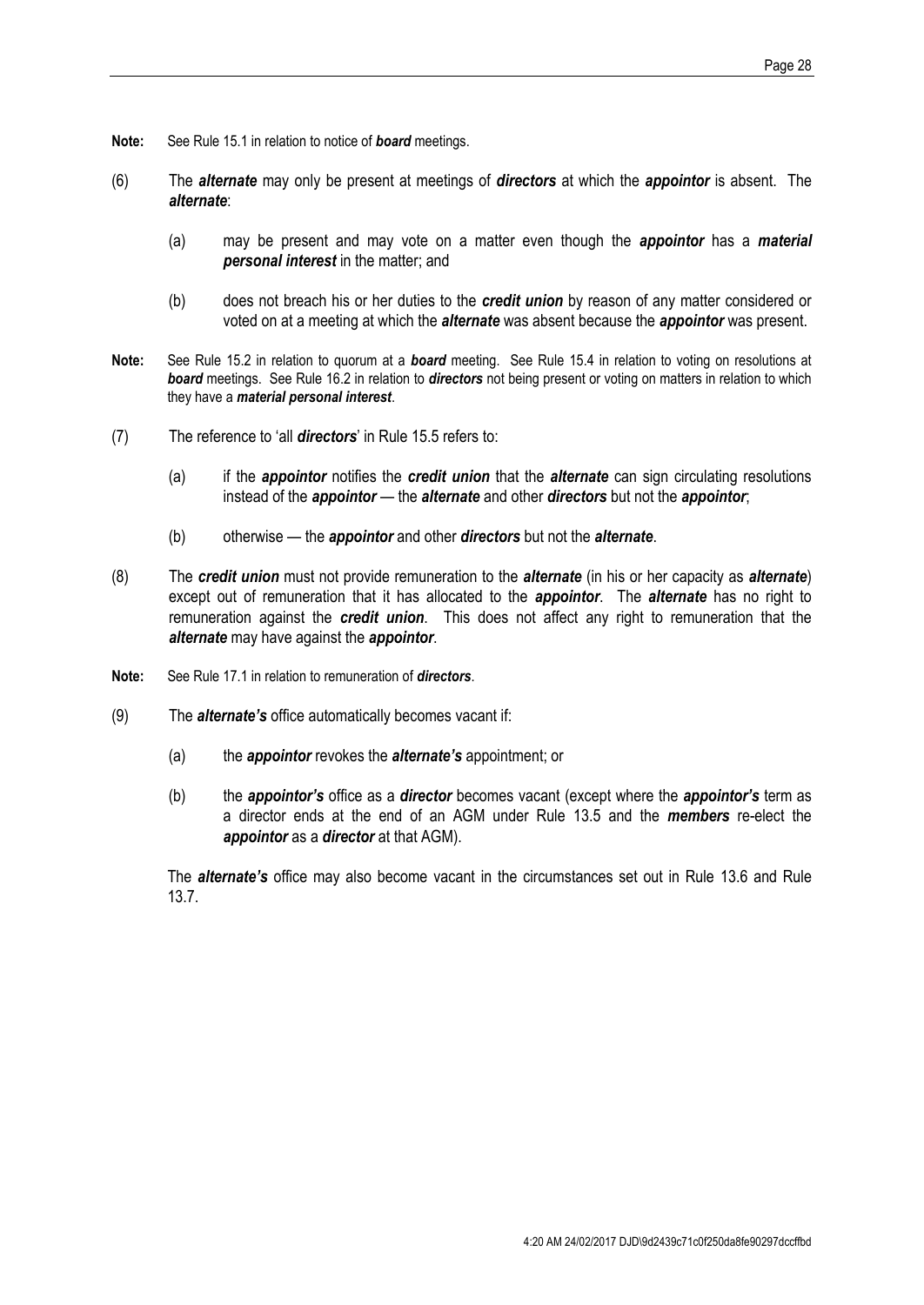**Note:** See Rule 15.1 in relation to notice of ***board*** meetings.

(6) The ***alternate*** may only be present at meetings of ***directors*** at which the ***appointor*** is absent. The ***alternate***:

  (a) may be present and may vote on a matter even though the ***appointor*** has a ***material personal interest*** in the matter; and

  (b) does not breach his or her duties to the ***credit union*** by reason of any matter considered or voted on at a meeting at which the ***alternate*** was absent because the ***appointor*** was present.

**Note:** See Rule 15.2 in relation to quorum at a ***board*** meeting. See Rule 15.4 in relation to voting on resolutions at ***board*** meetings. See Rule 16.2 in relation to ***directors*** not being present or voting on matters in relation to which they have a ***material personal interest***.

(7) The reference to 'all ***directors***' in Rule 15.5 refers to:

  (a) if the ***appointor*** notifies the ***credit union*** that the ***alternate*** can sign circulating resolutions instead of the ***appointor*** — the ***alternate*** and other ***directors*** but not the ***appointor***;

  (b) otherwise — the ***appointor*** and other ***directors*** but not the ***alternate***.

(8) The ***credit union*** must not provide remuneration to the ***alternate*** (in his or her capacity as ***alternate***) except out of remuneration that it has allocated to the ***appointor***. The ***alternate*** has no right to remuneration against the ***credit union***. This does not affect any right to remuneration that the ***alternate*** may have against the ***appointor***.

**Note:** See Rule 17.1 in relation to remuneration of ***directors***.

(9) The ***alternate's*** office automatically becomes vacant if:

  (a) the ***appointor*** revokes the ***alternate's*** appointment; or

  (b) the ***appointor's*** office as a ***director*** becomes vacant (except where the ***appointor's*** term as a director ends at the end of an AGM under Rule 13.5 and the ***members*** re-elect the ***appointor*** as a ***director*** at that AGM).

The ***alternate's*** office may also become vacant in the circumstances set out in Rule 13.6 and Rule 13.7.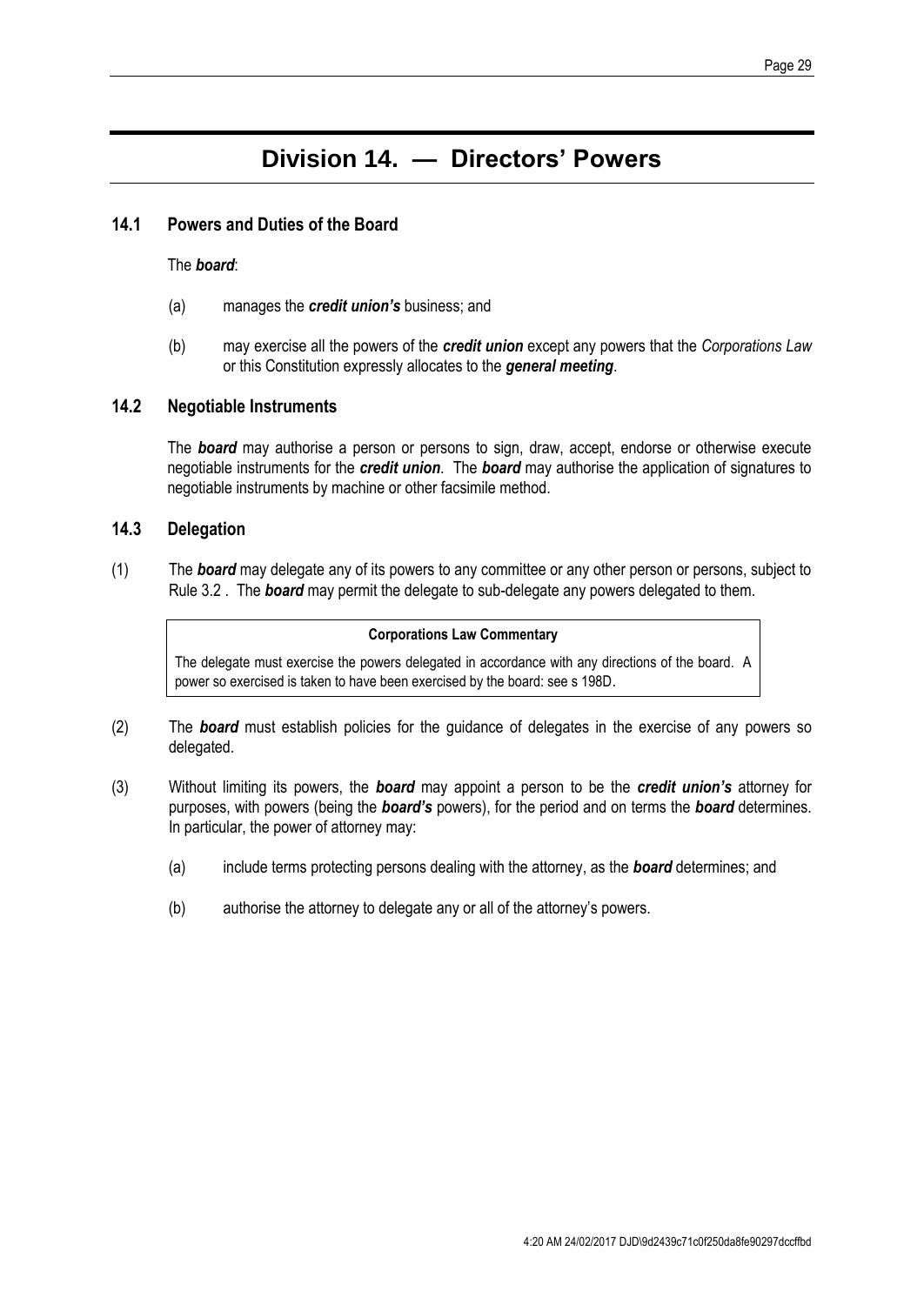# Division 14. — Directors' Powers

## 14.1 Powers and Duties of the Board

The ***board***:

(a) manages the ***credit union's*** business; and

(b) may exercise all the powers of the ***credit union*** except any powers that the *Corporations Law* or this Constitution expressly allocates to the ***general meeting***.

## 14.2 Negotiable Instruments

The ***board*** may authorise a person or persons to sign, draw, accept, endorse or otherwise execute negotiable instruments for the ***credit union***. The ***board*** may authorise the application of signatures to negotiable instruments by machine or other facsimile method.

## 14.3 Delegation

(1) The ***board*** may delegate any of its powers to any committee or any other person or persons, subject to Rule 3.2 . The ***board*** may permit the delegate to sub-delegate any powers delegated to them.

> **Corporations Law Commentary**
>
> The delegate must exercise the powers delegated in accordance with any directions of the board. A power so exercised is taken to have been exercised by the board: see s 198D.

(2) The ***board*** must establish policies for the guidance of delegates in the exercise of any powers so delegated.

(3) Without limiting its powers, the ***board*** may appoint a person to be the ***credit union's*** attorney for purposes, with powers (being the ***board's*** powers), for the period and on terms the ***board*** determines. In particular, the power of attorney may:

(a) include terms protecting persons dealing with the attorney, as the ***board*** determines; and

(b) authorise the attorney to delegate any or all of the attorney's powers.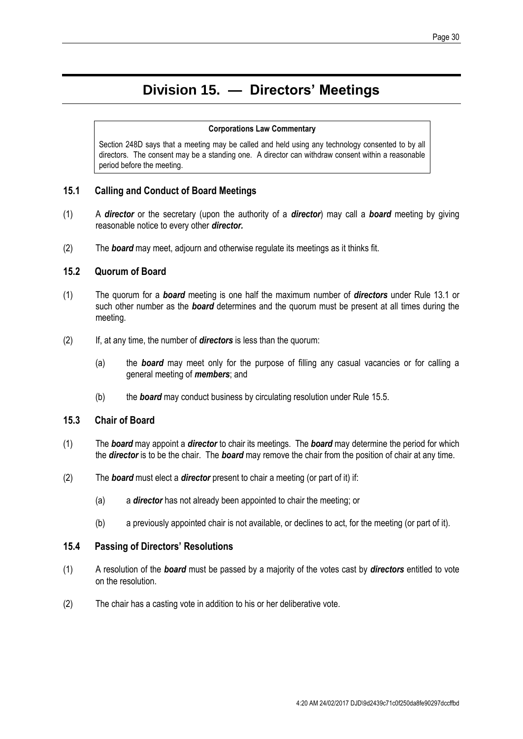# Division 15. — Directors' Meetings

> **Corporations Law Commentary**
>
> Section 248D says that a meeting may be called and held using any technology consented to by all directors. The consent may be a standing one. A director can withdraw consent within a reasonable period before the meeting.

## 15.1 Calling and Conduct of Board Meetings

(1) A ***director*** or the secretary (upon the authority of a ***director***) may call a ***board*** meeting by giving reasonable notice to every other ***director.***

(2) The ***board*** may meet, adjourn and otherwise regulate its meetings as it thinks fit.

## 15.2 Quorum of Board

(1) The quorum for a ***board*** meeting is one half the maximum number of ***directors*** under Rule 13.1 or such other number as the ***board*** determines and the quorum must be present at all times during the meeting.

(2) If, at any time, the number of ***directors*** is less than the quorum:

(a) the ***board*** may meet only for the purpose of filling any casual vacancies or for calling a general meeting of ***members***; and

(b) the ***board*** may conduct business by circulating resolution under Rule 15.5.

## 15.3 Chair of Board

(1) The ***board*** may appoint a ***director*** to chair its meetings. The ***board*** may determine the period for which the ***director*** is to be the chair. The ***board*** may remove the chair from the position of chair at any time.

(2) The ***board*** must elect a ***director*** present to chair a meeting (or part of it) if:

(a) a ***director*** has not already been appointed to chair the meeting; or

(b) a previously appointed chair is not available, or declines to act, for the meeting (or part of it).

## 15.4 Passing of Directors' Resolutions

(1) A resolution of the ***board*** must be passed by a majority of the votes cast by ***directors*** entitled to vote on the resolution.

(2) The chair has a casting vote in addition to his or her deliberative vote.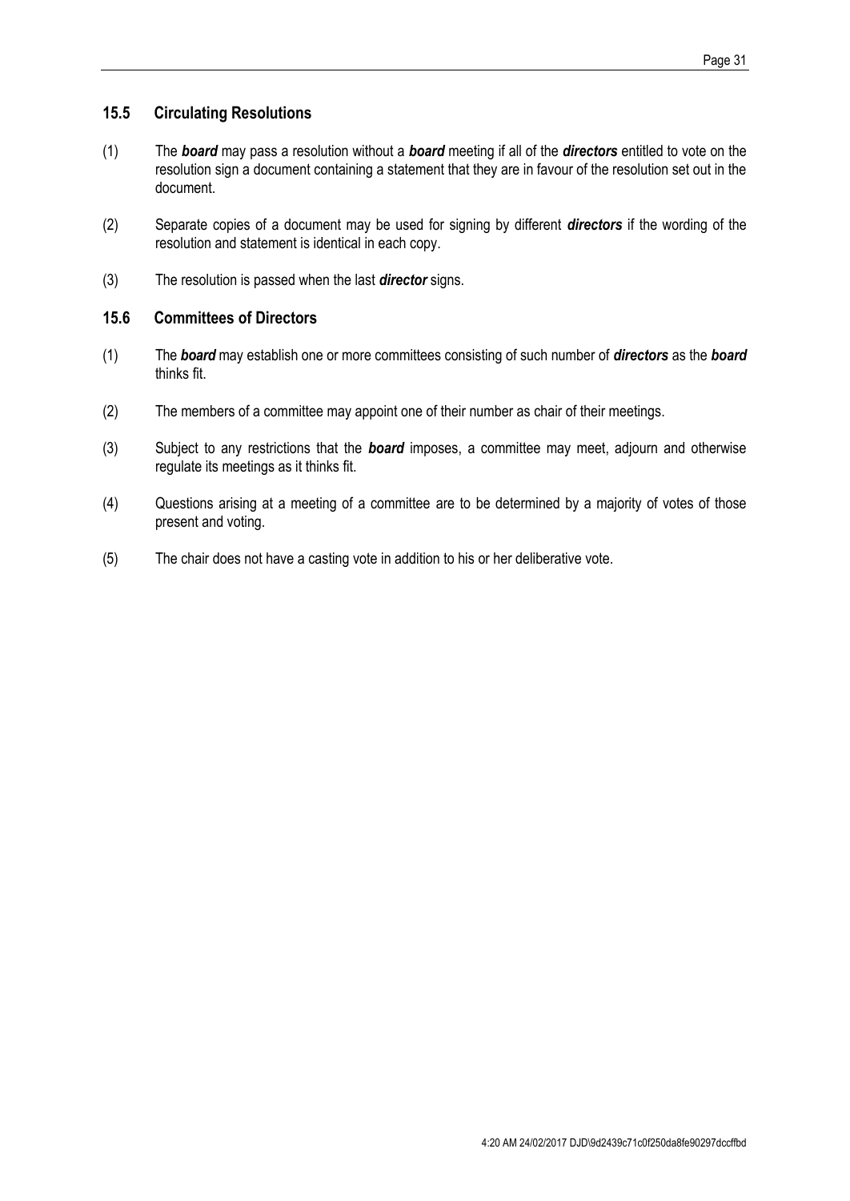### 15.5 Circulating Resolutions

(1) The ***board*** may pass a resolution without a ***board*** meeting if all of the ***directors*** entitled to vote on the resolution sign a document containing a statement that they are in favour of the resolution set out in the document.

(2) Separate copies of a document may be used for signing by different ***directors*** if the wording of the resolution and statement is identical in each copy.

(3) The resolution is passed when the last ***director*** signs.

### 15.6 Committees of Directors

(1) The ***board*** may establish one or more committees consisting of such number of ***directors*** as the ***board*** thinks fit.

(2) The members of a committee may appoint one of their number as chair of their meetings.

(3) Subject to any restrictions that the ***board*** imposes, a committee may meet, adjourn and otherwise regulate its meetings as it thinks fit.

(4) Questions arising at a meeting of a committee are to be determined by a majority of votes of those present and voting.

(5) The chair does not have a casting vote in addition to his or her deliberative vote.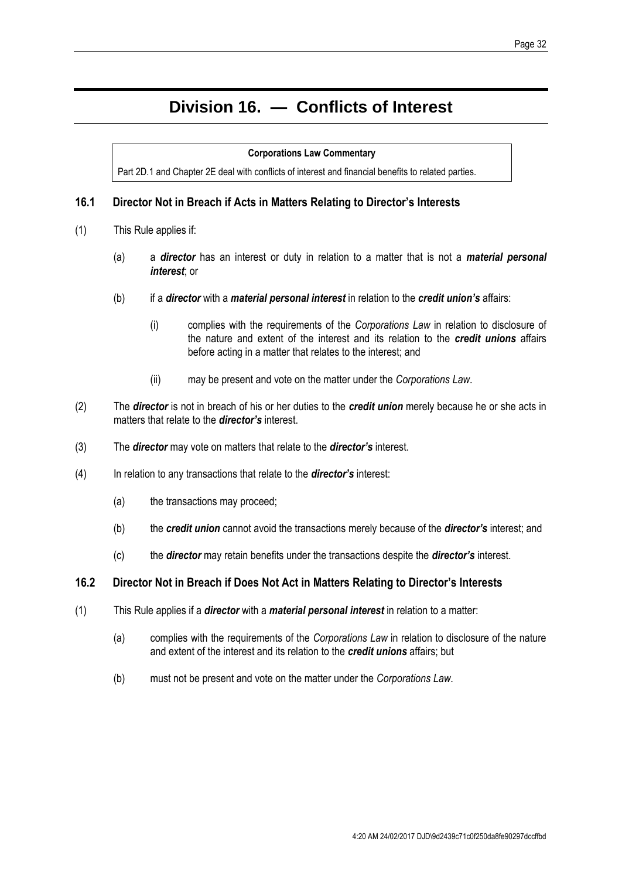# Division 16. — Conflicts of Interest

**Corporations Law Commentary**

Part 2D.1 and Chapter 2E deal with conflicts of interest and financial benefits to related parties.

### 16.1 Director Not in Breach if Acts in Matters Relating to Director's Interests

(1) This Rule applies if:

(a) a ***director*** has an interest or duty in relation to a matter that is not a ***material personal interest***; or

(b) if a ***director*** with a ***material personal interest*** in relation to the ***credit union's*** affairs:

(i) complies with the requirements of the *Corporations Law* in relation to disclosure of the nature and extent of the interest and its relation to the ***credit unions*** affairs before acting in a matter that relates to the interest; and

(ii) may be present and vote on the matter under the *Corporations Law*.

(2) The ***director*** is not in breach of his or her duties to the ***credit union*** merely because he or she acts in matters that relate to the ***director's*** interest.

(3) The ***director*** may vote on matters that relate to the ***director's*** interest.

(4) In relation to any transactions that relate to the ***director's*** interest:

(a) the transactions may proceed;

(b) the ***credit union*** cannot avoid the transactions merely because of the ***director's*** interest; and

(c) the ***director*** may retain benefits under the transactions despite the ***director's*** interest.

### 16.2 Director Not in Breach if Does Not Act in Matters Relating to Director's Interests

(1) This Rule applies if a ***director*** with a ***material personal interest*** in relation to a matter:

(a) complies with the requirements of the *Corporations Law* in relation to disclosure of the nature and extent of the interest and its relation to the ***credit unions*** affairs; but

(b) must not be present and vote on the matter under the *Corporations Law*.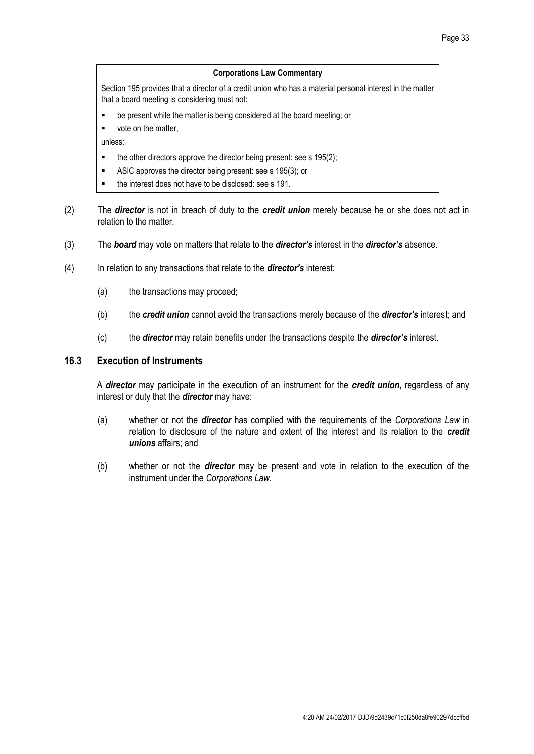> **Corporations Law Commentary**
>
> Section 195 provides that a director of a credit union who has a material personal interest in the matter that a board meeting is considering must not:
>
> - be present while the matter is being considered at the board meeting; or
> - vote on the matter,
>
> unless:
>
> - the other directors approve the director being present: see s 195(2);
> - ASIC approves the director being present: see s 195(3); or
> - the interest does not have to be disclosed: see s 191.

(2) The ***director*** is not in breach of duty to the ***credit union*** merely because he or she does not act in relation to the matter.

(3) The ***board*** may vote on matters that relate to the ***director's*** interest in the ***director's*** absence.

(4) In relation to any transactions that relate to the ***director's*** interest:

(a) the transactions may proceed;

(b) the ***credit union*** cannot avoid the transactions merely because of the ***director's*** interest; and

(c) the ***director*** may retain benefits under the transactions despite the ***director's*** interest.

## 16.3 Execution of Instruments

A ***director*** may participate in the execution of an instrument for the ***credit union***, regardless of any interest or duty that the ***director*** may have:

(a) whether or not the ***director*** has complied with the requirements of the *Corporations Law* in relation to disclosure of the nature and extent of the interest and its relation to the ***credit unions*** affairs; and

(b) whether or not the ***director*** may be present and vote in relation to the execution of the instrument under the *Corporations Law*.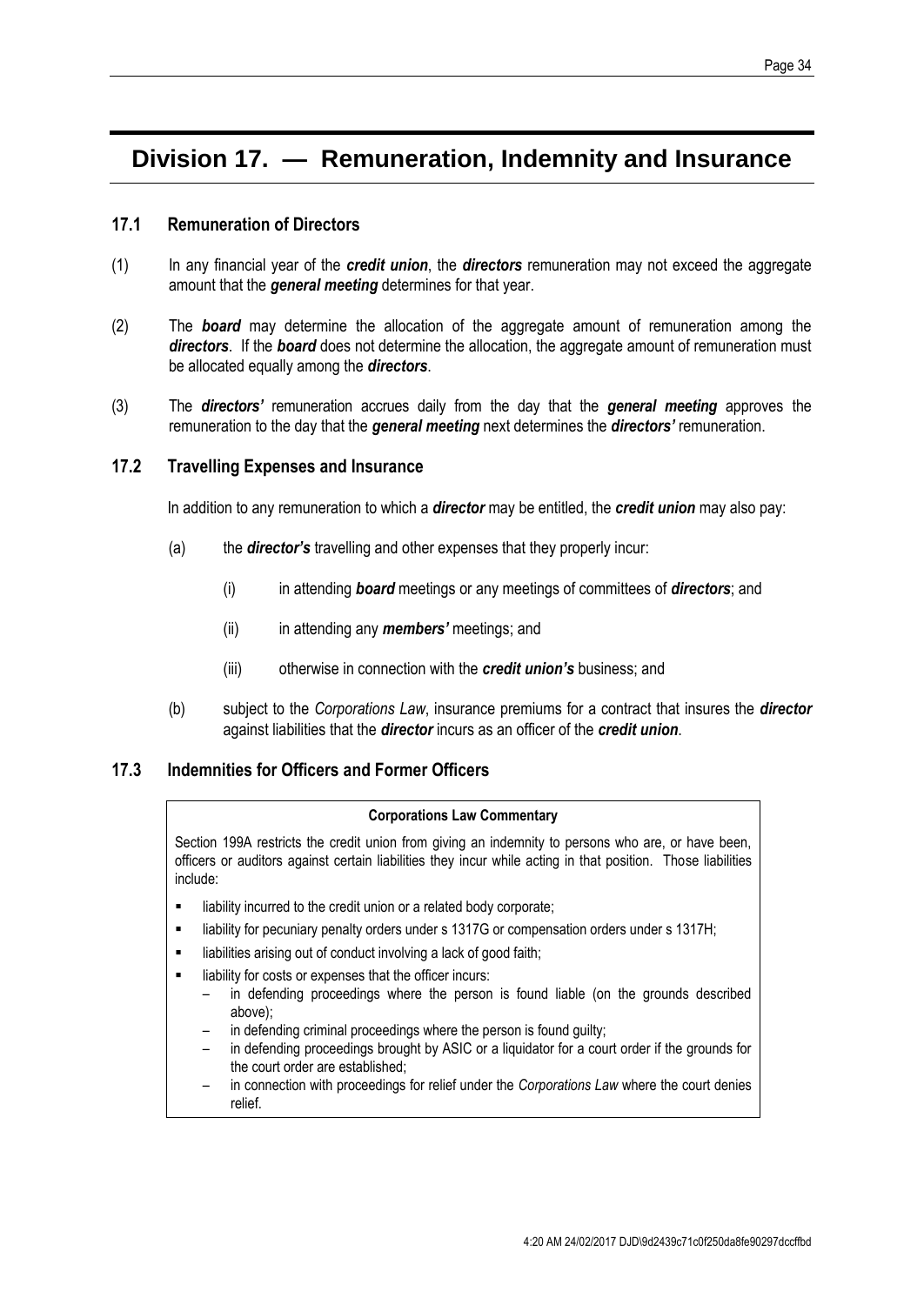# Division 17. — Remuneration, Indemnity and Insurance

### 17.1 Remuneration of Directors

(1) In any financial year of the ***credit union***, the ***directors*** remuneration may not exceed the aggregate amount that the ***general meeting*** determines for that year.

(2) The ***board*** may determine the allocation of the aggregate amount of remuneration among the ***directors***. If the ***board*** does not determine the allocation, the aggregate amount of remuneration must be allocated equally among the ***directors***.

(3) The ***directors'*** remuneration accrues daily from the day that the ***general meeting*** approves the remuneration to the day that the ***general meeting*** next determines the ***directors'*** remuneration.

### 17.2 Travelling Expenses and Insurance

In addition to any remuneration to which a ***director*** may be entitled, the ***credit union*** may also pay:

(a) the ***director's*** travelling and other expenses that they properly incur:

(i) in attending ***board*** meetings or any meetings of committees of ***directors***; and

(ii) in attending any ***members'*** meetings; and

(iii) otherwise in connection with the ***credit union's*** business; and

(b) subject to the *Corporations Law*, insurance premiums for a contract that insures the ***director*** against liabilities that the ***director*** incurs as an officer of the ***credit union***.

### 17.3 Indemnities for Officers and Former Officers

> **Corporations Law Commentary**
>
> Section 199A restricts the credit union from giving an indemnity to persons who are, or have been, officers or auditors against certain liabilities they incur while acting in that position. Those liabilities include:
>
> - liability incurred to the credit union or a related body corporate;
> - liability for pecuniary penalty orders under s 1317G or compensation orders under s 1317H;
> - liabilities arising out of conduct involving a lack of good faith;
> - liability for costs or expenses that the officer incurs:
>   - in defending proceedings where the person is found liable (on the grounds described above);
>   - in defending criminal proceedings where the person is found guilty;
>   - in defending proceedings brought by ASIC or a liquidator for a court order if the grounds for the court order are established;
>   - in connection with proceedings for relief under the *Corporations Law* where the court denies relief.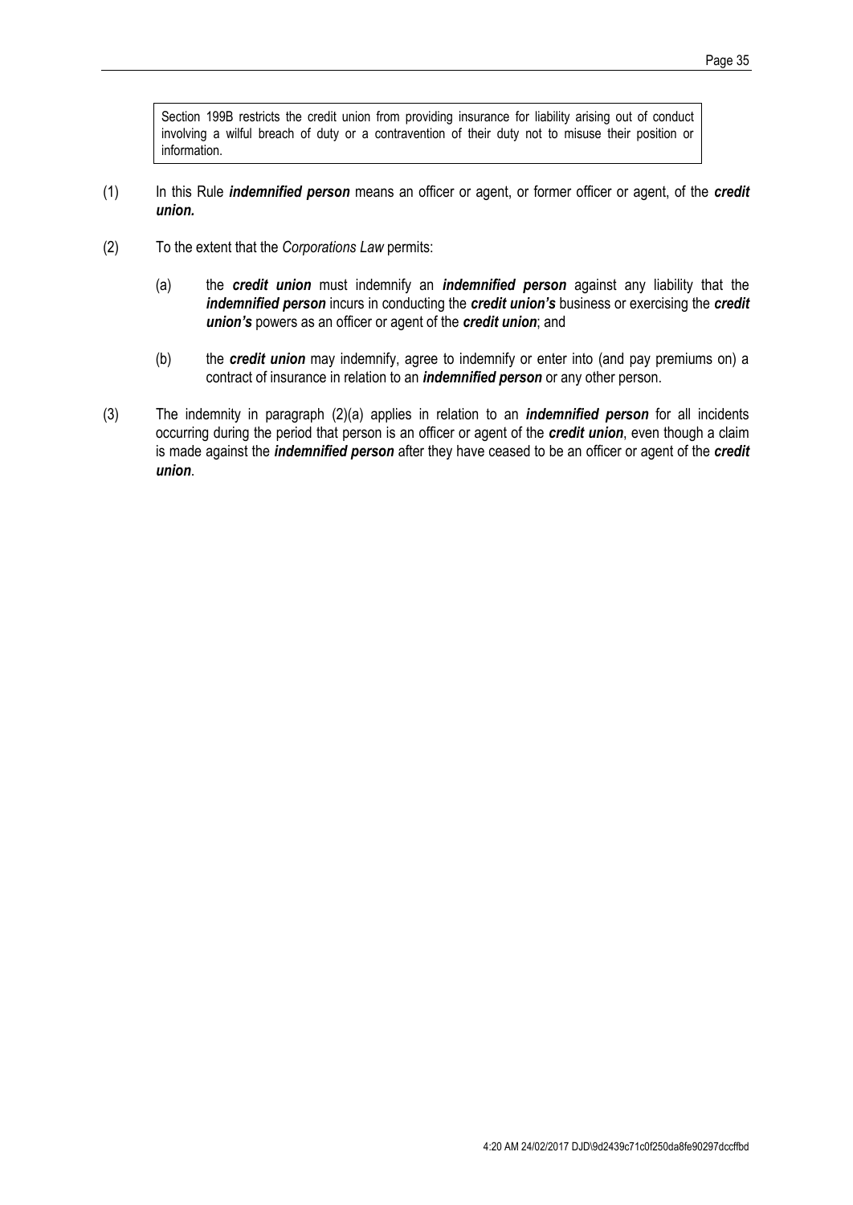> Section 199B restricts the credit union from providing insurance for liability arising out of conduct involving a wilful breach of duty or a contravention of their duty not to misuse their position or information.

(1) In this Rule ***indemnified person*** means an officer or agent, or former officer or agent, of the ***credit union.***

(2) To the extent that the *Corporations Law* permits:

   (a) the ***credit union*** must indemnify an ***indemnified person*** against any liability that the ***indemnified person*** incurs in conducting the ***credit union's*** business or exercising the ***credit union's*** powers as an officer or agent of the ***credit union***; and

   (b) the ***credit union*** may indemnify, agree to indemnify or enter into (and pay premiums on) a contract of insurance in relation to an ***indemnified person*** or any other person.

(3) The indemnity in paragraph (2)(a) applies in relation to an ***indemnified person*** for all incidents occurring during the period that person is an officer or agent of the ***credit union***, even though a claim is made against the ***indemnified person*** after they have ceased to be an officer or agent of the ***credit union***.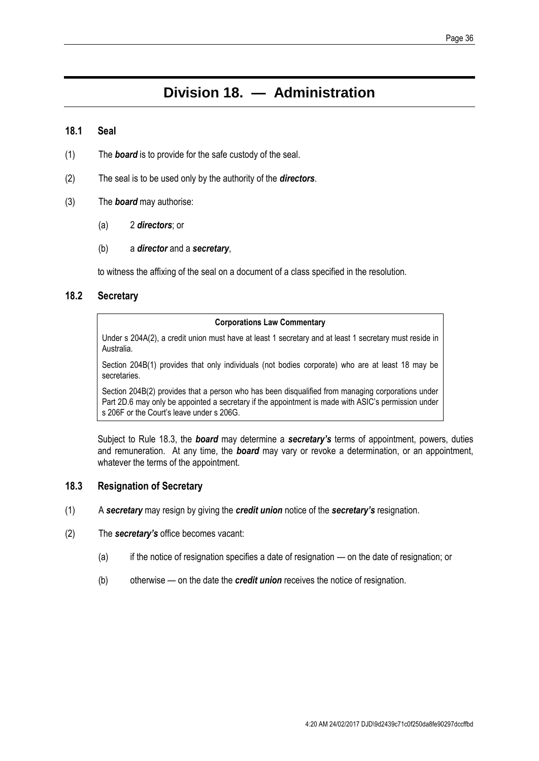# Division 18. — Administration

### 18.1 Seal

(1) The ***board*** is to provide for the safe custody of the seal.

(2) The seal is to be used only by the authority of the ***directors***.

(3) The ***board*** may authorise:

   (a) 2 ***directors***; or

   (b) a ***director*** and a ***secretary***,

to witness the affixing of the seal on a document of a class specified in the resolution.

### 18.2 Secretary

> **Corporations Law Commentary**
>
> Under s 204A(2), a credit union must have at least 1 secretary and at least 1 secretary must reside in Australia.
>
> Section 204B(1) provides that only individuals (not bodies corporate) who are at least 18 may be secretaries.
>
> Section 204B(2) provides that a person who has been disqualified from managing corporations under Part 2D.6 may only be appointed a secretary if the appointment is made with ASIC's permission under s 206F or the Court's leave under s 206G.

Subject to Rule 18.3, the ***board*** may determine a ***secretary's*** terms of appointment, powers, duties and remuneration. At any time, the ***board*** may vary or revoke a determination, or an appointment, whatever the terms of the appointment.

### 18.3 Resignation of Secretary

(1) A ***secretary*** may resign by giving the ***credit union*** notice of the ***secretary's*** resignation.

(2) The ***secretary's*** office becomes vacant:

   (a) if the notice of resignation specifies a date of resignation — on the date of resignation; or

   (b) otherwise — on the date the ***credit union*** receives the notice of resignation.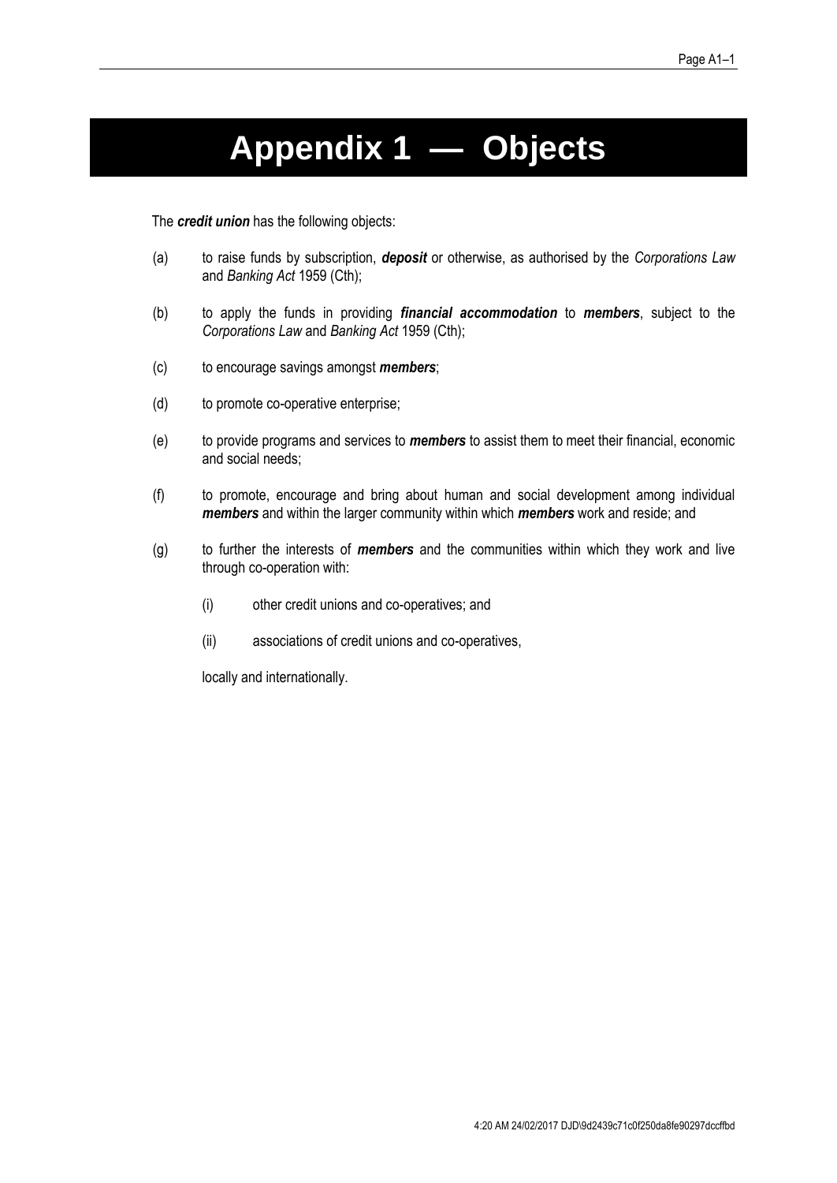# Appendix 1 — Objects

The ***credit union*** has the following objects:

(a) to raise funds by subscription, ***deposit*** or otherwise, as authorised by the *Corporations Law* and *Banking Act* 1959 (Cth);

(b) to apply the funds in providing ***financial accommodation*** to ***members***, subject to the *Corporations Law* and *Banking Act* 1959 (Cth);

(c) to encourage savings amongst ***members***;

(d) to promote co-operative enterprise;

(e) to provide programs and services to ***members*** to assist them to meet their financial, economic and social needs;

(f) to promote, encourage and bring about human and social development among individual ***members*** and within the larger community within which ***members*** work and reside; and

(g) to further the interests of ***members*** and the communities within which they work and live through co-operation with:

  (i) other credit unions and co-operatives; and

  (ii) associations of credit unions and co-operatives,

  locally and internationally.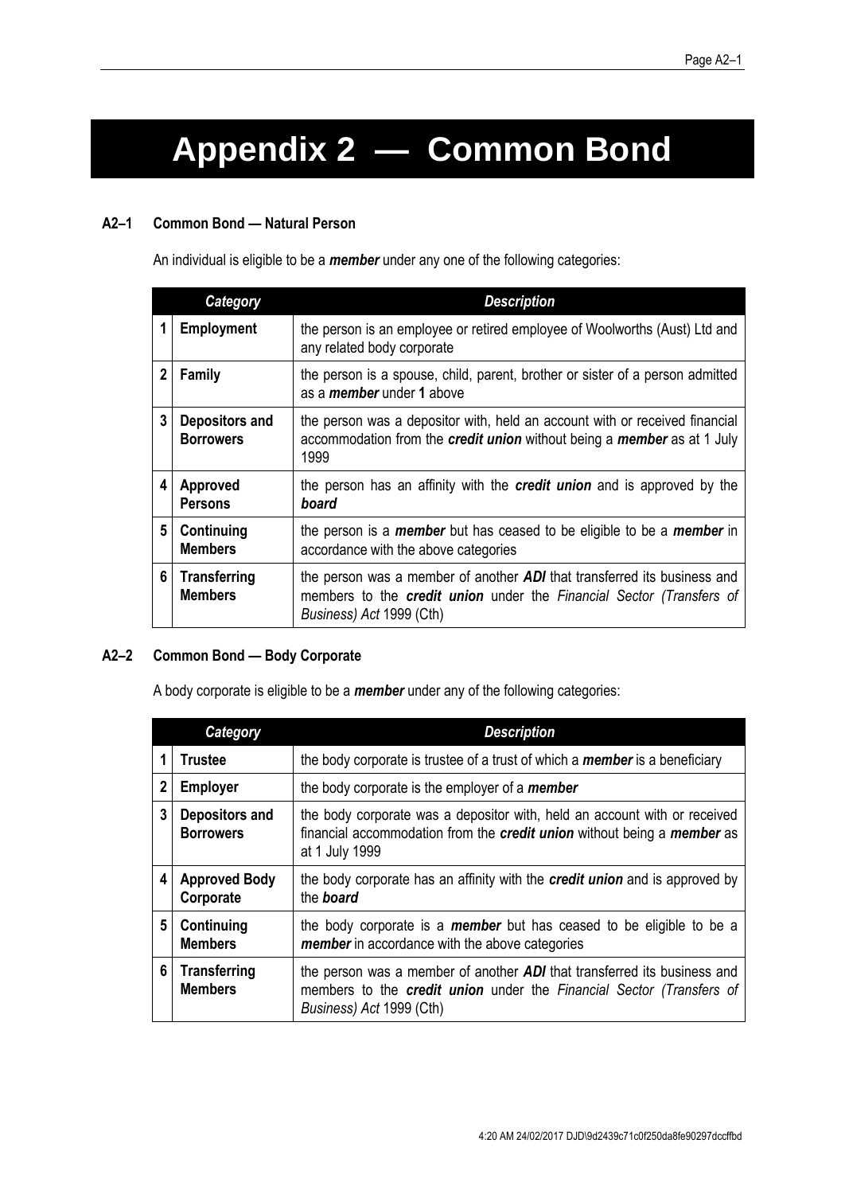# Appendix 2 — Common Bond

### A2–1 Common Bond — Natural Person

An individual is eligible to be a ***member*** under any one of the following categories:

| | Category | Description |
|---|---|---|
| 1 | **Employment** | the person is an employee or retired employee of Woolworths (Aust) Ltd and any related body corporate |
| 2 | **Family** | the person is a spouse, child, parent, brother or sister of a person admitted as a ***member*** under **1** above |
| 3 | **Depositors and Borrowers** | the person was a depositor with, held an account with or received financial accommodation from the ***credit union*** without being a ***member*** as at 1 July 1999 |
| 4 | **Approved Persons** | the person has an affinity with the ***credit union*** and is approved by the ***board*** |
| 5 | **Continuing Members** | the person is a ***member*** but has ceased to be eligible to be a ***member*** in accordance with the above categories |
| 6 | **Transferring Members** | the person was a member of another ***ADI*** that transferred its business and members to the ***credit union*** under the *Financial Sector (Transfers of Business) Act* 1999 (Cth) |

### A2–2 Common Bond — Body Corporate

A body corporate is eligible to be a ***member*** under any of the following categories:

| | Category | Description |
|---|---|---|
| 1 | **Trustee** | the body corporate is trustee of a trust of which a ***member*** is a beneficiary |
| 2 | **Employer** | the body corporate is the employer of a ***member*** |
| 3 | **Depositors and Borrowers** | the body corporate was a depositor with, held an account with or received financial accommodation from the ***credit union*** without being a ***member*** as at 1 July 1999 |
| 4 | **Approved Body Corporate** | the body corporate has an affinity with the ***credit union*** and is approved by the ***board*** |
| 5 | **Continuing Members** | the body corporate is a ***member*** but has ceased to be eligible to be a ***member*** in accordance with the above categories |
| 6 | **Transferring Members** | the person was a member of another ***ADI*** that transferred its business and members to the ***credit union*** under the *Financial Sector (Transfers of Business) Act* 1999 (Cth) |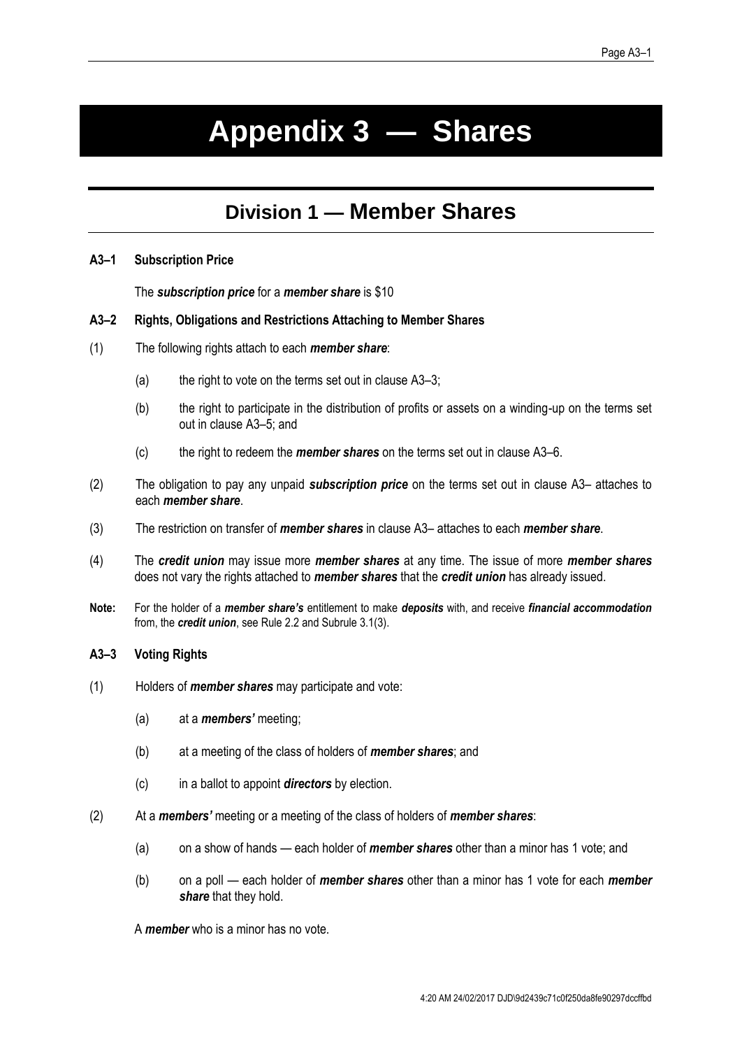# Appendix 3 — Shares

## Division 1 — Member Shares

### A3–1 Subscription Price

The ***subscription price*** for a ***member share*** is $10

### A3–2 Rights, Obligations and Restrictions Attaching to Member Shares

(1) The following rights attach to each ***member share***:

- (a) the right to vote on the terms set out in clause A3–3;
- (b) the right to participate in the distribution of profits or assets on a winding-up on the terms set out in clause A3–5; and
- (c) the right to redeem the ***member shares*** on the terms set out in clause A3–6.

(2) The obligation to pay any unpaid ***subscription price*** on the terms set out in clause A3– attaches to each ***member share***.

(3) The restriction on transfer of ***member shares*** in clause A3– attaches to each ***member share***.

(4) The ***credit union*** may issue more ***member shares*** at any time. The issue of more ***member shares*** does not vary the rights attached to ***member shares*** that the ***credit union*** has already issued.

**Note:** For the holder of a ***member share's*** entitlement to make ***deposits*** with, and receive ***financial accommodation*** from, the ***credit union***, see Rule 2.2 and Subrule 3.1(3).

### A3–3 Voting Rights

(1) Holders of ***member shares*** may participate and vote:

- (a) at a ***members'*** meeting;
- (b) at a meeting of the class of holders of ***member shares***; and
- (c) in a ballot to appoint ***directors*** by election.

(2) At a ***members'*** meeting or a meeting of the class of holders of ***member shares***:

- (a) on a show of hands — each holder of ***member shares*** other than a minor has 1 vote; and
- (b) on a poll — each holder of ***member shares*** other than a minor has 1 vote for each ***member share*** that they hold.

A ***member*** who is a minor has no vote.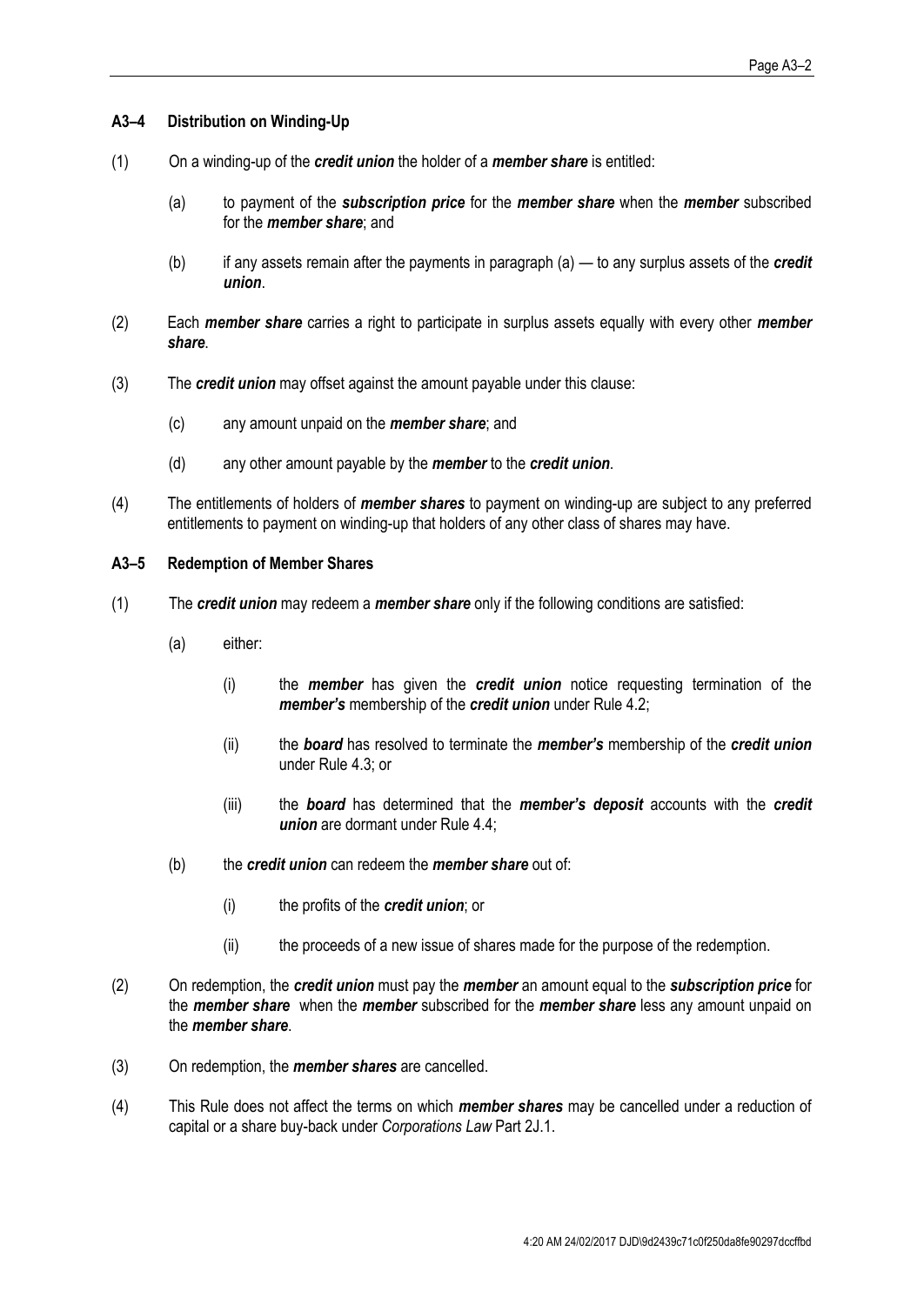### A3–4 Distribution on Winding-Up

(1) On a winding-up of the ***credit union*** the holder of a ***member share*** is entitled:

  (a) to payment of the ***subscription price*** for the ***member share*** when the ***member*** subscribed for the ***member share***; and

  (b) if any assets remain after the payments in paragraph (a) — to any surplus assets of the ***credit union***.

(2) Each ***member share*** carries a right to participate in surplus assets equally with every other ***member share***.

(3) The ***credit union*** may offset against the amount payable under this clause:

  (c) any amount unpaid on the ***member share***; and

  (d) any other amount payable by the ***member*** to the ***credit union***.

(4) The entitlements of holders of ***member shares*** to payment on winding-up are subject to any preferred entitlements to payment on winding-up that holders of any other class of shares may have.

### A3–5 Redemption of Member Shares

(1) The ***credit union*** may redeem a ***member share*** only if the following conditions are satisfied:

  (a) either:

    (i) the ***member*** has given the ***credit union*** notice requesting termination of the ***member's*** membership of the ***credit union*** under Rule 4.2;

    (ii) the ***board*** has resolved to terminate the ***member's*** membership of the ***credit union*** under Rule 4.3; or

    (iii) the ***board*** has determined that the ***member's deposit*** accounts with the ***credit union*** are dormant under Rule 4.4;

  (b) the ***credit union*** can redeem the ***member share*** out of:

    (i) the profits of the ***credit union***; or

    (ii) the proceeds of a new issue of shares made for the purpose of the redemption.

(2) On redemption, the ***credit union*** must pay the ***member*** an amount equal to the ***subscription price*** for the ***member share*** when the ***member*** subscribed for the ***member share*** less any amount unpaid on the ***member share***.

(3) On redemption, the ***member shares*** are cancelled.

(4) This Rule does not affect the terms on which ***member shares*** may be cancelled under a reduction of capital or a share buy-back under *Corporations Law* Part 2J.1.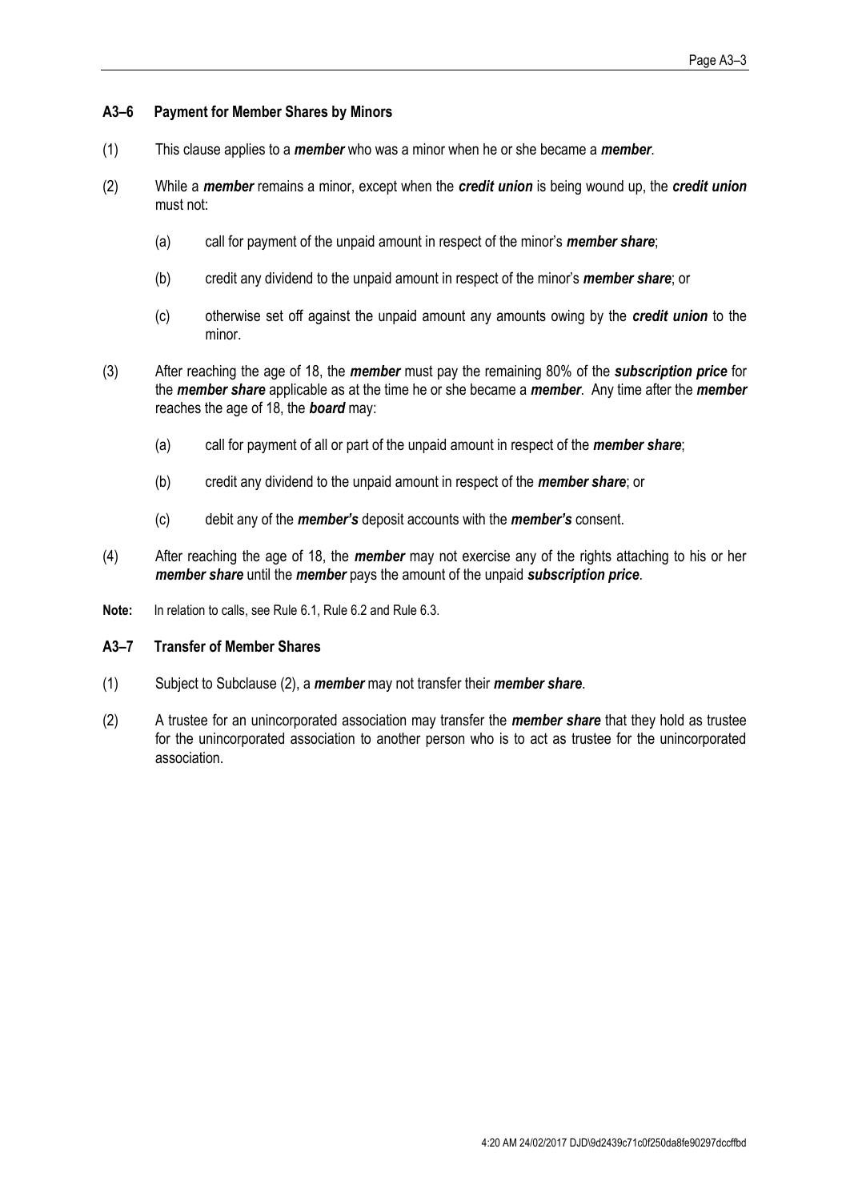### A3–6 Payment for Member Shares by Minors

(1) This clause applies to a ***member*** who was a minor when he or she became a ***member***.

(2) While a ***member*** remains a minor, except when the ***credit union*** is being wound up, the ***credit union*** must not:

   (a) call for payment of the unpaid amount in respect of the minor's ***member share***;

   (b) credit any dividend to the unpaid amount in respect of the minor's ***member share***; or

   (c) otherwise set off against the unpaid amount any amounts owing by the ***credit union*** to the minor.

(3) After reaching the age of 18, the ***member*** must pay the remaining 80% of the ***subscription price*** for the ***member share*** applicable as at the time he or she became a ***member***. Any time after the ***member*** reaches the age of 18, the ***board*** may:

   (a) call for payment of all or part of the unpaid amount in respect of the ***member share***;

   (b) credit any dividend to the unpaid amount in respect of the ***member share***; or

   (c) debit any of the ***member's*** deposit accounts with the ***member's*** consent.

(4) After reaching the age of 18, the ***member*** may not exercise any of the rights attaching to his or her ***member share*** until the ***member*** pays the amount of the unpaid ***subscription price***.

**Note:** In relation to calls, see Rule 6.1, Rule 6.2 and Rule 6.3.

### A3–7 Transfer of Member Shares

(1) Subject to Subclause (2), a ***member*** may not transfer their ***member share***.

(2) A trustee for an unincorporated association may transfer the ***member share*** that they hold as trustee for the unincorporated association to another person who is to act as trustee for the unincorporated association.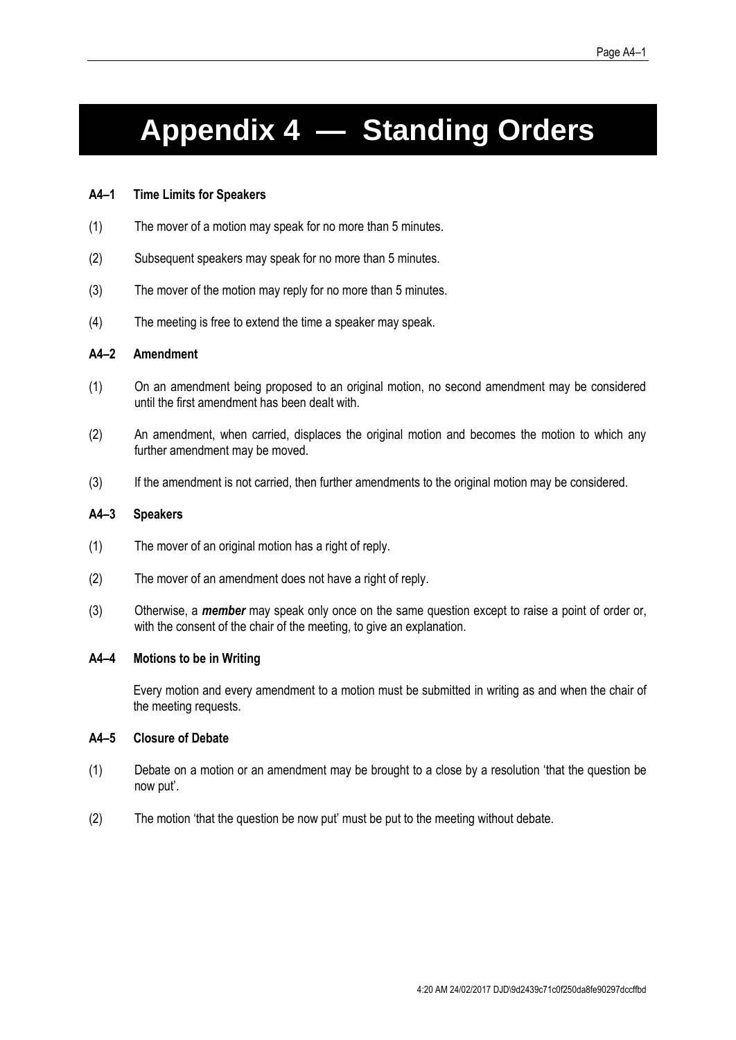# Appendix 4 — Standing Orders

### A4–1 Time Limits for Speakers

(1) The mover of a motion may speak for no more than 5 minutes.

(2) Subsequent speakers may speak for no more than 5 minutes.

(3) The mover of the motion may reply for no more than 5 minutes.

(4) The meeting is free to extend the time a speaker may speak.

### A4–2 Amendment

(1) On an amendment being proposed to an original motion, no second amendment may be considered until the first amendment has been dealt with.

(2) An amendment, when carried, displaces the original motion and becomes the motion to which any further amendment may be moved.

(3) If the amendment is not carried, then further amendments to the original motion may be considered.

### A4–3 Speakers

(1) The mover of an original motion has a right of reply.

(2) The mover of an amendment does not have a right of reply.

(3) Otherwise, a ***member*** may speak only once on the same question except to raise a point of order or, with the consent of the chair of the meeting, to give an explanation.

### A4–4 Motions to be in Writing

Every motion and every amendment to a motion must be submitted in writing as and when the chair of the meeting requests.

### A4–5 Closure of Debate

(1) Debate on a motion or an amendment may be brought to a close by a resolution 'that the question be now put'.

(2) The motion 'that the question be now put' must be put to the meeting without debate.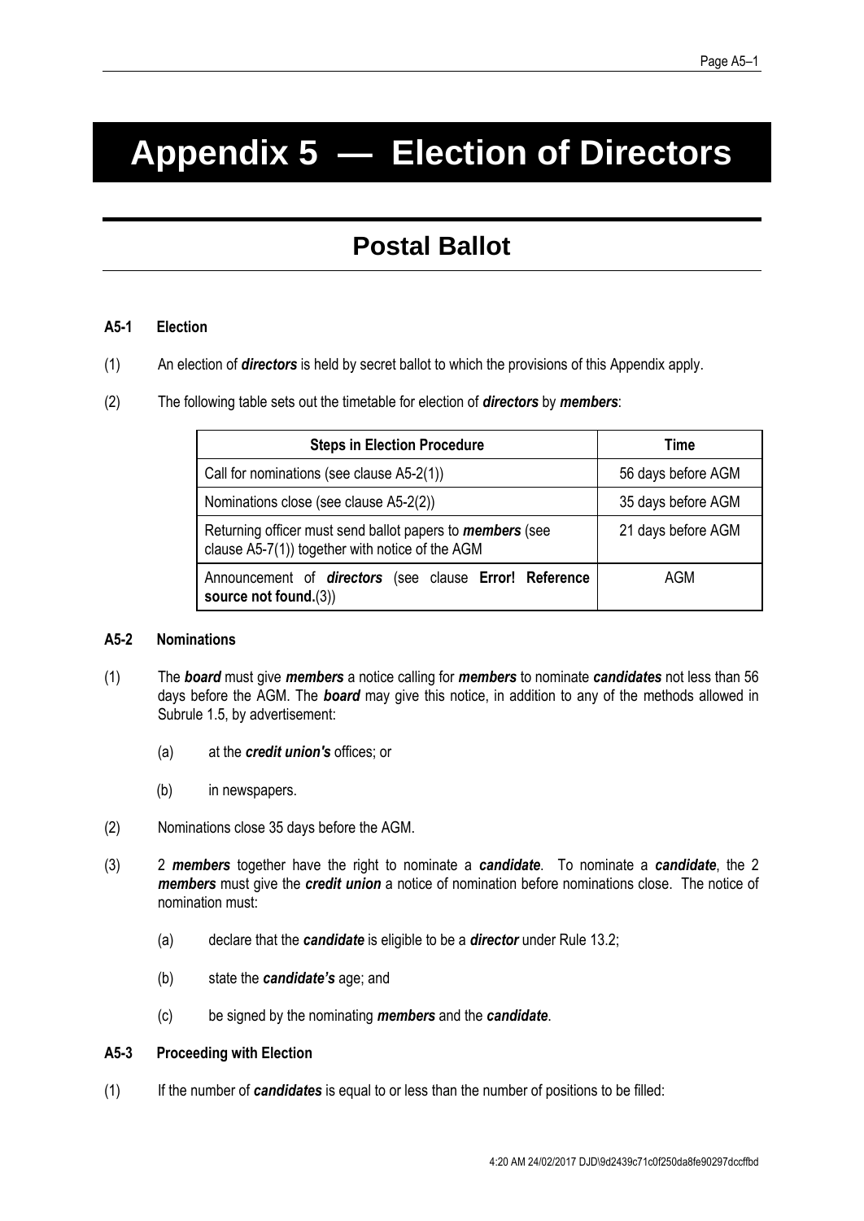# Appendix 5 — Election of Directors

## Postal Ballot

### A5-1 Election

(1) An election of ***directors*** is held by secret ballot to which the provisions of this Appendix apply.

(2) The following table sets out the timetable for election of ***directors*** by ***members***:

| Steps in Election Procedure | Time |
|---|---|
| Call for nominations (see clause A5-2(1)) | 56 days before AGM |
| Nominations close (see clause A5-2(2)) | 35 days before AGM |
| Returning officer must send ballot papers to ***members*** (see clause A5-7(1)) together with notice of the AGM | 21 days before AGM |
| Announcement of ***directors*** (see clause **Error! Reference source not found.**(3)) | AGM |

### A5-2 Nominations

(1) The ***board*** must give ***members*** a notice calling for ***members*** to nominate ***candidates*** not less than 56 days before the AGM. The ***board*** may give this notice, in addition to any of the methods allowed in Subrule 1.5, by advertisement:

   (a) at the ***credit union's*** offices; or

   (b) in newspapers.

(2) Nominations close 35 days before the AGM.

(3) 2 ***members*** together have the right to nominate a ***candidate***. To nominate a ***candidate***, the 2 ***members*** must give the ***credit union*** a notice of nomination before nominations close. The notice of nomination must:

   (a) declare that the ***candidate*** is eligible to be a ***director*** under Rule 13.2;

   (b) state the ***candidate's*** age; and

   (c) be signed by the nominating ***members*** and the ***candidate***.

### A5-3 Proceeding with Election

(1) If the number of ***candidates*** is equal to or less than the number of positions to be filled: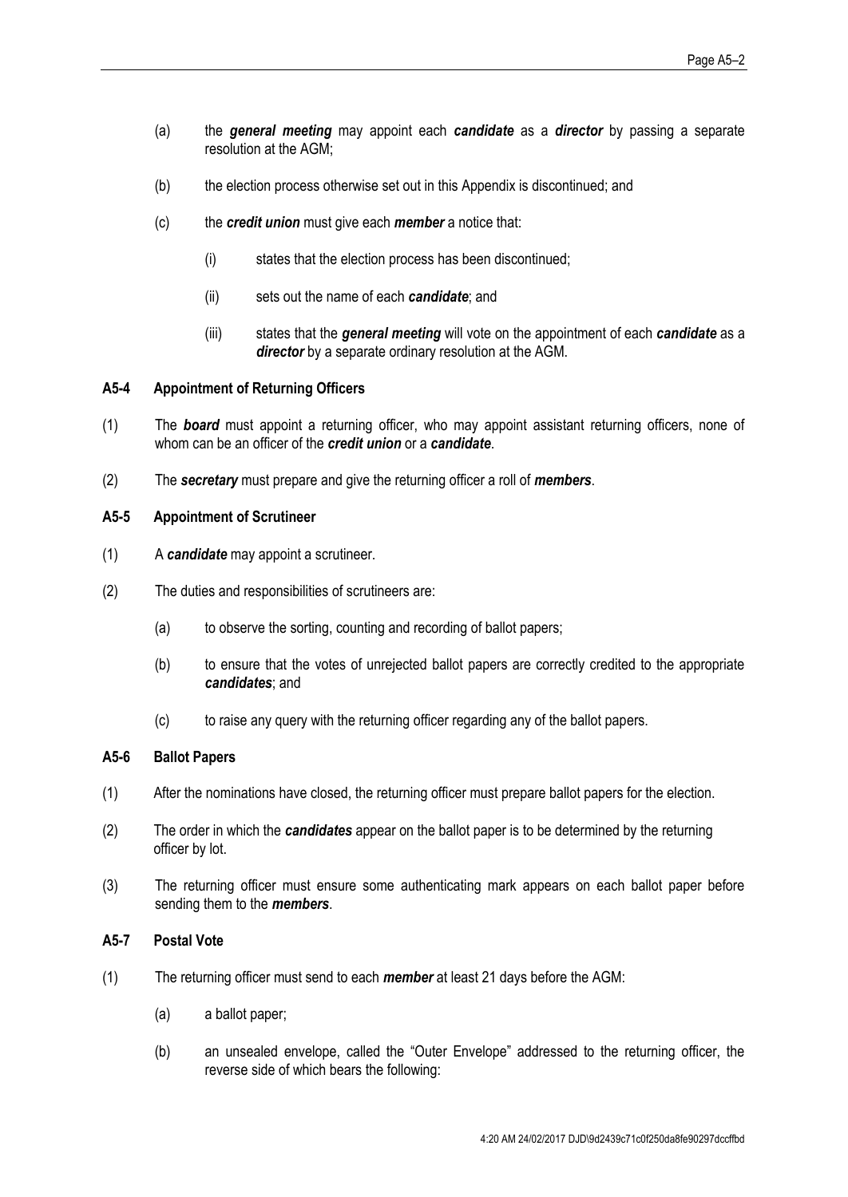(a) the ***general meeting*** may appoint each ***candidate*** as a ***director*** by passing a separate resolution at the AGM;

(b) the election process otherwise set out in this Appendix is discontinued; and

(c) the ***credit union*** must give each ***member*** a notice that:

(i) states that the election process has been discontinued;

(ii) sets out the name of each ***candidate***; and

(iii) states that the ***general meeting*** will vote on the appointment of each ***candidate*** as a ***director*** by a separate ordinary resolution at the AGM.

**A5-4 Appointment of Returning Officers**

(1) The ***board*** must appoint a returning officer, who may appoint assistant returning officers, none of whom can be an officer of the ***credit union*** or a ***candidate***.

(2) The ***secretary*** must prepare and give the returning officer a roll of ***members***.

**A5-5 Appointment of Scrutineer**

(1) A ***candidate*** may appoint a scrutineer.

(2) The duties and responsibilities of scrutineers are:

(a) to observe the sorting, counting and recording of ballot papers;

(b) to ensure that the votes of unrejected ballot papers are correctly credited to the appropriate ***candidates***; and

(c) to raise any query with the returning officer regarding any of the ballot papers.

**A5-6 Ballot Papers**

(1) After the nominations have closed, the returning officer must prepare ballot papers for the election.

(2) The order in which the ***candidates*** appear on the ballot paper is to be determined by the returning officer by lot.

(3) The returning officer must ensure some authenticating mark appears on each ballot paper before sending them to the ***members***.

**A5-7 Postal Vote**

(1) The returning officer must send to each ***member*** at least 21 days before the AGM:

(a) a ballot paper;

(b) an unsealed envelope, called the "Outer Envelope" addressed to the returning officer, the reverse side of which bears the following: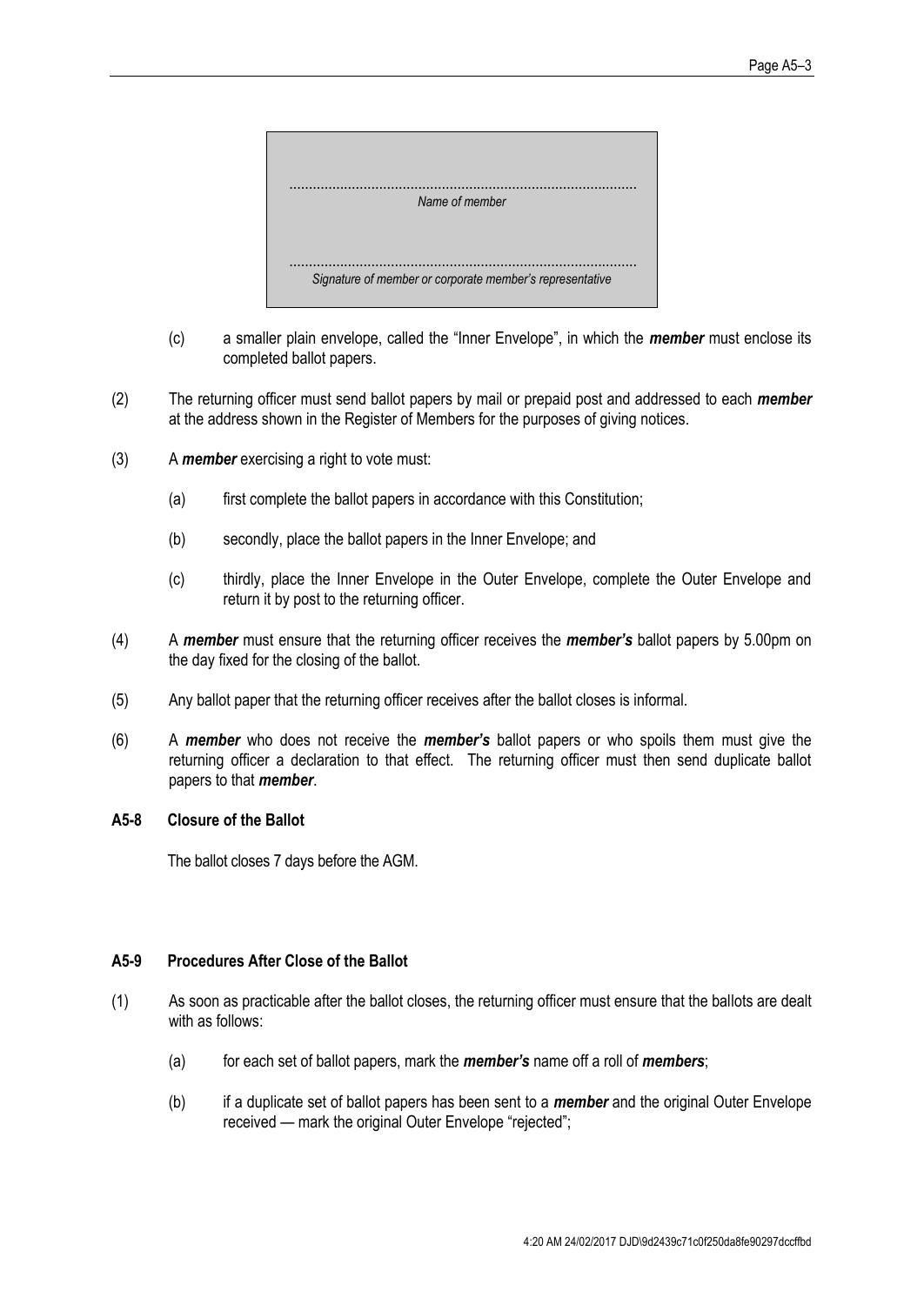.......................................................................................

*Name of member*

.......................................................................................

*Signature of member or corporate member's representative*

(c) a smaller plain envelope, called the "Inner Envelope", in which the ***member*** must enclose its completed ballot papers.

(2) The returning officer must send ballot papers by mail or prepaid post and addressed to each ***member*** at the address shown in the Register of Members for the purposes of giving notices.

(3) A ***member*** exercising a right to vote must:

(a) first complete the ballot papers in accordance with this Constitution;

(b) secondly, place the ballot papers in the Inner Envelope; and

(c) thirdly, place the Inner Envelope in the Outer Envelope, complete the Outer Envelope and return it by post to the returning officer.

(4) A ***member*** must ensure that the returning officer receives the ***member's*** ballot papers by 5.00pm on the day fixed for the closing of the ballot.

(5) Any ballot paper that the returning officer receives after the ballot closes is informal.

(6) A ***member*** who does not receive the ***member's*** ballot papers or who spoils them must give the returning officer a declaration to that effect. The returning officer must then send duplicate ballot papers to that ***member***.

**A5-8 Closure of the Ballot**

The ballot closes 7 days before the AGM.

**A5-9 Procedures After Close of the Ballot**

(1) As soon as practicable after the ballot closes, the returning officer must ensure that the ballots are dealt with as follows:

(a) for each set of ballot papers, mark the ***member's*** name off a roll of ***members***;

(b) if a duplicate set of ballot papers has been sent to a ***member*** and the original Outer Envelope received — mark the original Outer Envelope "rejected";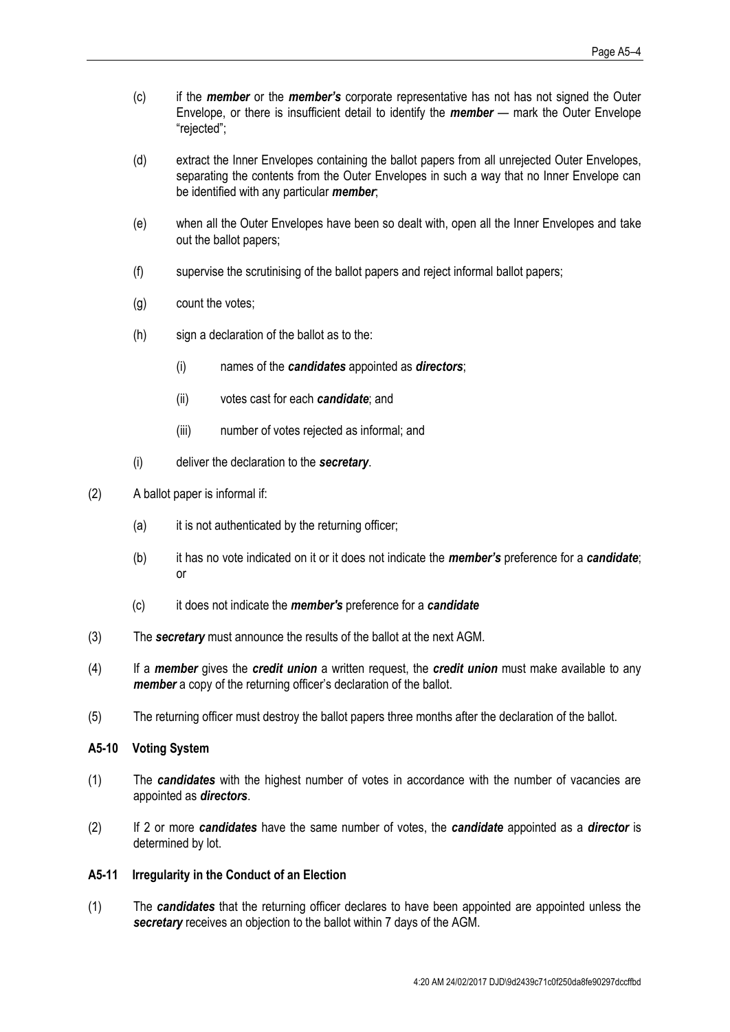(c) if the ***member*** or the ***member's*** corporate representative has not has not signed the Outer Envelope, or there is insufficient detail to identify the ***member*** — mark the Outer Envelope "rejected";

(d) extract the Inner Envelopes containing the ballot papers from all unrejected Outer Envelopes, separating the contents from the Outer Envelopes in such a way that no Inner Envelope can be identified with any particular ***member***;

(e) when all the Outer Envelopes have been so dealt with, open all the Inner Envelopes and take out the ballot papers;

(f) supervise the scrutinising of the ballot papers and reject informal ballot papers;

(g) count the votes;

(h) sign a declaration of the ballot as to the:

 (i) names of the ***candidates*** appointed as ***directors***;

 (ii) votes cast for each ***candidate***; and

 (iii) number of votes rejected as informal; and

(i) deliver the declaration to the ***secretary***.

(2) A ballot paper is informal if:

 (a) it is not authenticated by the returning officer;

 (b) it has no vote indicated on it or it does not indicate the ***member's*** preference for a ***candidate***; or

 (c) it does not indicate the ***member's*** preference for a ***candidate***

(3) The ***secretary*** must announce the results of the ballot at the next AGM.

(4) If a ***member*** gives the ***credit union*** a written request, the ***credit union*** must make available to any ***member*** a copy of the returning officer's declaration of the ballot.

(5) The returning officer must destroy the ballot papers three months after the declaration of the ballot.

**A5-10 Voting System**

(1) The ***candidates*** with the highest number of votes in accordance with the number of vacancies are appointed as ***directors***.

(2) If 2 or more ***candidates*** have the same number of votes, the ***candidate*** appointed as a ***director*** is determined by lot.

**A5-11 Irregularity in the Conduct of an Election**

(1) The ***candidates*** that the returning officer declares to have been appointed are appointed unless the ***secretary*** receives an objection to the ballot within 7 days of the AGM.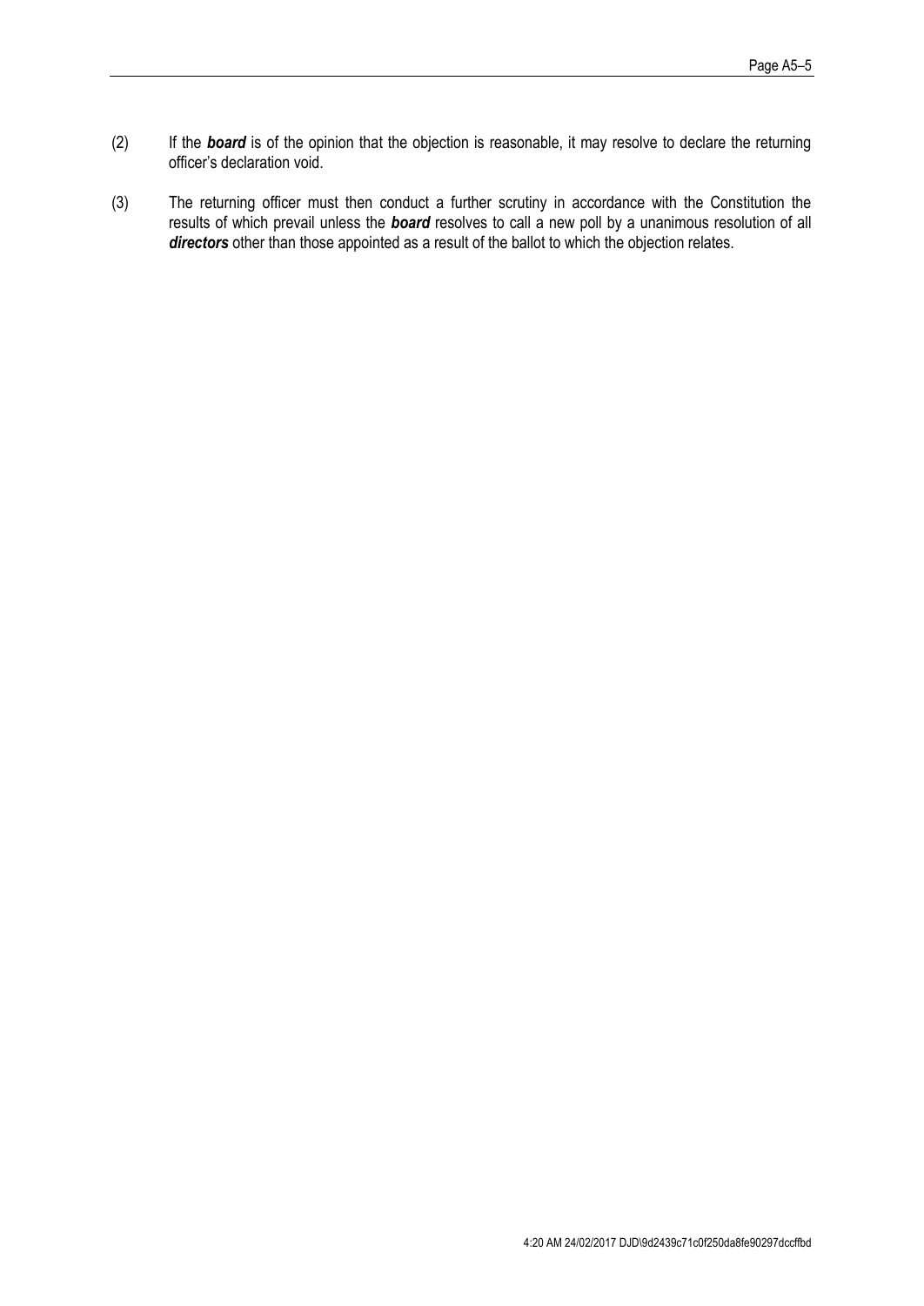(2) If the ***board*** is of the opinion that the objection is reasonable, it may resolve to declare the returning officer's declaration void.

(3) The returning officer must then conduct a further scrutiny in accordance with the Constitution the results of which prevail unless the ***board*** resolves to call a new poll by a unanimous resolution of all ***directors*** other than those appointed as a result of the ballot to which the objection relates.